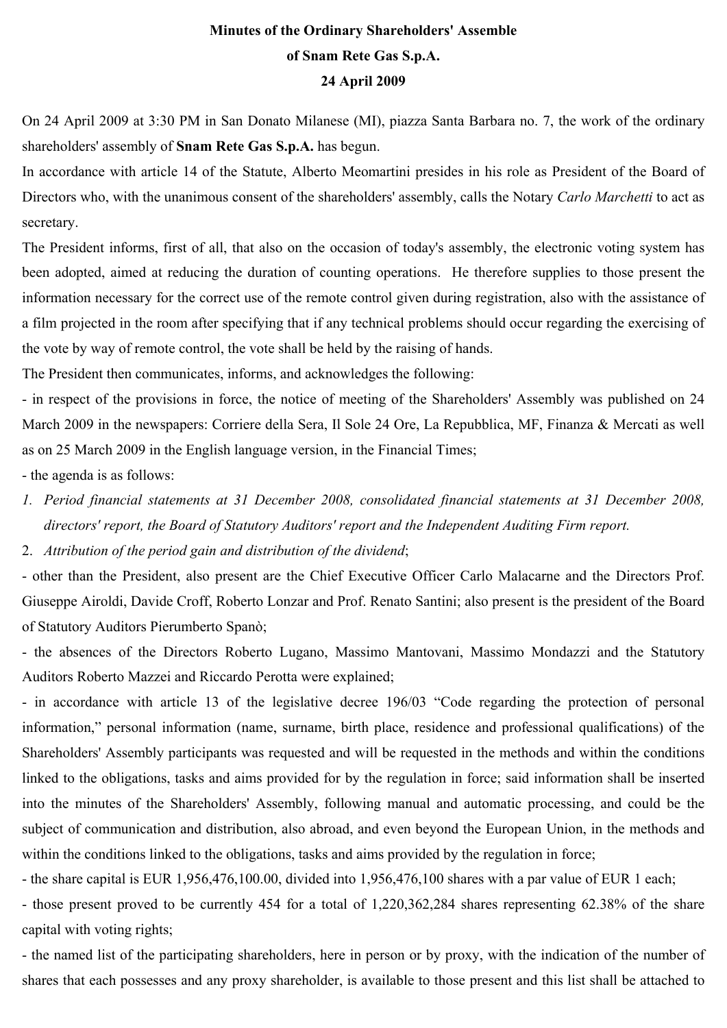**Minutes of the Ordinary Shareholders' Assemble**

**of Snam Rete Gas S.p.A.**

**24 April 2009**

On 24 April 2009 at 3:30 PM in San Donato Milanese (MI), piazza Santa Barbara no. 7, the work of the ordinary shareholders' assembly of **Snam Rete Gas S.p.A.** has begun.

In accordance with article 14 of the Statute, Alberto Meomartini presides in his role as President of the Board of Directors who, with the unanimous consent of the shareholders' assembly, calls the Notary *Carlo Marchetti* to act as secretary.

The President informs, first of all, that also on the occasion of today's assembly, the electronic voting system has been adopted, aimed at reducing the duration of counting operations. He therefore supplies to those present the information necessary for the correct use of the remote control given during registration, also with the assistance of a film projected in the room after specifying that if any technical problems should occur regarding the exercising of the vote by way of remote control, the vote shall be held by the raising of hands.

The President then communicates, informs, and acknowledges the following:

- in respect of the provisions in force, the notice of meeting of the Shareholders' Assembly was published on 24 March 2009 in the newspapers: Corriere della Sera, Il Sole 24 Ore, La Repubblica, MF, Finanza & Mercati as well as on 25 March 2009 in the English language version, in the Financial Times;
- the agenda is as follows:

1. *Period financial statements at 31 December 2008, consolidated financial statements at 31 December 2008, directors' report, the Board of Statutory Auditors' report and the Independent Auditing Firm report.*
2. *Attribution of the period gain and distribution of the dividend*;

- other than the President, also present are the Chief Executive Officer Carlo Malacarne and the Directors Prof. Giuseppe Airoldi, Davide Croff, Roberto Lonzar and Prof. Renato Santini; also present is the president of the Board of Statutory Auditors Pierumberto Spanò;
- the absences of the Directors Roberto Lugano, Massimo Mantovani, Massimo Mondazzi and the Statutory Auditors Roberto Mazzei and Riccardo Perotta were explained;
- in accordance with article 13 of the legislative decree 196/03 "Code regarding the protection of personal information," personal information (name, surname, birth place, residence and professional qualifications) of the Shareholders' Assembly participants was requested and will be requested in the methods and within the conditions linked to the obligations, tasks and aims provided for by the regulation in force; said information shall be inserted into the minutes of the Shareholders' Assembly, following manual and automatic processing, and could be the subject of communication and distribution, also abroad, and even beyond the European Union, in the methods and within the conditions linked to the obligations, tasks and aims provided by the regulation in force;
- the share capital is EUR 1,956,476,100.00, divided into 1,956,476,100 shares with a par value of EUR 1 each;
- those present proved to be currently 454 for a total of 1,220,362,284 shares representing 62.38% of the share capital with voting rights;
- the named list of the participating shareholders, here in person or by proxy, with the indication of the number of shares that each possesses and any proxy shareholder, is available to those present and this list shall be attached to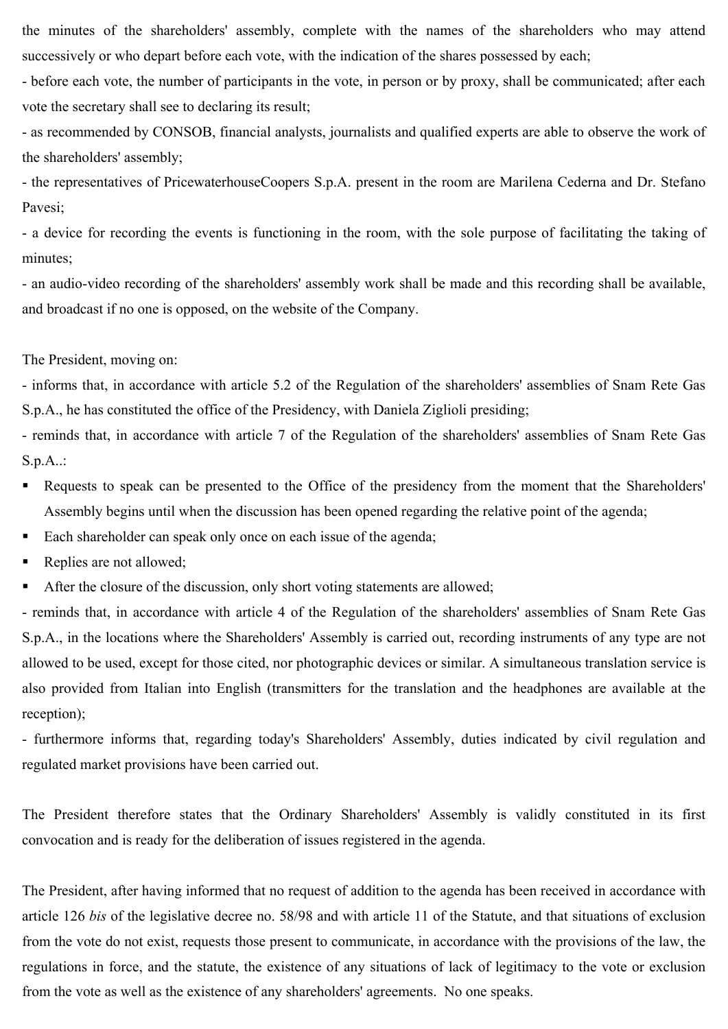the minutes of the shareholders' assembly, complete with the names of the shareholders who may attend successively or who depart before each vote, with the indication of the shares possessed by each;

- before each vote, the number of participants in the vote, in person or by proxy, shall be communicated; after each vote the secretary shall see to declaring its result;
- as recommended by CONSOB, financial analysts, journalists and qualified experts are able to observe the work of the shareholders' assembly;
- the representatives of PricewaterhouseCoopers S.p.A. present in the room are Marilena Cederna and Dr. Stefano Pavesi;
- a device for recording the events is functioning in the room, with the sole purpose of facilitating the taking of minutes;
- an audio-video recording of the shareholders' assembly work shall be made and this recording shall be available, and broadcast if no one is opposed, on the website of the Company.

The President, moving on:

- informs that, in accordance with article 5.2 of the Regulation of the shareholders' assemblies of Snam Rete Gas S.p.A., he has constituted the office of the Presidency, with Daniela Ziglioli presiding;
- reminds that, in accordance with article 7 of the Regulation of the shareholders' assemblies of Snam Rete Gas S.p.A..:
    - Requests to speak can be presented to the Office of the presidency from the moment that the Shareholders' Assembly begins until when the discussion has been opened regarding the relative point of the agenda;
    - Each shareholder can speak only once on each issue of the agenda;
    - Replies are not allowed;
    - After the closure of the discussion, only short voting statements are allowed;
- reminds that, in accordance with article 4 of the Regulation of the shareholders' assemblies of Snam Rete Gas S.p.A., in the locations where the Shareholders' Assembly is carried out, recording instruments of any type are not allowed to be used, except for those cited, nor photographic devices or similar. A simultaneous translation service is also provided from Italian into English (transmitters for the translation and the headphones are available at the reception);
- furthermore informs that, regarding today's Shareholders' Assembly, duties indicated by civil regulation and regulated market provisions have been carried out.

The President therefore states that the Ordinary Shareholders' Assembly is validly constituted in its first convocation and is ready for the deliberation of issues registered in the agenda.

The President, after having informed that no request of addition to the agenda has been received in accordance with article 126 *bis* of the legislative decree no. 58/98 and with article 11 of the Statute, and that situations of exclusion from the vote do not exist, requests those present to communicate, in accordance with the provisions of the law, the regulations in force, and the statute, the existence of any situations of lack of legitimacy to the vote or exclusion from the vote as well as the existence of any shareholders' agreements. No one speaks.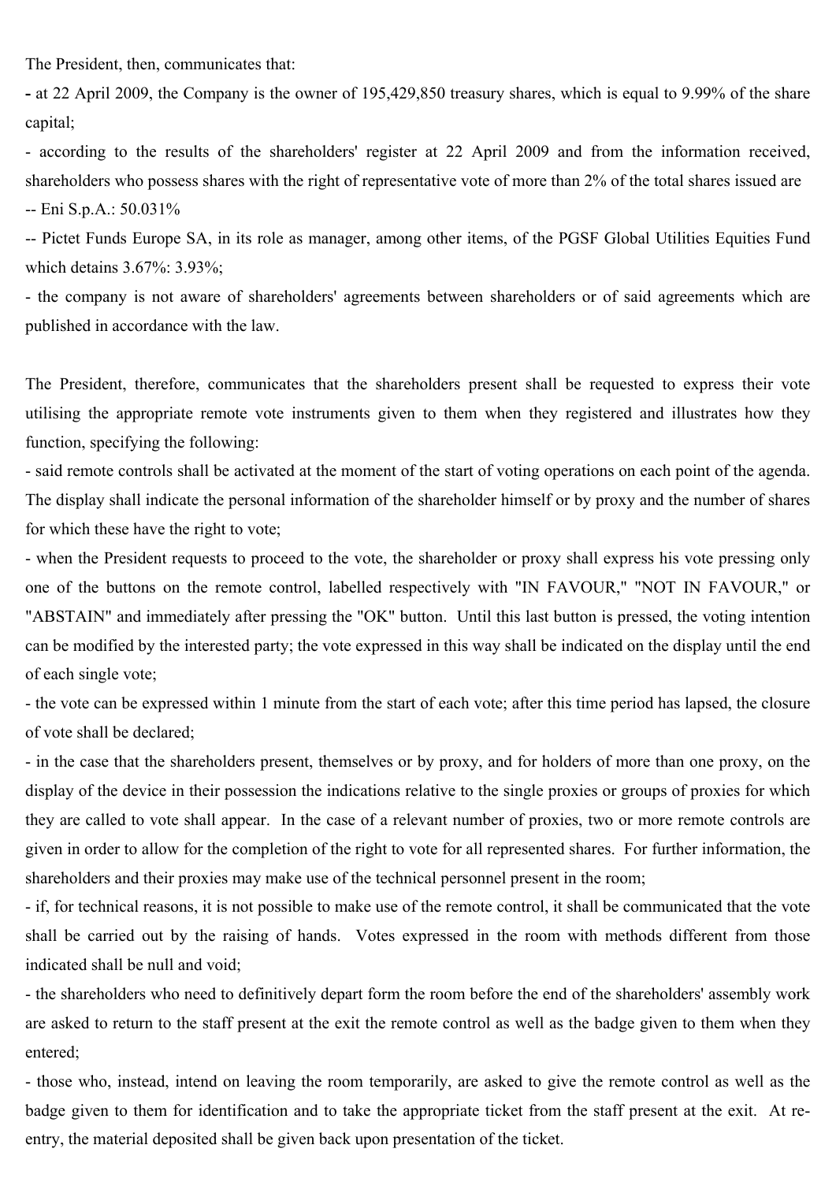The President, then, communicates that:

- at 22 April 2009, the Company is the owner of 195,429,850 treasury shares, which is equal to 9.99% of the share capital;
- according to the results of the shareholders' register at 22 April 2009 and from the information received, shareholders who possess shares with the right of representative vote of more than 2% of the total shares issued are
  -- Eni S.p.A.: 50.031%
  -- Pictet Funds Europe SA, in its role as manager, among other items, of the PGSF Global Utilities Equities Fund which detains 3.67%: 3.93%;
- the company is not aware of shareholders' agreements between shareholders or of said agreements which are published in accordance with the law.

The President, therefore, communicates that the shareholders present shall be requested to express their vote utilising the appropriate remote vote instruments given to them when they registered and illustrates how they function, specifying the following:

- said remote controls shall be activated at the moment of the start of voting operations on each point of the agenda. The display shall indicate the personal information of the shareholder himself or by proxy and the number of shares for which these have the right to vote;
- when the President requests to proceed to the vote, the shareholder or proxy shall express his vote pressing only one of the buttons on the remote control, labelled respectively with "IN FAVOUR," "NOT IN FAVOUR," or "ABSTAIN" and immediately after pressing the "OK" button. Until this last button is pressed, the voting intention can be modified by the interested party; the vote expressed in this way shall be indicated on the display until the end of each single vote;
- the vote can be expressed within 1 minute from the start of each vote; after this time period has lapsed, the closure of vote shall be declared;
- in the case that the shareholders present, themselves or by proxy, and for holders of more than one proxy, on the display of the device in their possession the indications relative to the single proxies or groups of proxies for which they are called to vote shall appear. In the case of a relevant number of proxies, two or more remote controls are given in order to allow for the completion of the right to vote for all represented shares. For further information, the shareholders and their proxies may make use of the technical personnel present in the room;
- if, for technical reasons, it is not possible to make use of the remote control, it shall be communicated that the vote shall be carried out by the raising of hands. Votes expressed in the room with methods different from those indicated shall be null and void;
- the shareholders who need to definitively depart form the room before the end of the shareholders' assembly work are asked to return to the staff present at the exit the remote control as well as the badge given to them when they entered;
- those who, instead, intend on leaving the room temporarily, are asked to give the remote control as well as the badge given to them for identification and to take the appropriate ticket from the staff present at the exit. At re-entry, the material deposited shall be given back upon presentation of the ticket.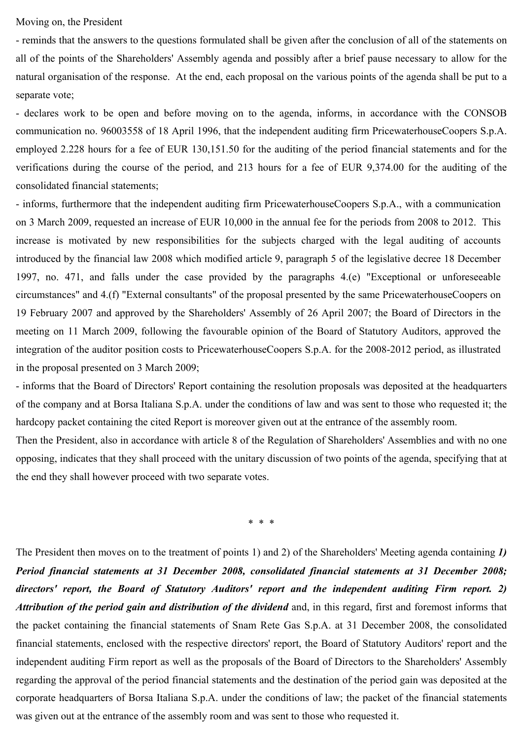Moving on, the President

- reminds that the answers to the questions formulated shall be given after the conclusion of all of the statements on all of the points of the Shareholders' Assembly agenda and possibly after a brief pause necessary to allow for the natural organisation of the response. At the end, each proposal on the various points of the agenda shall be put to a separate vote;
- declares work to be open and before moving on to the agenda, informs, in accordance with the CONSOB communication no. 96003558 of 18 April 1996, that the independent auditing firm PricewaterhouseCoopers S.p.A. employed 2.228 hours for a fee of EUR 130,151.50 for the auditing of the period financial statements and for the verifications during the course of the period, and 213 hours for a fee of EUR 9,374.00 for the auditing of the consolidated financial statements;
- informs, furthermore that the independent auditing firm PricewaterhouseCoopers S.p.A., with a communication on 3 March 2009, requested an increase of EUR 10,000 in the annual fee for the periods from 2008 to 2012. This increase is motivated by new responsibilities for the subjects charged with the legal auditing of accounts introduced by the financial law 2008 which modified article 9, paragraph 5 of the legislative decree 18 December 1997, no. 471, and falls under the case provided by the paragraphs 4.(e) "Exceptional or unforeseeable circumstances" and 4.(f) "External consultants" of the proposal presented by the same PricewaterhouseCoopers on 19 February 2007 and approved by the Shareholders' Assembly of 26 April 2007; the Board of Directors in the meeting on 11 March 2009, following the favourable opinion of the Board of Statutory Auditors, approved the integration of the auditor position costs to PricewaterhouseCoopers S.p.A. for the 2008-2012 period, as illustrated in the proposal presented on 3 March 2009;
- informs that the Board of Directors' Report containing the resolution proposals was deposited at the headquarters of the company and at Borsa Italiana S.p.A. under the conditions of law and was sent to those who requested it; the hardcopy packet containing the cited Report is moreover given out at the entrance of the assembly room.

Then the President, also in accordance with article 8 of the Regulation of Shareholders' Assemblies and with no one opposing, indicates that they shall proceed with the unitary discussion of two points of the agenda, specifying that at the end they shall however proceed with two separate votes.

\* \* \*

The President then moves on to the treatment of points 1) and 2) of the Shareholders' Meeting agenda containing ***1) Period financial statements at 31 December 2008, consolidated financial statements at 31 December 2008; directors' report, the Board of Statutory Auditors' report and the independent auditing Firm report. 2) Attribution of the period gain and distribution of the dividend*** and, in this regard, first and foremost informs that the packet containing the financial statements of Snam Rete Gas S.p.A. at 31 December 2008, the consolidated financial statements, enclosed with the respective directors' report, the Board of Statutory Auditors' report and the independent auditing Firm report as well as the proposals of the Board of Directors to the Shareholders' Assembly regarding the approval of the period financial statements and the destination of the period gain was deposited at the corporate headquarters of Borsa Italiana S.p.A. under the conditions of law; the packet of the financial statements was given out at the entrance of the assembly room and was sent to those who requested it.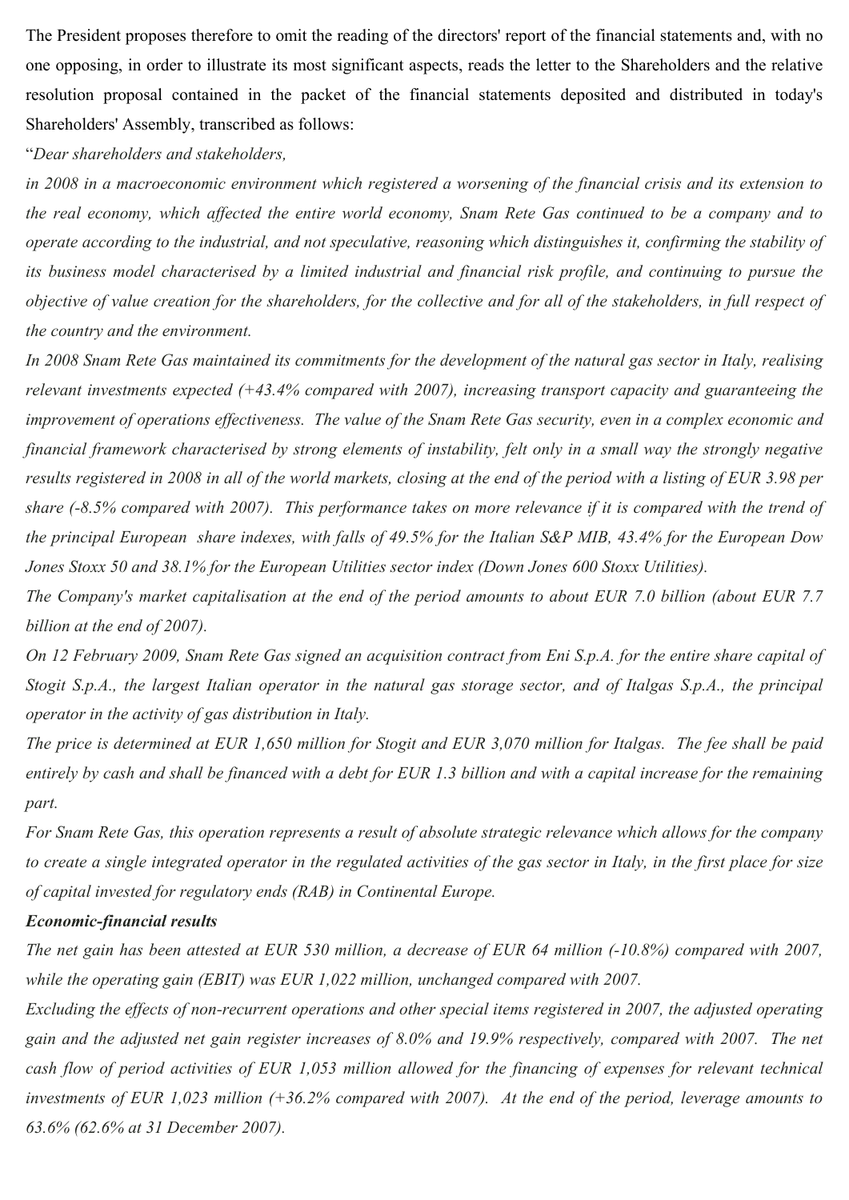The President proposes therefore to omit the reading of the directors' report of the financial statements and, with no one opposing, in order to illustrate its most significant aspects, reads the letter to the Shareholders and the relative resolution proposal contained in the packet of the financial statements deposited and distributed in today's Shareholders' Assembly, transcribed as follows:

"*Dear shareholders and stakeholders,*

*in 2008 in a macroeconomic environment which registered a worsening of the financial crisis and its extension to the real economy, which affected the entire world economy, Snam Rete Gas continued to be a company and to operate according to the industrial, and not speculative, reasoning which distinguishes it, confirming the stability of its business model characterised by a limited industrial and financial risk profile, and continuing to pursue the objective of value creation for the shareholders, for the collective and for all of the stakeholders, in full respect of the country and the environment.*

*In 2008 Snam Rete Gas maintained its commitments for the development of the natural gas sector in Italy, realising relevant investments expected (+43.4% compared with 2007), increasing transport capacity and guaranteeing the improvement of operations effectiveness. The value of the Snam Rete Gas security, even in a complex economic and financial framework characterised by strong elements of instability, felt only in a small way the strongly negative results registered in 2008 in all of the world markets, closing at the end of the period with a listing of EUR 3.98 per share (-8.5% compared with 2007). This performance takes on more relevance if it is compared with the trend of the principal European share indexes, with falls of 49.5% for the Italian S&P MIB, 43.4% for the European Dow Jones Stoxx 50 and 38.1% for the European Utilities sector index (Down Jones 600 Stoxx Utilities).*

*The Company's market capitalisation at the end of the period amounts to about EUR 7.0 billion (about EUR 7.7 billion at the end of 2007).*

*On 12 February 2009, Snam Rete Gas signed an acquisition contract from Eni S.p.A. for the entire share capital of Stogit S.p.A., the largest Italian operator in the natural gas storage sector, and of Italgas S.p.A., the principal operator in the activity of gas distribution in Italy.*

*The price is determined at EUR 1,650 million for Stogit and EUR 3,070 million for Italgas. The fee shall be paid entirely by cash and shall be financed with a debt for EUR 1.3 billion and with a capital increase for the remaining part.*

*For Snam Rete Gas, this operation represents a result of absolute strategic relevance which allows for the company to create a single integrated operator in the regulated activities of the gas sector in Italy, in the first place for size of capital invested for regulatory ends (RAB) in Continental Europe.*

***Economic-financial results***

*The net gain has been attested at EUR 530 million, a decrease of EUR 64 million (-10.8%) compared with 2007, while the operating gain (EBIT) was EUR 1,022 million, unchanged compared with 2007.*

*Excluding the effects of non-recurrent operations and other special items registered in 2007, the adjusted operating gain and the adjusted net gain register increases of 8.0% and 19.9% respectively, compared with 2007. The net cash flow of period activities of EUR 1,053 million allowed for the financing of expenses for relevant technical investments of EUR 1,023 million (+36.2% compared with 2007). At the end of the period, leverage amounts to 63.6% (62.6% at 31 December 2007).*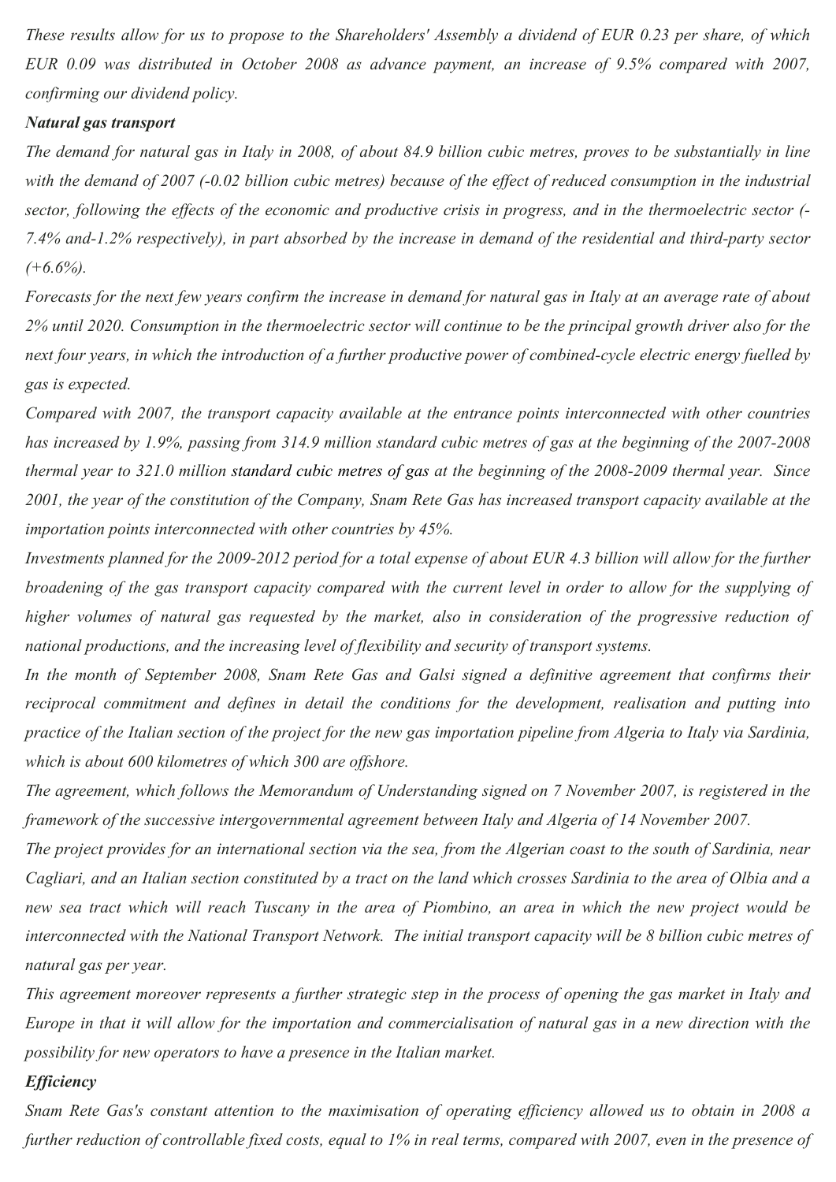*These results allow for us to propose to the Shareholders' Assembly a dividend of EUR 0.23 per share, of which EUR 0.09 was distributed in October 2008 as advance payment, an increase of 9.5% compared with 2007, confirming our dividend policy.*

***Natural gas transport***

*The demand for natural gas in Italy in 2008, of about 84.9 billion cubic metres, proves to be substantially in line with the demand of 2007 (-0.02 billion cubic metres) because of the effect of reduced consumption in the industrial sector, following the effects of the economic and productive crisis in progress, and in the thermoelectric sector (-7.4% and-1.2% respectively), in part absorbed by the increase in demand of the residential and third-party sector (+6.6%).*

*Forecasts for the next few years confirm the increase in demand for natural gas in Italy at an average rate of about 2% until 2020. Consumption in the thermoelectric sector will continue to be the principal growth driver also for the next four years, in which the introduction of a further productive power of combined-cycle electric energy fuelled by gas is expected.*

*Compared with 2007, the transport capacity available at the entrance points interconnected with other countries has increased by 1.9%, passing from 314.9 million standard cubic metres of gas at the beginning of the 2007-2008 thermal year to 321.0 million standard cubic metres of gas at the beginning of the 2008-2009 thermal year. Since 2001, the year of the constitution of the Company, Snam Rete Gas has increased transport capacity available at the importation points interconnected with other countries by 45%.*

*Investments planned for the 2009-2012 period for a total expense of about EUR 4.3 billion will allow for the further broadening of the gas transport capacity compared with the current level in order to allow for the supplying of higher volumes of natural gas requested by the market, also in consideration of the progressive reduction of national productions, and the increasing level of flexibility and security of transport systems.*

*In the month of September 2008, Snam Rete Gas and Galsi signed a definitive agreement that confirms their reciprocal commitment and defines in detail the conditions for the development, realisation and putting into practice of the Italian section of the project for the new gas importation pipeline from Algeria to Italy via Sardinia, which is about 600 kilometres of which 300 are offshore.*

*The agreement, which follows the Memorandum of Understanding signed on 7 November 2007, is registered in the framework of the successive intergovernmental agreement between Italy and Algeria of 14 November 2007.*

*The project provides for an international section via the sea, from the Algerian coast to the south of Sardinia, near Cagliari, and an Italian section constituted by a tract on the land which crosses Sardinia to the area of Olbia and a new sea tract which will reach Tuscany in the area of Piombino, an area in which the new project would be interconnected with the National Transport Network. The initial transport capacity will be 8 billion cubic metres of natural gas per year.*

*This agreement moreover represents a further strategic step in the process of opening the gas market in Italy and Europe in that it will allow for the importation and commercialisation of natural gas in a new direction with the possibility for new operators to have a presence in the Italian market.*

***Efficiency***

*Snam Rete Gas's constant attention to the maximisation of operating efficiency allowed us to obtain in 2008 a further reduction of controllable fixed costs, equal to 1% in real terms, compared with 2007, even in the presence of*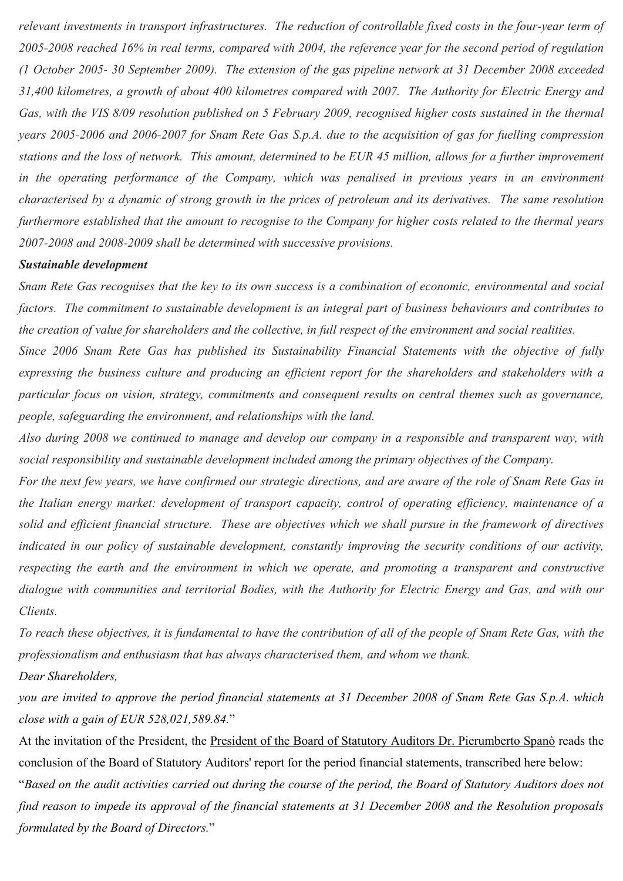*relevant investments in transport infrastructures. The reduction of controllable fixed costs in the four-year term of 2005-2008 reached 16% in real terms, compared with 2004, the reference year for the second period of regulation (1 October 2005- 30 September 2009). The extension of the gas pipeline network at 31 December 2008 exceeded 31,400 kilometres, a growth of about 400 kilometres compared with 2007. The Authority for Electric Energy and Gas, with the VIS 8/09 resolution published on 5 February 2009, recognised higher costs sustained in the thermal years 2005-2006 and 2006-2007 for Snam Rete Gas S.p.A. due to the acquisition of gas for fuelling compression stations and the loss of network. This amount, determined to be EUR 45 million, allows for a further improvement in the operating performance of the Company, which was penalised in previous years in an environment characterised by a dynamic of strong growth in the prices of petroleum and its derivatives. The same resolution furthermore established that the amount to recognise to the Company for higher costs related to the thermal years 2007-2008 and 2008-2009 shall be determined with successive provisions.*

***Sustainable development***

*Snam Rete Gas recognises that the key to its own success is a combination of economic, environmental and social factors. The commitment to sustainable development is an integral part of business behaviours and contributes to the creation of value for shareholders and the collective, in full respect of the environment and social realities.*

*Since 2006 Snam Rete Gas has published its Sustainability Financial Statements with the objective of fully expressing the business culture and producing an efficient report for the shareholders and stakeholders with a particular focus on vision, strategy, commitments and consequent results on central themes such as governance, people, safeguarding the environment, and relationships with the land.*

*Also during 2008 we continued to manage and develop our company in a responsible and transparent way, with social responsibility and sustainable development included among the primary objectives of the Company.*

*For the next few years, we have confirmed our strategic directions, and are aware of the role of Snam Rete Gas in the Italian energy market: development of transport capacity, control of operating efficiency, maintenance of a solid and efficient financial structure. These are objectives which we shall pursue in the framework of directives indicated in our policy of sustainable development, constantly improving the security conditions of our activity, respecting the earth and the environment in which we operate, and promoting a transparent and constructive dialogue with communities and territorial Bodies, with the Authority for Electric Energy and Gas, and with our Clients.*

*To reach these objectives, it is fundamental to have the contribution of all of the people of Snam Rete Gas, with the professionalism and enthusiasm that has always characterised them, and whom we thank.*

*Dear Shareholders,*

*you are invited to approve the period financial statements at 31 December 2008 of Snam Rete Gas S.p.A. which close with a gain of EUR 528,021,589.84.*"

At the invitation of the President, the President of the Board of Statutory Auditors Dr. Pierumberto Spanò reads the conclusion of the Board of Statutory Auditors' report for the period financial statements, transcribed here below:

"*Based on the audit activities carried out during the course of the period, the Board of Statutory Auditors does not find reason to impede its approval of the financial statements at 31 December 2008 and the Resolution proposals formulated by the Board of Directors.*"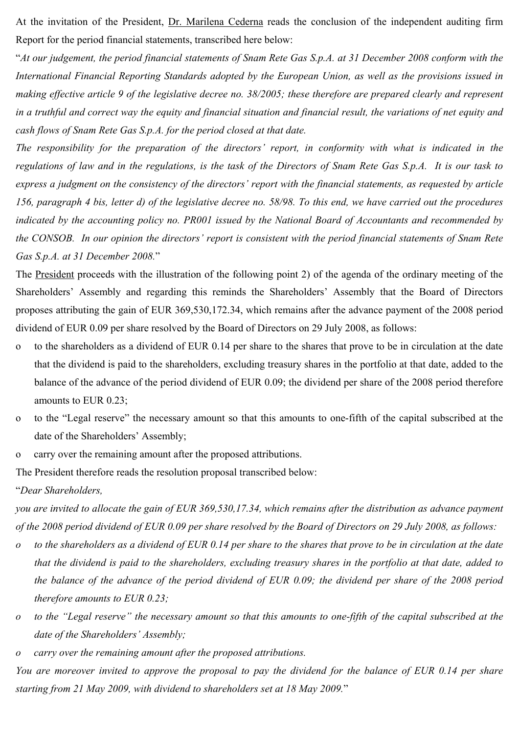At the invitation of the President, Dr. Marilena Cederna reads the conclusion of the independent auditing firm Report for the period financial statements, transcribed here below:

"*At our judgement, the period financial statements of Snam Rete Gas S.p.A. at 31 December 2008 conform with the International Financial Reporting Standards adopted by the European Union, as well as the provisions issued in making effective article 9 of the legislative decree no. 38/2005; these therefore are prepared clearly and represent in a truthful and correct way the equity and financial situation and financial result, the variations of net equity and cash flows of Snam Rete Gas S.p.A. for the period closed at that date.*

*The responsibility for the preparation of the directors' report, in conformity with what is indicated in the regulations of law and in the regulations, is the task of the Directors of Snam Rete Gas S.p.A. It is our task to express a judgment on the consistency of the directors' report with the financial statements, as requested by article 156, paragraph 4 bis, letter d) of the legislative decree no. 58/98. To this end, we have carried out the procedures indicated by the accounting policy no. PR001 issued by the National Board of Accountants and recommended by the CONSOB. In our opinion the directors' report is consistent with the period financial statements of Snam Rete Gas S.p.A. at 31 December 2008.*"

The President proceeds with the illustration of the following point 2) of the agenda of the ordinary meeting of the Shareholders' Assembly and regarding this reminds the Shareholders' Assembly that the Board of Directors proposes attributing the gain of EUR 369,530,172.34, which remains after the advance payment of the 2008 period dividend of EUR 0.09 per share resolved by the Board of Directors on 29 July 2008, as follows:

- to the shareholders as a dividend of EUR 0.14 per share to the shares that prove to be in circulation at the date that the dividend is paid to the shareholders, excluding treasury shares in the portfolio at that date, added to the balance of the advance of the period dividend of EUR 0.09; the dividend per share of the 2008 period therefore amounts to EUR 0.23;
- to the "Legal reserve" the necessary amount so that this amounts to one-fifth of the capital subscribed at the date of the Shareholders' Assembly;
- carry over the remaining amount after the proposed attributions.

The President therefore reads the resolution proposal transcribed below:

"*Dear Shareholders,*

*you are invited to allocate the gain of EUR 369,530,17.34, which remains after the distribution as advance payment of the 2008 period dividend of EUR 0.09 per share resolved by the Board of Directors on 29 July 2008, as follows:*

- *to the shareholders as a dividend of EUR 0.14 per share to the shares that prove to be in circulation at the date that the dividend is paid to the shareholders, excluding treasury shares in the portfolio at that date, added to the balance of the advance of the period dividend of EUR 0.09; the dividend per share of the 2008 period therefore amounts to EUR 0.23;*
- *to the "Legal reserve" the necessary amount so that this amounts to one-fifth of the capital subscribed at the date of the Shareholders' Assembly;*
- *carry over the remaining amount after the proposed attributions.*

*You are moreover invited to approve the proposal to pay the dividend for the balance of EUR 0.14 per share starting from 21 May 2009, with dividend to shareholders set at 18 May 2009.*"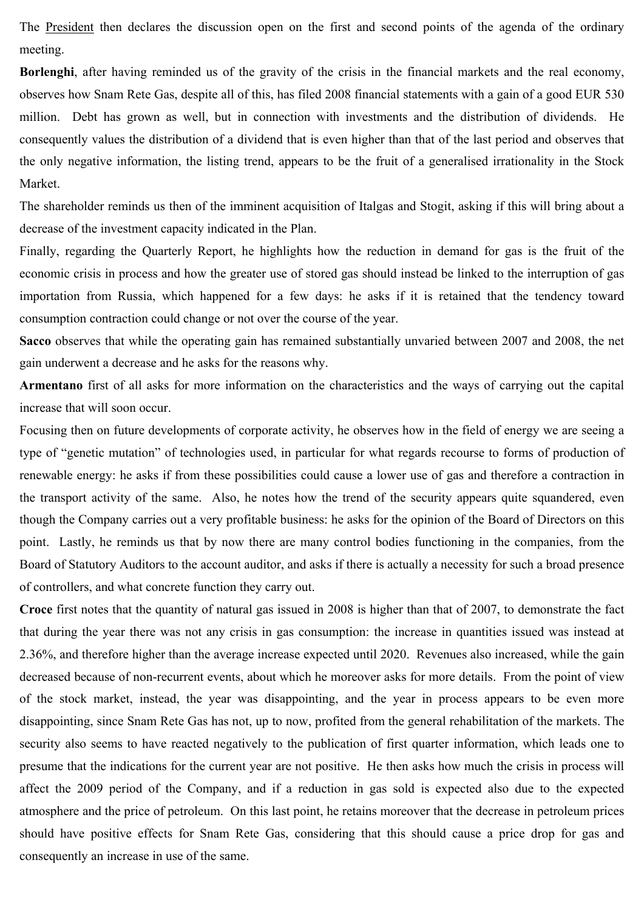The President then declares the discussion open on the first and second points of the agenda of the ordinary meeting.

**Borlenghi**, after having reminded us of the gravity of the crisis in the financial markets and the real economy, observes how Snam Rete Gas, despite all of this, has filed 2008 financial statements with a gain of a good EUR 530 million. Debt has grown as well, but in connection with investments and the distribution of dividends. He consequently values the distribution of a dividend that is even higher than that of the last period and observes that the only negative information, the listing trend, appears to be the fruit of a generalised irrationality in the Stock Market.

The shareholder reminds us then of the imminent acquisition of Italgas and Stogit, asking if this will bring about a decrease of the investment capacity indicated in the Plan.

Finally, regarding the Quarterly Report, he highlights how the reduction in demand for gas is the fruit of the economic crisis in process and how the greater use of stored gas should instead be linked to the interruption of gas importation from Russia, which happened for a few days: he asks if it is retained that the tendency toward consumption contraction could change or not over the course of the year.

**Sacco** observes that while the operating gain has remained substantially unvaried between 2007 and 2008, the net gain underwent a decrease and he asks for the reasons why.

**Armentano** first of all asks for more information on the characteristics and the ways of carrying out the capital increase that will soon occur.

Focusing then on future developments of corporate activity, he observes how in the field of energy we are seeing a type of "genetic mutation" of technologies used, in particular for what regards recourse to forms of production of renewable energy: he asks if from these possibilities could cause a lower use of gas and therefore a contraction in the transport activity of the same. Also, he notes how the trend of the security appears quite squandered, even though the Company carries out a very profitable business: he asks for the opinion of the Board of Directors on this point. Lastly, he reminds us that by now there are many control bodies functioning in the companies, from the Board of Statutory Auditors to the account auditor, and asks if there is actually a necessity for such a broad presence of controllers, and what concrete function they carry out.

**Croce** first notes that the quantity of natural gas issued in 2008 is higher than that of 2007, to demonstrate the fact that during the year there was not any crisis in gas consumption: the increase in quantities issued was instead at 2.36%, and therefore higher than the average increase expected until 2020. Revenues also increased, while the gain decreased because of non-recurrent events, about which he moreover asks for more details. From the point of view of the stock market, instead, the year was disappointing, and the year in process appears to be even more disappointing, since Snam Rete Gas has not, up to now, profited from the general rehabilitation of the markets. The security also seems to have reacted negatively to the publication of first quarter information, which leads one to presume that the indications for the current year are not positive. He then asks how much the crisis in process will affect the 2009 period of the Company, and if a reduction in gas sold is expected also due to the expected atmosphere and the price of petroleum. On this last point, he retains moreover that the decrease in petroleum prices should have positive effects for Snam Rete Gas, considering that this should cause a price drop for gas and consequently an increase in use of the same.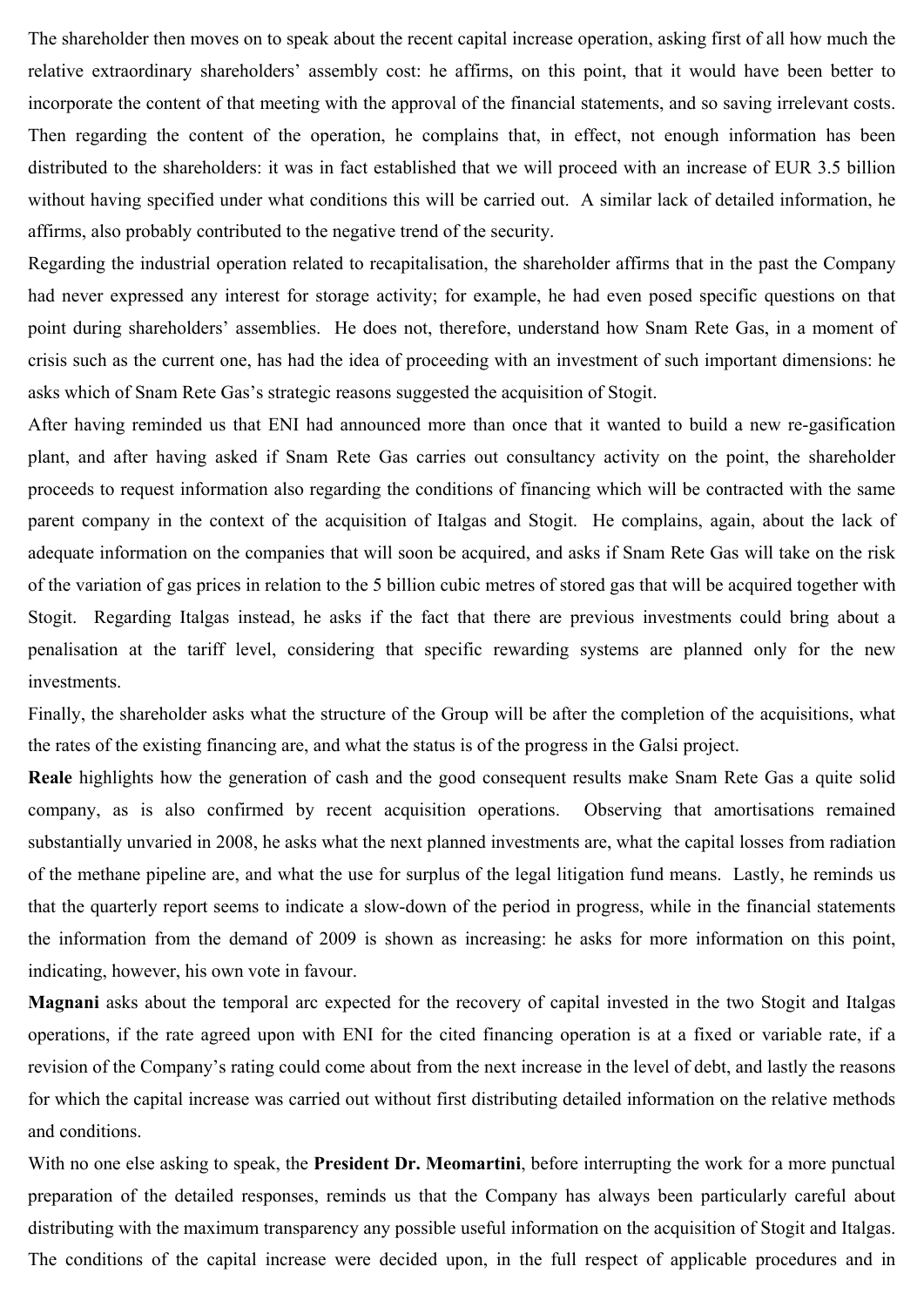The shareholder then moves on to speak about the recent capital increase operation, asking first of all how much the relative extraordinary shareholders' assembly cost: he affirms, on this point, that it would have been better to incorporate the content of that meeting with the approval of the financial statements, and so saving irrelevant costs. Then regarding the content of the operation, he complains that, in effect, not enough information has been distributed to the shareholders: it was in fact established that we will proceed with an increase of EUR 3.5 billion without having specified under what conditions this will be carried out. A similar lack of detailed information, he affirms, also probably contributed to the negative trend of the security.

Regarding the industrial operation related to recapitalisation, the shareholder affirms that in the past the Company had never expressed any interest for storage activity; for example, he had even posed specific questions on that point during shareholders' assemblies. He does not, therefore, understand how Snam Rete Gas, in a moment of crisis such as the current one, has had the idea of proceeding with an investment of such important dimensions: he asks which of Snam Rete Gas's strategic reasons suggested the acquisition of Stogit.

After having reminded us that ENI had announced more than once that it wanted to build a new re-gasification plant, and after having asked if Snam Rete Gas carries out consultancy activity on the point, the shareholder proceeds to request information also regarding the conditions of financing which will be contracted with the same parent company in the context of the acquisition of Italgas and Stogit. He complains, again, about the lack of adequate information on the companies that will soon be acquired, and asks if Snam Rete Gas will take on the risk of the variation of gas prices in relation to the 5 billion cubic metres of stored gas that will be acquired together with Stogit. Regarding Italgas instead, he asks if the fact that there are previous investments could bring about a penalisation at the tariff level, considering that specific rewarding systems are planned only for the new investments.

Finally, the shareholder asks what the structure of the Group will be after the completion of the acquisitions, what the rates of the existing financing are, and what the status is of the progress in the Galsi project.

**Reale** highlights how the generation of cash and the good consequent results make Snam Rete Gas a quite solid company, as is also confirmed by recent acquisition operations. Observing that amortisations remained substantially unvaried in 2008, he asks what the next planned investments are, what the capital losses from radiation of the methane pipeline are, and what the use for surplus of the legal litigation fund means. Lastly, he reminds us that the quarterly report seems to indicate a slow-down of the period in progress, while in the financial statements the information from the demand of 2009 is shown as increasing: he asks for more information on this point, indicating, however, his own vote in favour.

**Magnani** asks about the temporal arc expected for the recovery of capital invested in the two Stogit and Italgas operations, if the rate agreed upon with ENI for the cited financing operation is at a fixed or variable rate, if a revision of the Company's rating could come about from the next increase in the level of debt, and lastly the reasons for which the capital increase was carried out without first distributing detailed information on the relative methods and conditions.

With no one else asking to speak, the **President Dr. Meomartini**, before interrupting the work for a more punctual preparation of the detailed responses, reminds us that the Company has always been particularly careful about distributing with the maximum transparency any possible useful information on the acquisition of Stogit and Italgas. The conditions of the capital increase were decided upon, in the full respect of applicable procedures and in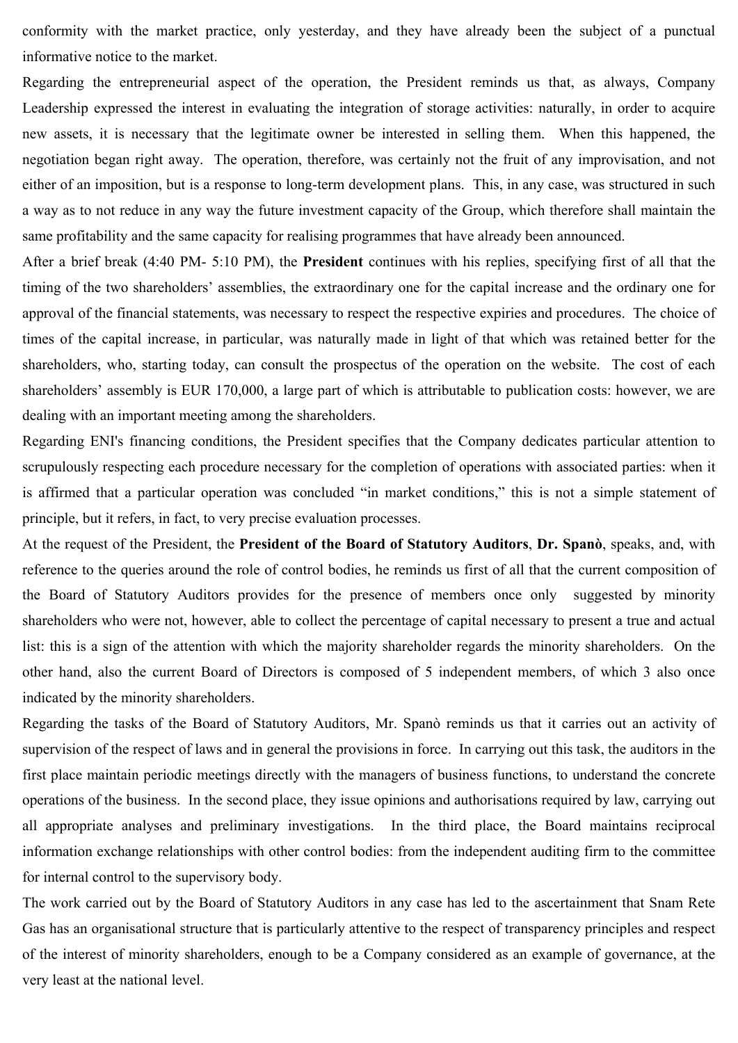conformity with the market practice, only yesterday, and they have already been the subject of a punctual informative notice to the market.

Regarding the entrepreneurial aspect of the operation, the President reminds us that, as always, Company Leadership expressed the interest in evaluating the integration of storage activities: naturally, in order to acquire new assets, it is necessary that the legitimate owner be interested in selling them. When this happened, the negotiation began right away. The operation, therefore, was certainly not the fruit of any improvisation, and not either of an imposition, but is a response to long-term development plans. This, in any case, was structured in such a way as to not reduce in any way the future investment capacity of the Group, which therefore shall maintain the same profitability and the same capacity for realising programmes that have already been announced.

After a brief break (4:40 PM- 5:10 PM), the **President** continues with his replies, specifying first of all that the timing of the two shareholders' assemblies, the extraordinary one for the capital increase and the ordinary one for approval of the financial statements, was necessary to respect the respective expiries and procedures. The choice of times of the capital increase, in particular, was naturally made in light of that which was retained better for the shareholders, who, starting today, can consult the prospectus of the operation on the website. The cost of each shareholders' assembly is EUR 170,000, a large part of which is attributable to publication costs: however, we are dealing with an important meeting among the shareholders.

Regarding ENI's financing conditions, the President specifies that the Company dedicates particular attention to scrupulously respecting each procedure necessary for the completion of operations with associated parties: when it is affirmed that a particular operation was concluded "in market conditions," this is not a simple statement of principle, but it refers, in fact, to very precise evaluation processes.

At the request of the President, the **President of the Board of Statutory Auditors**, **Dr. Spanò**, speaks, and, with reference to the queries around the role of control bodies, he reminds us first of all that the current composition of the Board of Statutory Auditors provides for the presence of members once only suggested by minority shareholders who were not, however, able to collect the percentage of capital necessary to present a true and actual list: this is a sign of the attention with which the majority shareholder regards the minority shareholders. On the other hand, also the current Board of Directors is composed of 5 independent members, of which 3 also once indicated by the minority shareholders.

Regarding the tasks of the Board of Statutory Auditors, Mr. Spanò reminds us that it carries out an activity of supervision of the respect of laws and in general the provisions in force. In carrying out this task, the auditors in the first place maintain periodic meetings directly with the managers of business functions, to understand the concrete operations of the business. In the second place, they issue opinions and authorisations required by law, carrying out all appropriate analyses and preliminary investigations. In the third place, the Board maintains reciprocal information exchange relationships with other control bodies: from the independent auditing firm to the committee for internal control to the supervisory body.

The work carried out by the Board of Statutory Auditors in any case has led to the ascertainment that Snam Rete Gas has an organisational structure that is particularly attentive to the respect of transparency principles and respect of the interest of minority shareholders, enough to be a Company considered as an example of governance, at the very least at the national level.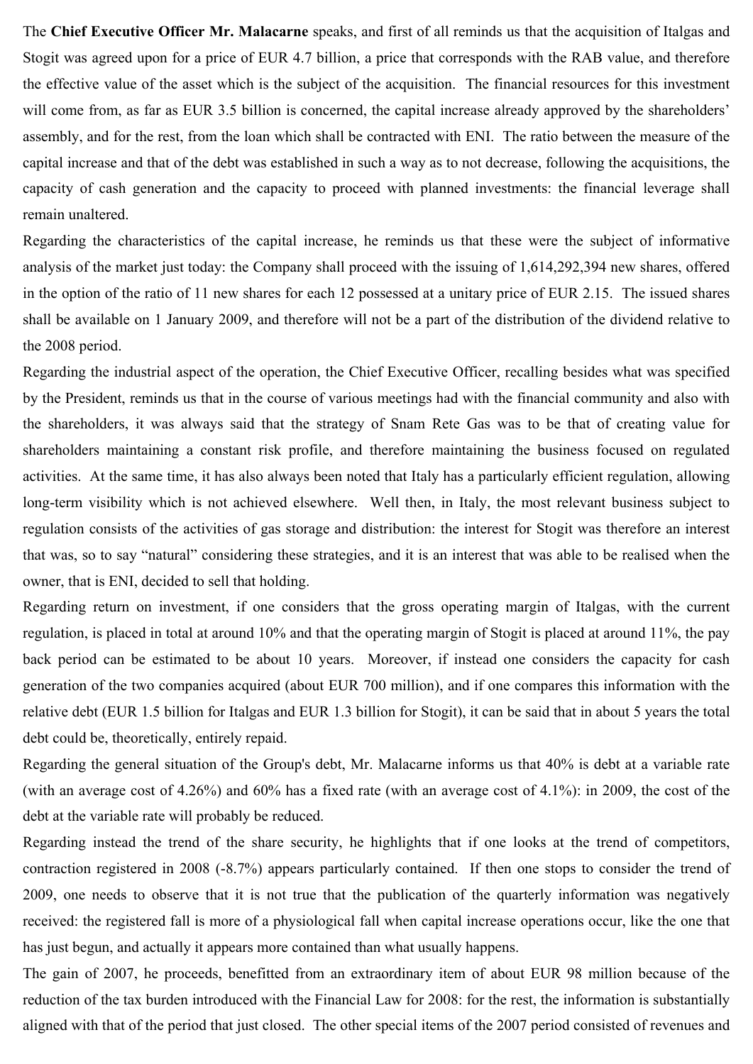The **Chief Executive Officer Mr. Malacarne** speaks, and first of all reminds us that the acquisition of Italgas and Stogit was agreed upon for a price of EUR 4.7 billion, a price that corresponds with the RAB value, and therefore the effective value of the asset which is the subject of the acquisition. The financial resources for this investment will come from, as far as EUR 3.5 billion is concerned, the capital increase already approved by the shareholders' assembly, and for the rest, from the loan which shall be contracted with ENI. The ratio between the measure of the capital increase and that of the debt was established in such a way as to not decrease, following the acquisitions, the capacity of cash generation and the capacity to proceed with planned investments: the financial leverage shall remain unaltered.

Regarding the characteristics of the capital increase, he reminds us that these were the subject of informative analysis of the market just today: the Company shall proceed with the issuing of 1,614,292,394 new shares, offered in the option of the ratio of 11 new shares for each 12 possessed at a unitary price of EUR 2.15. The issued shares shall be available on 1 January 2009, and therefore will not be a part of the distribution of the dividend relative to the 2008 period.

Regarding the industrial aspect of the operation, the Chief Executive Officer, recalling besides what was specified by the President, reminds us that in the course of various meetings had with the financial community and also with the shareholders, it was always said that the strategy of Snam Rete Gas was to be that of creating value for shareholders maintaining a constant risk profile, and therefore maintaining the business focused on regulated activities. At the same time, it has also always been noted that Italy has a particularly efficient regulation, allowing long-term visibility which is not achieved elsewhere. Well then, in Italy, the most relevant business subject to regulation consists of the activities of gas storage and distribution: the interest for Stogit was therefore an interest that was, so to say "natural" considering these strategies, and it is an interest that was able to be realised when the owner, that is ENI, decided to sell that holding.

Regarding return on investment, if one considers that the gross operating margin of Italgas, with the current regulation, is placed in total at around 10% and that the operating margin of Stogit is placed at around 11%, the pay back period can be estimated to be about 10 years. Moreover, if instead one considers the capacity for cash generation of the two companies acquired (about EUR 700 million), and if one compares this information with the relative debt (EUR 1.5 billion for Italgas and EUR 1.3 billion for Stogit), it can be said that in about 5 years the total debt could be, theoretically, entirely repaid.

Regarding the general situation of the Group's debt, Mr. Malacarne informs us that 40% is debt at a variable rate (with an average cost of 4.26%) and 60% has a fixed rate (with an average cost of 4.1%): in 2009, the cost of the debt at the variable rate will probably be reduced.

Regarding instead the trend of the share security, he highlights that if one looks at the trend of competitors, contraction registered in 2008 (-8.7%) appears particularly contained. If then one stops to consider the trend of 2009, one needs to observe that it is not true that the publication of the quarterly information was negatively received: the registered fall is more of a physiological fall when capital increase operations occur, like the one that has just begun, and actually it appears more contained than what usually happens.

The gain of 2007, he proceeds, benefitted from an extraordinary item of about EUR 98 million because of the reduction of the tax burden introduced with the Financial Law for 2008: for the rest, the information is substantially aligned with that of the period that just closed. The other special items of the 2007 period consisted of revenues and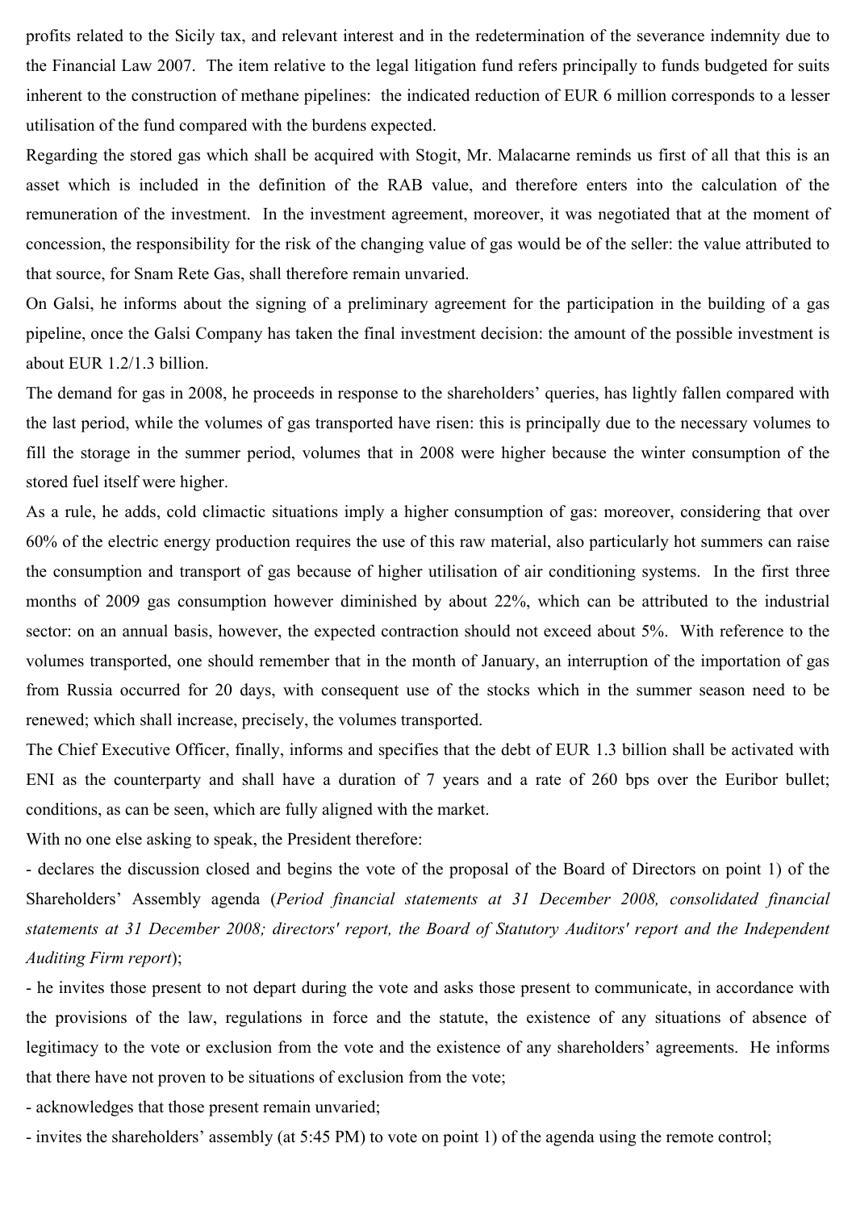profits related to the Sicily tax, and relevant interest and in the redetermination of the severance indemnity due to the Financial Law 2007. The item relative to the legal litigation fund refers principally to funds budgeted for suits inherent to the construction of methane pipelines: the indicated reduction of EUR 6 million corresponds to a lesser utilisation of the fund compared with the burdens expected.

Regarding the stored gas which shall be acquired with Stogit, Mr. Malacarne reminds us first of all that this is an asset which is included in the definition of the RAB value, and therefore enters into the calculation of the remuneration of the investment. In the investment agreement, moreover, it was negotiated that at the moment of concession, the responsibility for the risk of the changing value of gas would be of the seller: the value attributed to that source, for Snam Rete Gas, shall therefore remain unvaried.

On Galsi, he informs about the signing of a preliminary agreement for the participation in the building of a gas pipeline, once the Galsi Company has taken the final investment decision: the amount of the possible investment is about EUR 1.2/1.3 billion.

The demand for gas in 2008, he proceeds in response to the shareholders' queries, has lightly fallen compared with the last period, while the volumes of gas transported have risen: this is principally due to the necessary volumes to fill the storage in the summer period, volumes that in 2008 were higher because the winter consumption of the stored fuel itself were higher.

As a rule, he adds, cold climactic situations imply a higher consumption of gas: moreover, considering that over 60% of the electric energy production requires the use of this raw material, also particularly hot summers can raise the consumption and transport of gas because of higher utilisation of air conditioning systems. In the first three months of 2009 gas consumption however diminished by about 22%, which can be attributed to the industrial sector: on an annual basis, however, the expected contraction should not exceed about 5%. With reference to the volumes transported, one should remember that in the month of January, an interruption of the importation of gas from Russia occurred for 20 days, with consequent use of the stocks which in the summer season need to be renewed; which shall increase, precisely, the volumes transported.

The Chief Executive Officer, finally, informs and specifies that the debt of EUR 1.3 billion shall be activated with ENI as the counterparty and shall have a duration of 7 years and a rate of 260 bps over the Euribor bullet; conditions, as can be seen, which are fully aligned with the market.

With no one else asking to speak, the President therefore:

- declares the discussion closed and begins the vote of the proposal of the Board of Directors on point 1) of the Shareholders' Assembly agenda (*Period financial statements at 31 December 2008, consolidated financial statements at 31 December 2008; directors' report, the Board of Statutory Auditors' report and the Independent Auditing Firm report*);
- he invites those present to not depart during the vote and asks those present to communicate, in accordance with the provisions of the law, regulations in force and the statute, the existence of any situations of absence of legitimacy to the vote or exclusion from the vote and the existence of any shareholders' agreements. He informs that there have not proven to be situations of exclusion from the vote;
- acknowledges that those present remain unvaried;
- invites the shareholders' assembly (at 5:45 PM) to vote on point 1) of the agenda using the remote control;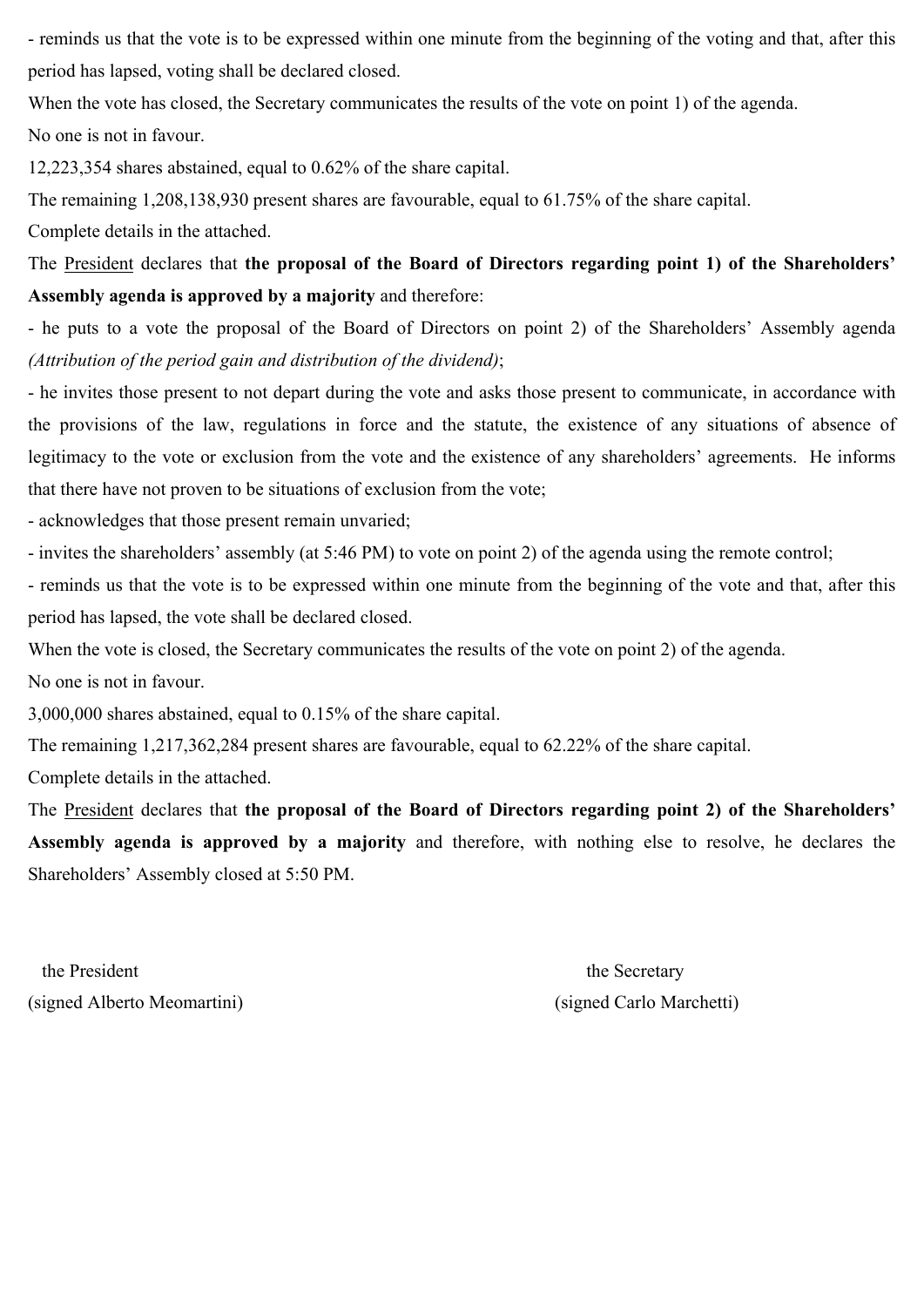- reminds us that the vote is to be expressed within one minute from the beginning of the voting and that, after this period has lapsed, voting shall be declared closed.

When the vote has closed, the Secretary communicates the results of the vote on point 1) of the agenda.

No one is not in favour.

12,223,354 shares abstained, equal to 0.62% of the share capital.

The remaining 1,208,138,930 present shares are favourable, equal to 61.75% of the share capital.

Complete details in the attached.

The President declares that **the proposal of the Board of Directors regarding point 1) of the Shareholders' Assembly agenda is approved by a majority** and therefore:

- he puts to a vote the proposal of the Board of Directors on point 2) of the Shareholders' Assembly agenda *(Attribution of the period gain and distribution of the dividend)*;
- he invites those present to not depart during the vote and asks those present to communicate, in accordance with the provisions of the law, regulations in force and the statute, the existence of any situations of absence of legitimacy to the vote or exclusion from the vote and the existence of any shareholders' agreements. He informs that there have not proven to be situations of exclusion from the vote;
- acknowledges that those present remain unvaried;
- invites the shareholders' assembly (at 5:46 PM) to vote on point 2) of the agenda using the remote control;
- reminds us that the vote is to be expressed within one minute from the beginning of the vote and that, after this period has lapsed, the vote shall be declared closed.

When the vote is closed, the Secretary communicates the results of the vote on point 2) of the agenda.

No one is not in favour.

3,000,000 shares abstained, equal to 0.15% of the share capital.

The remaining 1,217,362,284 present shares are favourable, equal to 62.22% of the share capital.

Complete details in the attached.

The President declares that **the proposal of the Board of Directors regarding point 2) of the Shareholders' Assembly agenda is approved by a majority** and therefore, with nothing else to resolve, he declares the Shareholders' Assembly closed at 5:50 PM.

the President
(signed Alberto Meomartini)

the Secretary
(signed Carlo Marchetti)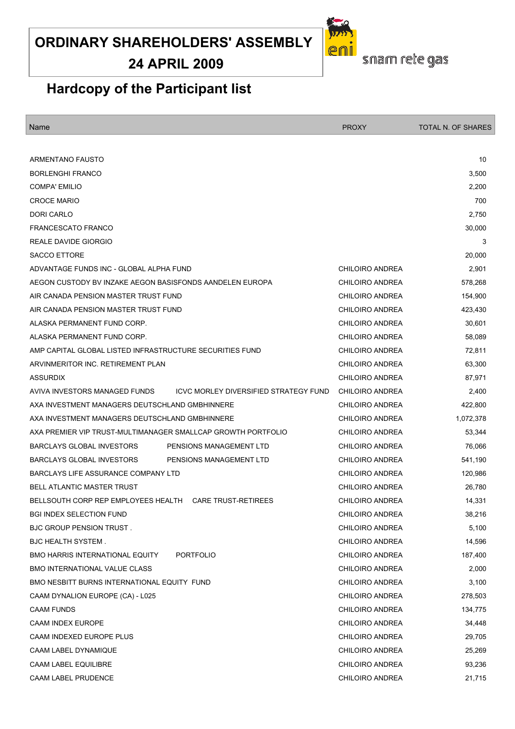# ORDINARY SHAREHOLDERS' ASSEMBLY
## 24 APRIL 2009

eni snam rete gas

## Hardcopy of the Participant list

| Name | PROXY | TOTAL N. OF SHARES |
|---|---|---|
| ARMENTANO FAUSTO | | 10 |
| BORLENGHI FRANCO | | 3,500 |
| COMPA' EMILIO | | 2,200 |
| CROCE MARIO | | 700 |
| DORI CARLO | | 2,750 |
| FRANCESCATO FRANCO | | 30,000 |
| REALE DAVIDE GIORGIO | | 3 |
| SACCO ETTORE | | 20,000 |
| ADVANTAGE FUNDS INC - GLOBAL ALPHA FUND | CHILOIRO ANDREA | 2,901 |
| AEGON CUSTODY BV INZAKE AEGON BASISFONDS AANDELEN EUROPA | CHILOIRO ANDREA | 578,268 |
| AIR CANADA PENSION MASTER TRUST FUND | CHILOIRO ANDREA | 154,900 |
| AIR CANADA PENSION MASTER TRUST FUND | CHILOIRO ANDREA | 423,430 |
| ALASKA PERMANENT FUND CORP. | CHILOIRO ANDREA | 30,601 |
| ALASKA PERMANENT FUND CORP. | CHILOIRO ANDREA | 58,089 |
| AMP CAPITAL GLOBAL LISTED INFRASTRUCTURE SECURITIES FUND | CHILOIRO ANDREA | 72,811 |
| ARVINMERITOR INC. RETIREMENT PLAN | CHILOIRO ANDREA | 63,300 |
| ASSURDIX | CHILOIRO ANDREA | 87,971 |
| AVIVA INVESTORS MANAGED FUNDS ICVC MORLEY DIVERSIFIED STRATEGY FUND | CHILOIRO ANDREA | 2,400 |
| AXA INVESTMENT MANAGERS DEUTSCHLAND GMBHINNERE | CHILOIRO ANDREA | 422,800 |
| AXA INVESTMENT MANAGERS DEUTSCHLAND GMBHINNERE | CHILOIRO ANDREA | 1,072,378 |
| AXA PREMIER VIP TRUST-MULTIMANAGER SMALLCAP GROWTH PORTFOLIO | CHILOIRO ANDREA | 53,344 |
| BARCLAYS GLOBAL INVESTORS PENSIONS MANAGEMENT LTD | CHILOIRO ANDREA | 76,066 |
| BARCLAYS GLOBAL INVESTORS PENSIONS MANAGEMENT LTD | CHILOIRO ANDREA | 541,190 |
| BARCLAYS LIFE ASSURANCE COMPANY LTD | CHILOIRO ANDREA | 120,986 |
| BELL ATLANTIC MASTER TRUST | CHILOIRO ANDREA | 26,780 |
| BELLSOUTH CORP REP EMPLOYEES HEALTH CARE TRUST-RETIREES | CHILOIRO ANDREA | 14,331 |
| BGI INDEX SELECTION FUND | CHILOIRO ANDREA | 38,216 |
| BJC GROUP PENSION TRUST . | CHILOIRO ANDREA | 5,100 |
| BJC HEALTH SYSTEM . | CHILOIRO ANDREA | 14,596 |
| BMO HARRIS INTERNATIONAL EQUITY PORTFOLIO | CHILOIRO ANDREA | 187,400 |
| BMO INTERNATIONAL VALUE CLASS | CHILOIRO ANDREA | 2,000 |
| BMO NESBITT BURNS INTERNATIONAL EQUITY FUND | CHILOIRO ANDREA | 3,100 |
| CAAM DYNALION EUROPE (CA) - L025 | CHILOIRO ANDREA | 278,503 |
| CAAM FUNDS | CHILOIRO ANDREA | 134,775 |
| CAAM INDEX EUROPE | CHILOIRO ANDREA | 34,448 |
| CAAM INDEXED EUROPE PLUS | CHILOIRO ANDREA | 29,705 |
| CAAM LABEL DYNAMIQUE | CHILOIRO ANDREA | 25,269 |
| CAAM LABEL EQUILIBRE | CHILOIRO ANDREA | 93,236 |
| CAAM LABEL PRUDENCE | CHILOIRO ANDREA | 21,715 |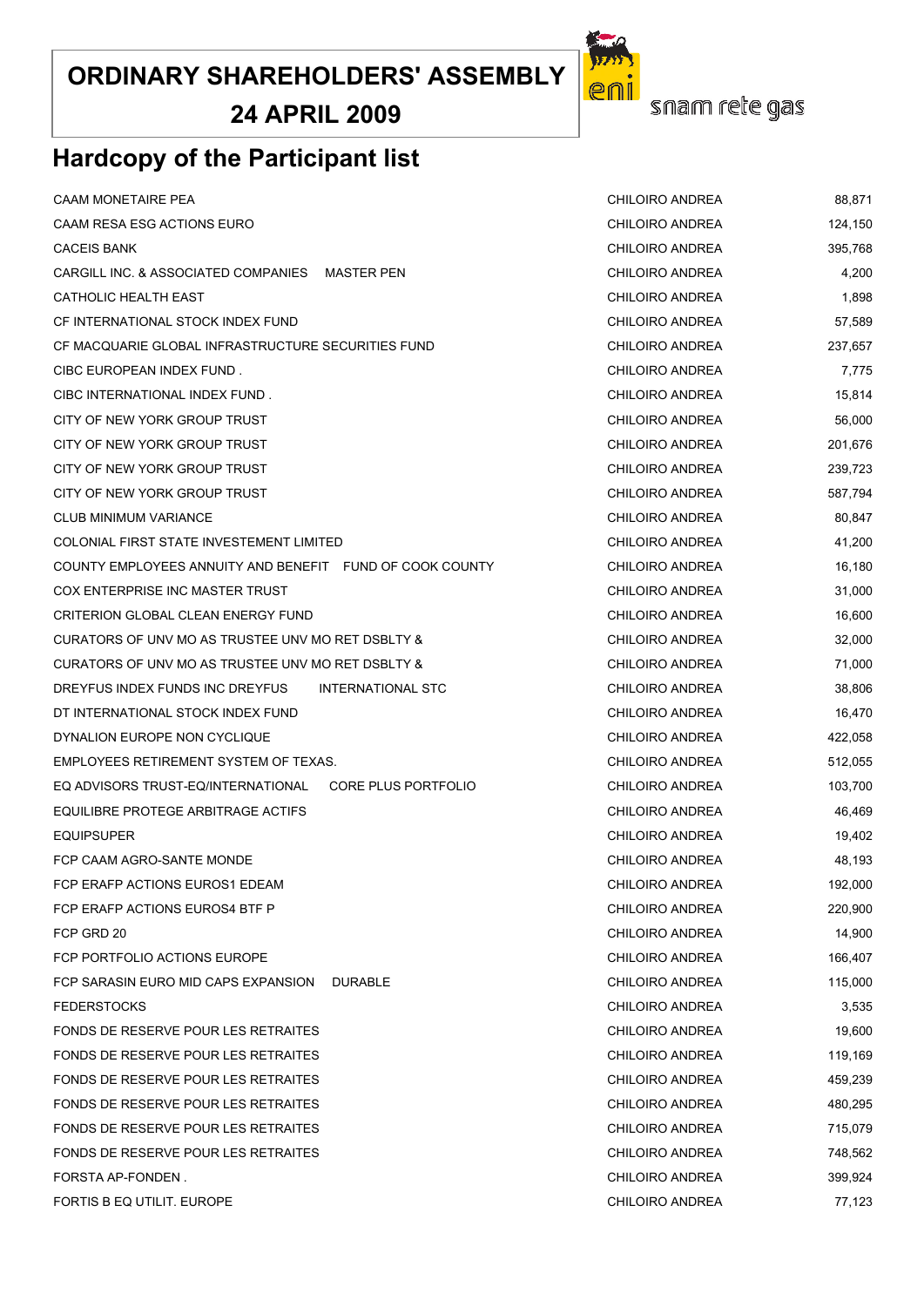# ORDINARY SHAREHOLDERS' ASSEMBLY

## 24 APRIL 2009

snam rete gas

## Hardcopy of the Participant list

| | | |
|---|---|---|
| CAAM MONETAIRE PEA | CHILOIRO ANDREA | 88,871 |
| CAAM RESA ESG ACTIONS EURO | CHILOIRO ANDREA | 124,150 |
| CACEIS BANK | CHILOIRO ANDREA | 395,768 |
| CARGILL INC. & ASSOCIATED COMPANIES MASTER PEN | CHILOIRO ANDREA | 4,200 |
| CATHOLIC HEALTH EAST | CHILOIRO ANDREA | 1,898 |
| CF INTERNATIONAL STOCK INDEX FUND | CHILOIRO ANDREA | 57,589 |
| CF MACQUARIE GLOBAL INFRASTRUCTURE SECURITIES FUND | CHILOIRO ANDREA | 237,657 |
| CIBC EUROPEAN INDEX FUND . | CHILOIRO ANDREA | 7,775 |
| CIBC INTERNATIONAL INDEX FUND . | CHILOIRO ANDREA | 15,814 |
| CITY OF NEW YORK GROUP TRUST | CHILOIRO ANDREA | 56,000 |
| CITY OF NEW YORK GROUP TRUST | CHILOIRO ANDREA | 201,676 |
| CITY OF NEW YORK GROUP TRUST | CHILOIRO ANDREA | 239,723 |
| CITY OF NEW YORK GROUP TRUST | CHILOIRO ANDREA | 587,794 |
| CLUB MINIMUM VARIANCE | CHILOIRO ANDREA | 80,847 |
| COLONIAL FIRST STATE INVESTEMENT LIMITED | CHILOIRO ANDREA | 41,200 |
| COUNTY EMPLOYEES ANNUITY AND BENEFIT FUND OF COOK COUNTY | CHILOIRO ANDREA | 16,180 |
| COX ENTERPRISE INC MASTER TRUST | CHILOIRO ANDREA | 31,000 |
| CRITERION GLOBAL CLEAN ENERGY FUND | CHILOIRO ANDREA | 16,600 |
| CURATORS OF UNV MO AS TRUSTEE UNV MO RET DSBLTY & | CHILOIRO ANDREA | 32,000 |
| CURATORS OF UNV MO AS TRUSTEE UNV MO RET DSBLTY & | CHILOIRO ANDREA | 71,000 |
| DREYFUS INDEX FUNDS INC DREYFUS INTERNATIONAL STC | CHILOIRO ANDREA | 38,806 |
| DT INTERNATIONAL STOCK INDEX FUND | CHILOIRO ANDREA | 16,470 |
| DYNALION EUROPE NON CYCLIQUE | CHILOIRO ANDREA | 422,058 |
| EMPLOYEES RETIREMENT SYSTEM OF TEXAS. | CHILOIRO ANDREA | 512,055 |
| EQ ADVISORS TRUST-EQ/INTERNATIONAL CORE PLUS PORTFOLIO | CHILOIRO ANDREA | 103,700 |
| EQUILIBRE PROTEGE ARBITRAGE ACTIFS | CHILOIRO ANDREA | 46,469 |
| EQUIPSUPER | CHILOIRO ANDREA | 19,402 |
| FCP CAAM AGRO-SANTE MONDE | CHILOIRO ANDREA | 48,193 |
| FCP ERAFP ACTIONS EUROS1 EDEAM | CHILOIRO ANDREA | 192,000 |
| FCP ERAFP ACTIONS EUROS4 BTF P | CHILOIRO ANDREA | 220,900 |
| FCP GRD 20 | CHILOIRO ANDREA | 14,900 |
| FCP PORTFOLIO ACTIONS EUROPE | CHILOIRO ANDREA | 166,407 |
| FCP SARASIN EURO MID CAPS EXPANSION DURABLE | CHILOIRO ANDREA | 115,000 |
| FEDERSTOCKS | CHILOIRO ANDREA | 3,535 |
| FONDS DE RESERVE POUR LES RETRAITES | CHILOIRO ANDREA | 19,600 |
| FONDS DE RESERVE POUR LES RETRAITES | CHILOIRO ANDREA | 119,169 |
| FONDS DE RESERVE POUR LES RETRAITES | CHILOIRO ANDREA | 459,239 |
| FONDS DE RESERVE POUR LES RETRAITES | CHILOIRO ANDREA | 480,295 |
| FONDS DE RESERVE POUR LES RETRAITES | CHILOIRO ANDREA | 715,079 |
| FONDS DE RESERVE POUR LES RETRAITES | CHILOIRO ANDREA | 748,562 |
| FORSTA AP-FONDEN . | CHILOIRO ANDREA | 399,924 |
| FORTIS B EQ UTILIT. EUROPE | CHILOIRO ANDREA | 77,123 |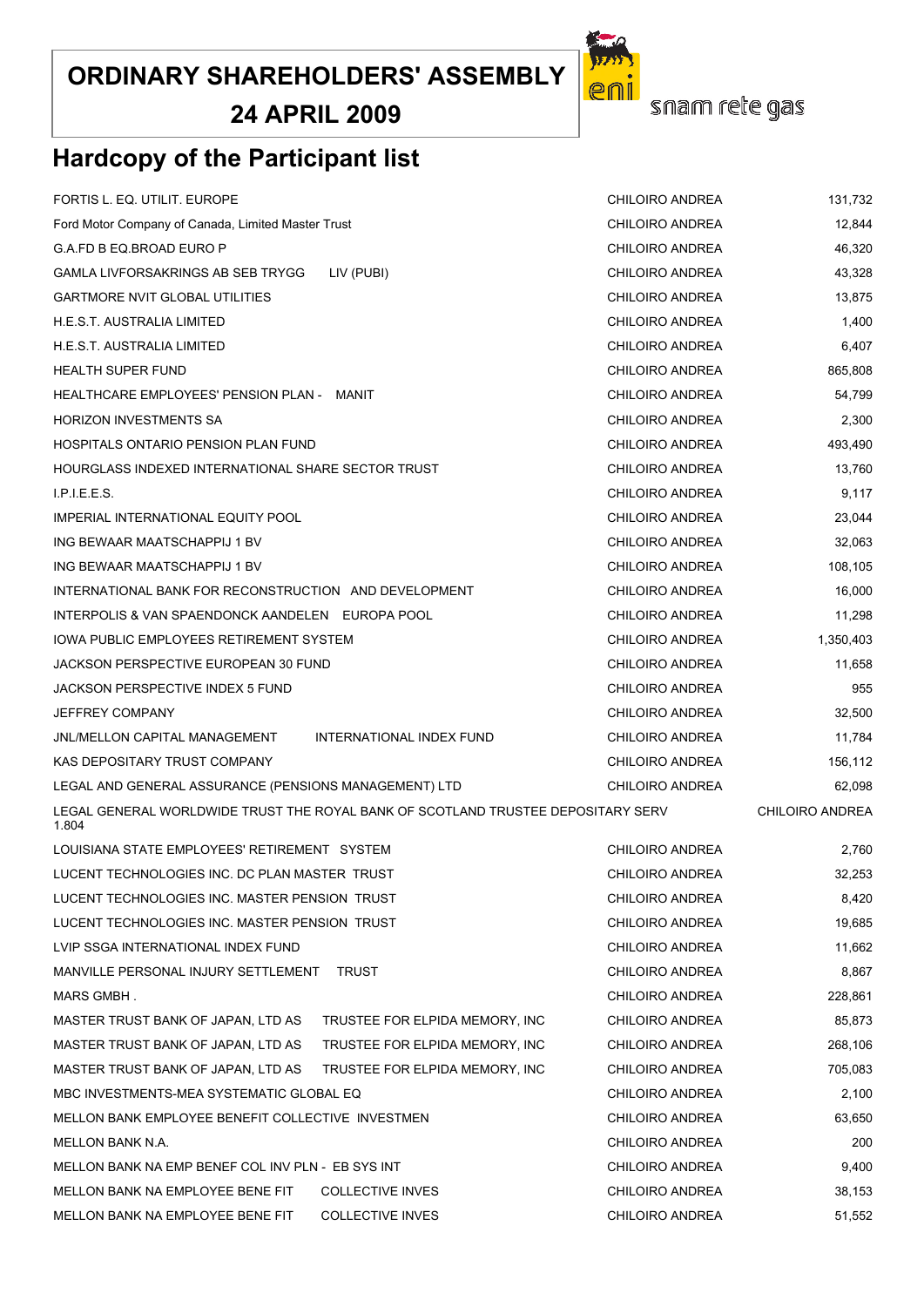# ORDINARY SHAREHOLDERS' ASSEMBLY
## 24 APRIL 2009

snam rete gas

## Hardcopy of the Participant list

| | | |
|---|---|---|
| FORTIS L. EQ. UTILIT. EUROPE | CHILOIRO ANDREA | 131,732 |
| Ford Motor Company of Canada, Limited Master Trust | CHILOIRO ANDREA | 12,844 |
| G.A.FD B EQ.BROAD EURO P | CHILOIRO ANDREA | 46,320 |
| GAMLA LIVFORSAKRINGS AB SEB TRYGG LIV (PUBI) | CHILOIRO ANDREA | 43,328 |
| GARTMORE NVIT GLOBAL UTILITIES | CHILOIRO ANDREA | 13,875 |
| H.E.S.T. AUSTRALIA LIMITED | CHILOIRO ANDREA | 1,400 |
| H.E.S.T. AUSTRALIA LIMITED | CHILOIRO ANDREA | 6,407 |
| HEALTH SUPER FUND | CHILOIRO ANDREA | 865,808 |
| HEALTHCARE EMPLOYEES' PENSION PLAN - MANIT | CHILOIRO ANDREA | 54,799 |
| HORIZON INVESTMENTS SA | CHILOIRO ANDREA | 2,300 |
| HOSPITALS ONTARIO PENSION PLAN FUND | CHILOIRO ANDREA | 493,490 |
| HOURGLASS INDEXED INTERNATIONAL SHARE SECTOR TRUST | CHILOIRO ANDREA | 13,760 |
| I.P.I.E.E.S. | CHILOIRO ANDREA | 9,117 |
| IMPERIAL INTERNATIONAL EQUITY POOL | CHILOIRO ANDREA | 23,044 |
| ING BEWAAR MAATSCHAPPIJ 1 BV | CHILOIRO ANDREA | 32,063 |
| ING BEWAAR MAATSCHAPPIJ 1 BV | CHILOIRO ANDREA | 108,105 |
| INTERNATIONAL BANK FOR RECONSTRUCTION AND DEVELOPMENT | CHILOIRO ANDREA | 16,000 |
| INTERPOLIS & VAN SPAENDONCK AANDELEN EUROPA POOL | CHILOIRO ANDREA | 11,298 |
| IOWA PUBLIC EMPLOYEES RETIREMENT SYSTEM | CHILOIRO ANDREA | 1,350,403 |
| JACKSON PERSPECTIVE EUROPEAN 30 FUND | CHILOIRO ANDREA | 11,658 |
| JACKSON PERSPECTIVE INDEX 5 FUND | CHILOIRO ANDREA | 955 |
| JEFFREY COMPANY | CHILOIRO ANDREA | 32,500 |
| JNL/MELLON CAPITAL MANAGEMENT INTERNATIONAL INDEX FUND | CHILOIRO ANDREA | 11,784 |
| KAS DEPOSITARY TRUST COMPANY | CHILOIRO ANDREA | 156,112 |
| LEGAL AND GENERAL ASSURANCE (PENSIONS MANAGEMENT) LTD | CHILOIRO ANDREA | 62,098 |
| LEGAL GENERAL WORLDWIDE TRUST THE ROYAL BANK OF SCOTLAND TRUSTEE DEPOSITARY SERV | CHILOIRO ANDREA | 1.804 |
| LOUISIANA STATE EMPLOYEES' RETIREMENT SYSTEM | CHILOIRO ANDREA | 2,760 |
| LUCENT TECHNOLOGIES INC. DC PLAN MASTER TRUST | CHILOIRO ANDREA | 32,253 |
| LUCENT TECHNOLOGIES INC. MASTER PENSION TRUST | CHILOIRO ANDREA | 8,420 |
| LUCENT TECHNOLOGIES INC. MASTER PENSION TRUST | CHILOIRO ANDREA | 19,685 |
| LVIP SSGA INTERNATIONAL INDEX FUND | CHILOIRO ANDREA | 11,662 |
| MANVILLE PERSONAL INJURY SETTLEMENT TRUST | CHILOIRO ANDREA | 8,867 |
| MARS GMBH . | CHILOIRO ANDREA | 228,861 |
| MASTER TRUST BANK OF JAPAN, LTD AS TRUSTEE FOR ELPIDA MEMORY, INC | CHILOIRO ANDREA | 85,873 |
| MASTER TRUST BANK OF JAPAN, LTD AS TRUSTEE FOR ELPIDA MEMORY, INC | CHILOIRO ANDREA | 268,106 |
| MASTER TRUST BANK OF JAPAN, LTD AS TRUSTEE FOR ELPIDA MEMORY, INC | CHILOIRO ANDREA | 705,083 |
| MBC INVESTMENTS-MEA SYSTEMATIC GLOBAL EQ | CHILOIRO ANDREA | 2,100 |
| MELLON BANK EMPLOYEE BENEFIT COLLECTIVE INVESTMEN | CHILOIRO ANDREA | 63,650 |
| MELLON BANK N.A. | CHILOIRO ANDREA | 200 |
| MELLON BANK NA EMP BENEF COL INV PLN - EB SYS INT | CHILOIRO ANDREA | 9,400 |
| MELLON BANK NA EMPLOYEE BENE FIT COLLECTIVE INVES | CHILOIRO ANDREA | 38,153 |
| MELLON BANK NA EMPLOYEE BENE FIT COLLECTIVE INVES | CHILOIRO ANDREA | 51,552 |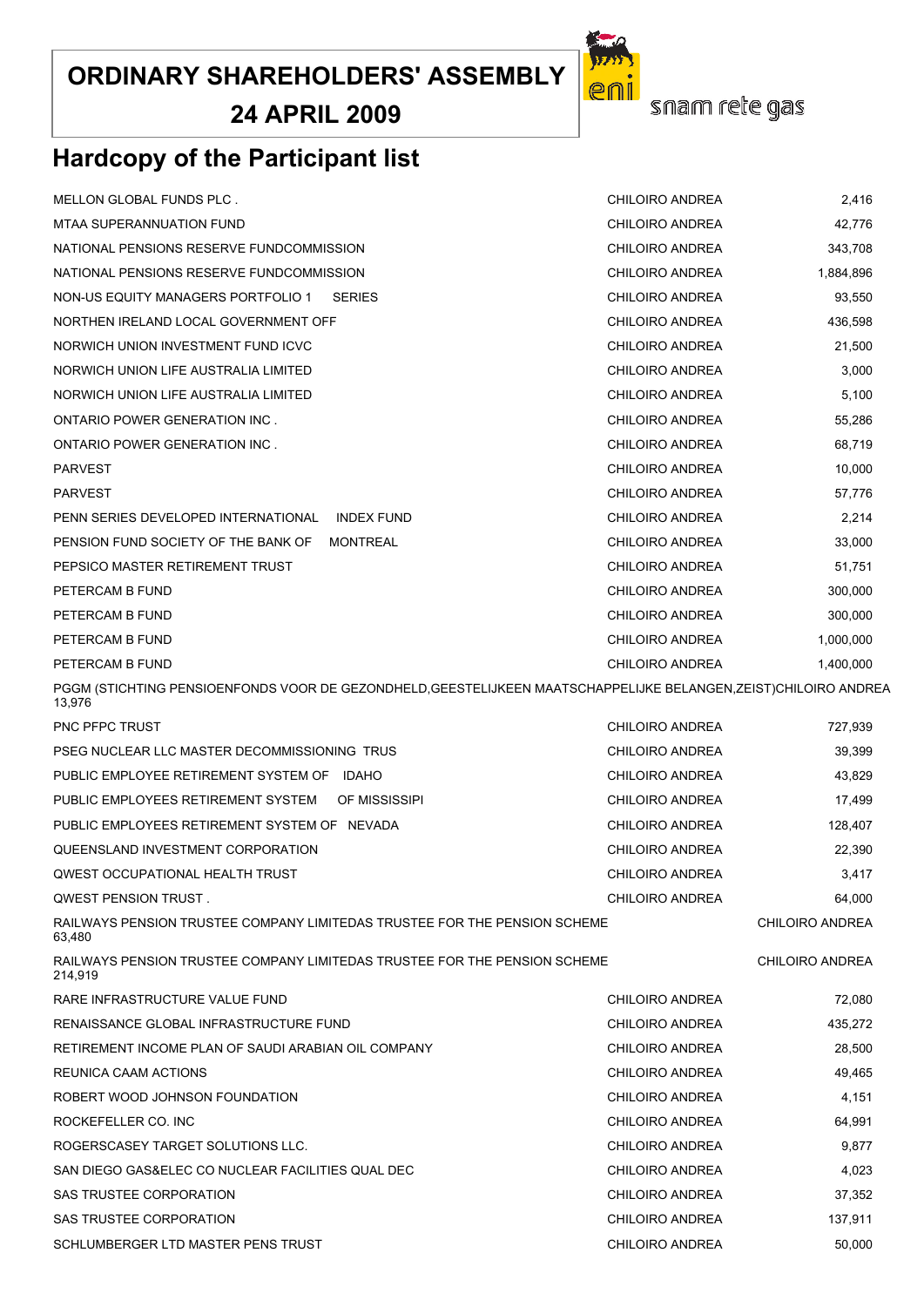# ORDINARY SHAREHOLDERS' ASSEMBLY
## 24 APRIL 2009

snam rete gas

## Hardcopy of the Participant list

| | | |
|---|---|---|
| MELLON GLOBAL FUNDS PLC . | CHILOIRO ANDREA | 2,416 |
| MTAA SUPERANNUATION FUND | CHILOIRO ANDREA | 42,776 |
| NATIONAL PENSIONS RESERVE FUNDCOMMISSION | CHILOIRO ANDREA | 343,708 |
| NATIONAL PENSIONS RESERVE FUNDCOMMISSION | CHILOIRO ANDREA | 1,884,896 |
| NON-US EQUITY MANAGERS PORTFOLIO 1 SERIES | CHILOIRO ANDREA | 93,550 |
| NORTHEN IRELAND LOCAL GOVERNMENT OFF | CHILOIRO ANDREA | 436,598 |
| NORWICH UNION INVESTMENT FUND ICVC | CHILOIRO ANDREA | 21,500 |
| NORWICH UNION LIFE AUSTRALIA LIMITED | CHILOIRO ANDREA | 3,000 |
| NORWICH UNION LIFE AUSTRALIA LIMITED | CHILOIRO ANDREA | 5,100 |
| ONTARIO POWER GENERATION INC . | CHILOIRO ANDREA | 55,286 |
| ONTARIO POWER GENERATION INC . | CHILOIRO ANDREA | 68,719 |
| PARVEST | CHILOIRO ANDREA | 10,000 |
| PARVEST | CHILOIRO ANDREA | 57,776 |
| PENN SERIES DEVELOPED INTERNATIONAL INDEX FUND | CHILOIRO ANDREA | 2,214 |
| PENSION FUND SOCIETY OF THE BANK OF MONTREAL | CHILOIRO ANDREA | 33,000 |
| PEPSICO MASTER RETIREMENT TRUST | CHILOIRO ANDREA | 51,751 |
| PETERCAM B FUND | CHILOIRO ANDREA | 300,000 |
| PETERCAM B FUND | CHILOIRO ANDREA | 300,000 |
| PETERCAM B FUND | CHILOIRO ANDREA | 1,000,000 |
| PETERCAM B FUND | CHILOIRO ANDREA | 1,400,000 |
| PGGM (STICHTING PENSIOENFONDS VOOR DE GEZONDHELD,GEESTELIJKEEN MAATSCHAPPELIJKE BELANGEN,ZEIST) | CHILOIRO ANDREA | 13,976 |
| PNC PFPC TRUST | CHILOIRO ANDREA | 727,939 |
| PSEG NUCLEAR LLC MASTER DECOMMISSIONING TRUS | CHILOIRO ANDREA | 39,399 |
| PUBLIC EMPLOYEE RETIREMENT SYSTEM OF IDAHO | CHILOIRO ANDREA | 43,829 |
| PUBLIC EMPLOYEES RETIREMENT SYSTEM OF MISSISSIPI | CHILOIRO ANDREA | 17,499 |
| PUBLIC EMPLOYEES RETIREMENT SYSTEM OF NEVADA | CHILOIRO ANDREA | 128,407 |
| QUEENSLAND INVESTMENT CORPORATION | CHILOIRO ANDREA | 22,390 |
| QWEST OCCUPATIONAL HEALTH TRUST | CHILOIRO ANDREA | 3,417 |
| QWEST PENSION TRUST . | CHILOIRO ANDREA | 64,000 |
| RAILWAYS PENSION TRUSTEE COMPANY LIMITEDAS TRUSTEE FOR THE PENSION SCHEME | CHILOIRO ANDREA | 63,480 |
| RAILWAYS PENSION TRUSTEE COMPANY LIMITEDAS TRUSTEE FOR THE PENSION SCHEME | CHILOIRO ANDREA | 214,919 |
| RARE INFRASTRUCTURE VALUE FUND | CHILOIRO ANDREA | 72,080 |
| RENAISSANCE GLOBAL INFRASTRUCTURE FUND | CHILOIRO ANDREA | 435,272 |
| RETIREMENT INCOME PLAN OF SAUDI ARABIAN OIL COMPANY | CHILOIRO ANDREA | 28,500 |
| REUNICA CAAM ACTIONS | CHILOIRO ANDREA | 49,465 |
| ROBERT WOOD JOHNSON FOUNDATION | CHILOIRO ANDREA | 4,151 |
| ROCKEFELLER CO. INC | CHILOIRO ANDREA | 64,991 |
| ROGERSCASEY TARGET SOLUTIONS LLC. | CHILOIRO ANDREA | 9,877 |
| SAN DIEGO GAS&ELEC CO NUCLEAR FACILITIES QUAL DEC | CHILOIRO ANDREA | 4,023 |
| SAS TRUSTEE CORPORATION | CHILOIRO ANDREA | 37,352 |
| SAS TRUSTEE CORPORATION | CHILOIRO ANDREA | 137,911 |
| SCHLUMBERGER LTD MASTER PENS TRUST | CHILOIRO ANDREA | 50,000 |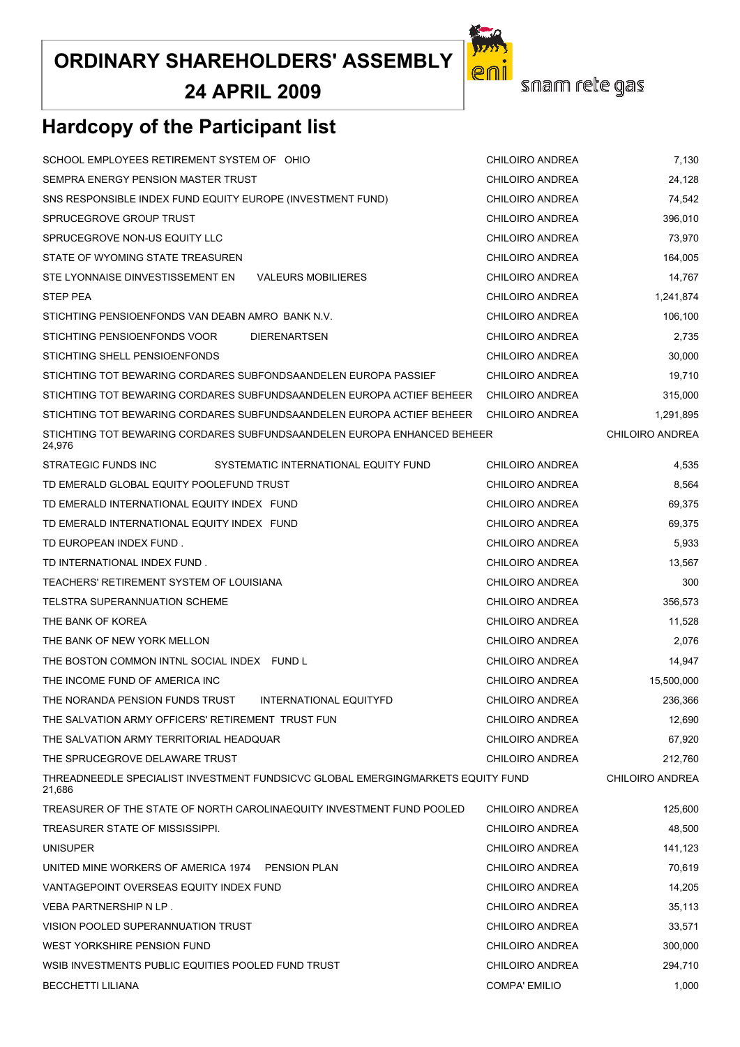# ORDINARY SHAREHOLDERS' ASSEMBLY
## 24 APRIL 2009

snam rete gas

## Hardcopy of the Participant list

| | | |
|---|---|---|
| SCHOOL EMPLOYEES RETIREMENT SYSTEM OF OHIO | CHILOIRO ANDREA | 7,130 |
| SEMPRA ENERGY PENSION MASTER TRUST | CHILOIRO ANDREA | 24,128 |
| SNS RESPONSIBLE INDEX FUND EQUITY EUROPE (INVESTMENT FUND) | CHILOIRO ANDREA | 74,542 |
| SPRUCEGROVE GROUP TRUST | CHILOIRO ANDREA | 396,010 |
| SPRUCEGROVE NON-US EQUITY LLC | CHILOIRO ANDREA | 73,970 |
| STATE OF WYOMING STATE TREASUREN | CHILOIRO ANDREA | 164,005 |
| STE LYONNAISE DINVESTISSEMENT EN VALEURS MOBILIERES | CHILOIRO ANDREA | 14,767 |
| STEP PEA | CHILOIRO ANDREA | 1,241,874 |
| STICHTING PENSIOENFONDS VAN DEABN AMRO BANK N.V. | CHILOIRO ANDREA | 106,100 |
| STICHTING PENSIOENFONDS VOOR DIERENARTSEN | CHILOIRO ANDREA | 2,735 |
| STICHTING SHELL PENSIOENFONDS | CHILOIRO ANDREA | 30,000 |
| STICHTING TOT BEWARING CORDARES SUBFONDSAANDELEN EUROPA PASSIEF | CHILOIRO ANDREA | 19,710 |
| STICHTING TOT BEWARING CORDARES SUBFUNDSAANDELEN EUROPA ACTIEF BEHEER | CHILOIRO ANDREA | 315,000 |
| STICHTING TOT BEWARING CORDARES SUBFUNDSAANDELEN EUROPA ACTIEF BEHEER | CHILOIRO ANDREA | 1,291,895 |
| STICHTING TOT BEWARING CORDARES SUBFUNDSAANDELEN EUROPA ENHANCED BEHEER | CHILOIRO ANDREA | 24,976 |
| STRATEGIC FUNDS INC SYSTEMATIC INTERNATIONAL EQUITY FUND | CHILOIRO ANDREA | 4,535 |
| TD EMERALD GLOBAL EQUITY POOLEFUND TRUST | CHILOIRO ANDREA | 8,564 |
| TD EMERALD INTERNATIONAL EQUITY INDEX FUND | CHILOIRO ANDREA | 69,375 |
| TD EMERALD INTERNATIONAL EQUITY INDEX FUND | CHILOIRO ANDREA | 69,375 |
| TD EUROPEAN INDEX FUND . | CHILOIRO ANDREA | 5,933 |
| TD INTERNATIONAL INDEX FUND . | CHILOIRO ANDREA | 13,567 |
| TEACHERS' RETIREMENT SYSTEM OF LOUISIANA | CHILOIRO ANDREA | 300 |
| TELSTRA SUPERANNUATION SCHEME | CHILOIRO ANDREA | 356,573 |
| THE BANK OF KOREA | CHILOIRO ANDREA | 11,528 |
| THE BANK OF NEW YORK MELLON | CHILOIRO ANDREA | 2,076 |
| THE BOSTON COMMON INTNL SOCIAL INDEX FUND L | CHILOIRO ANDREA | 14,947 |
| THE INCOME FUND OF AMERICA INC | CHILOIRO ANDREA | 15,500,000 |
| THE NORANDA PENSION FUNDS TRUST INTERNATIONAL EQUITYFD | CHILOIRO ANDREA | 236,366 |
| THE SALVATION ARMY OFFICERS' RETIREMENT TRUST FUN | CHILOIRO ANDREA | 12,690 |
| THE SALVATION ARMY TERRITORIAL HEADQUAR | CHILOIRO ANDREA | 67,920 |
| THE SPRUCEGROVE DELAWARE TRUST | CHILOIRO ANDREA | 212,760 |
| THREADNEEDLE SPECIALIST INVESTMENT FUNDSICVC GLOBAL EMERGINGMARKETS EQUITY FUND | CHILOIRO ANDREA | 21,686 |
| TREASURER OF THE STATE OF NORTH CAROLINAEQUITY INVESTMENT FUND POOLED | CHILOIRO ANDREA | 125,600 |
| TREASURER STATE OF MISSISSIPPI. | CHILOIRO ANDREA | 48,500 |
| UNISUPER | CHILOIRO ANDREA | 141,123 |
| UNITED MINE WORKERS OF AMERICA 1974 PENSION PLAN | CHILOIRO ANDREA | 70,619 |
| VANTAGEPOINT OVERSEAS EQUITY INDEX FUND | CHILOIRO ANDREA | 14,205 |
| VEBA PARTNERSHIP N LP . | CHILOIRO ANDREA | 35,113 |
| VISION POOLED SUPERANNUATION TRUST | CHILOIRO ANDREA | 33,571 |
| WEST YORKSHIRE PENSION FUND | CHILOIRO ANDREA | 300,000 |
| WSIB INVESTMENTS PUBLIC EQUITIES POOLED FUND TRUST | CHILOIRO ANDREA | 294,710 |
| BECCHETTI LILIANA | COMPA' EMILIO | 1,000 |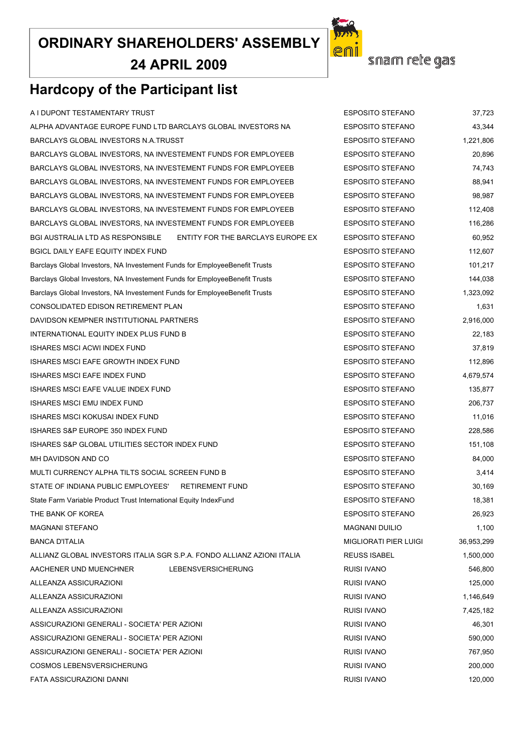# ORDINARY SHAREHOLDERS' ASSEMBLY

## 24 APRIL 2009

eni snam rete gas

## Hardcopy of the Participant list

| | | |
|---|---|---|
| A I DUPONT TESTAMENTARY TRUST | ESPOSITO STEFANO | 37,723 |
| ALPHA ADVANTAGE EUROPE FUND LTD BARCLAYS GLOBAL INVESTORS NA | ESPOSITO STEFANO | 43,344 |
| BARCLAYS GLOBAL INVESTORS N.A.TRUSST | ESPOSITO STEFANO | 1,221,806 |
| BARCLAYS GLOBAL INVESTORS, NA INVESTEMENT FUNDS FOR EMPLOYEEB | ESPOSITO STEFANO | 20,896 |
| BARCLAYS GLOBAL INVESTORS, NA INVESTEMENT FUNDS FOR EMPLOYEEB | ESPOSITO STEFANO | 74,743 |
| BARCLAYS GLOBAL INVESTORS, NA INVESTEMENT FUNDS FOR EMPLOYEEB | ESPOSITO STEFANO | 88,941 |
| BARCLAYS GLOBAL INVESTORS, NA INVESTEMENT FUNDS FOR EMPLOYEEB | ESPOSITO STEFANO | 98,987 |
| BARCLAYS GLOBAL INVESTORS, NA INVESTEMENT FUNDS FOR EMPLOYEEB | ESPOSITO STEFANO | 112,408 |
| BARCLAYS GLOBAL INVESTORS, NA INVESTEMENT FUNDS FOR EMPLOYEEB | ESPOSITO STEFANO | 116,286 |
| BGI AUSTRALIA LTD AS RESPONSIBLE ENTITY FOR THE BARCLAYS EUROPE EX | ESPOSITO STEFANO | 60,952 |
| BGICL DAILY EAFE EQUITY INDEX FUND | ESPOSITO STEFANO | 112,607 |
| Barclays Global Investors, NA Investement Funds for EmployeeBenefit Trusts | ESPOSITO STEFANO | 101,217 |
| Barclays Global Investors, NA Investement Funds for EmployeeBenefit Trusts | ESPOSITO STEFANO | 144,038 |
| Barclays Global Investors, NA Investement Funds for EmployeeBenefit Trusts | ESPOSITO STEFANO | 1,323,092 |
| CONSOLIDATED EDISON RETIREMENT PLAN | ESPOSITO STEFANO | 1,631 |
| DAVIDSON KEMPNER INSTITUTIONAL PARTNERS | ESPOSITO STEFANO | 2,916,000 |
| INTERNATIONAL EQUITY INDEX PLUS FUND B | ESPOSITO STEFANO | 22,183 |
| ISHARES MSCI ACWI INDEX FUND | ESPOSITO STEFANO | 37,819 |
| ISHARES MSCI EAFE GROWTH INDEX FUND | ESPOSITO STEFANO | 112,896 |
| ISHARES MSCI EAFE INDEX FUND | ESPOSITO STEFANO | 4,679,574 |
| ISHARES MSCI EAFE VALUE INDEX FUND | ESPOSITO STEFANO | 135,877 |
| ISHARES MSCI EMU INDEX FUND | ESPOSITO STEFANO | 206,737 |
| ISHARES MSCI KOKUSAI INDEX FUND | ESPOSITO STEFANO | 11,016 |
| ISHARES S&P EUROPE 350 INDEX FUND | ESPOSITO STEFANO | 228,586 |
| ISHARES S&P GLOBAL UTILITIES SECTOR INDEX FUND | ESPOSITO STEFANO | 151,108 |
| MH DAVIDSON AND CO | ESPOSITO STEFANO | 84,000 |
| MULTI CURRENCY ALPHA TILTS SOCIAL SCREEN FUND B | ESPOSITO STEFANO | 3,414 |
| STATE OF INDIANA PUBLIC EMPLOYEES' RETIREMENT FUND | ESPOSITO STEFANO | 30,169 |
| State Farm Variable Product Trust International Equity IndexFund | ESPOSITO STEFANO | 18,381 |
| THE BANK OF KOREA | ESPOSITO STEFANO | 26,923 |
| MAGNANI STEFANO | MAGNANI DUILIO | 1,100 |
| BANCA D'ITALIA | MIGLIORATI PIER LUIGI | 36,953,299 |
| ALLIANZ GLOBAL INVESTORS ITALIA SGR S.P.A. FONDO ALLIANZ AZIONI ITALIA | REUSS ISABEL | 1,500,000 |
| AACHENER UND MUENCHNER LEBENSVERSICHERUNG | RUISI IVANO | 546,800 |
| ALLEANZA ASSICURAZIONI | RUISI IVANO | 125,000 |
| ALLEANZA ASSICURAZIONI | RUISI IVANO | 1,146,649 |
| ALLEANZA ASSICURAZIONI | RUISI IVANO | 7,425,182 |
| ASSICURAZIONI GENERALI - SOCIETA' PER AZIONI | RUISI IVANO | 46,301 |
| ASSICURAZIONI GENERALI - SOCIETA' PER AZIONI | RUISI IVANO | 590,000 |
| ASSICURAZIONI GENERALI - SOCIETA' PER AZIONI | RUISI IVANO | 767,950 |
| COSMOS LEBENSVERSICHERUNG | RUISI IVANO | 200,000 |
| FATA ASSICURAZIONI DANNI | RUISI IVANO | 120,000 |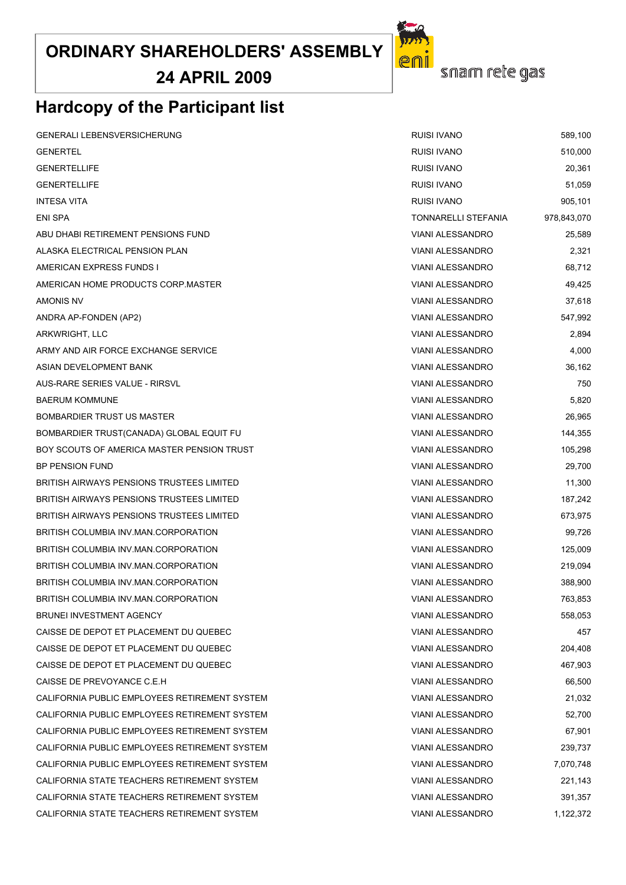# ORDINARY SHAREHOLDERS' ASSEMBLY
## 24 APRIL 2009

snam rete gas

## Hardcopy of the Participant list

| | | |
|---|---|---|
| GENERALI LEBENSVERSICHERUNG | RUISI IVANO | 589,100 |
| GENERTEL | RUISI IVANO | 510,000 |
| GENERTELLIFE | RUISI IVANO | 20,361 |
| GENERTELLIFE | RUISI IVANO | 51,059 |
| INTESA VITA | RUISI IVANO | 905,101 |
| ENI SPA | TONNARELLI STEFANIA | 978,843,070 |
| ABU DHABI RETIREMENT PENSIONS FUND | VIANI ALESSANDRO | 25,589 |
| ALASKA ELECTRICAL PENSION PLAN | VIANI ALESSANDRO | 2,321 |
| AMERICAN EXPRESS FUNDS I | VIANI ALESSANDRO | 68,712 |
| AMERICAN HOME PRODUCTS CORP.MASTER | VIANI ALESSANDRO | 49,425 |
| AMONIS NV | VIANI ALESSANDRO | 37,618 |
| ANDRA AP-FONDEN (AP2) | VIANI ALESSANDRO | 547,992 |
| ARKWRIGHT, LLC | VIANI ALESSANDRO | 2,894 |
| ARMY AND AIR FORCE EXCHANGE SERVICE | VIANI ALESSANDRO | 4,000 |
| ASIAN DEVELOPMENT BANK | VIANI ALESSANDRO | 36,162 |
| AUS-RARE SERIES VALUE - RIRSVL | VIANI ALESSANDRO | 750 |
| BAERUM KOMMUNE | VIANI ALESSANDRO | 5,820 |
| BOMBARDIER TRUST US MASTER | VIANI ALESSANDRO | 26,965 |
| BOMBARDIER TRUST(CANADA) GLOBAL EQUIT FU | VIANI ALESSANDRO | 144,355 |
| BOY SCOUTS OF AMERICA MASTER PENSION TRUST | VIANI ALESSANDRO | 105,298 |
| BP PENSION FUND | VIANI ALESSANDRO | 29,700 |
| BRITISH AIRWAYS PENSIONS TRUSTEES LIMITED | VIANI ALESSANDRO | 11,300 |
| BRITISH AIRWAYS PENSIONS TRUSTEES LIMITED | VIANI ALESSANDRO | 187,242 |
| BRITISH AIRWAYS PENSIONS TRUSTEES LIMITED | VIANI ALESSANDRO | 673,975 |
| BRITISH COLUMBIA INV.MAN.CORPORATION | VIANI ALESSANDRO | 99,726 |
| BRITISH COLUMBIA INV.MAN.CORPORATION | VIANI ALESSANDRO | 125,009 |
| BRITISH COLUMBIA INV.MAN.CORPORATION | VIANI ALESSANDRO | 219,094 |
| BRITISH COLUMBIA INV.MAN.CORPORATION | VIANI ALESSANDRO | 388,900 |
| BRITISH COLUMBIA INV.MAN.CORPORATION | VIANI ALESSANDRO | 763,853 |
| BRUNEI INVESTMENT AGENCY | VIANI ALESSANDRO | 558,053 |
| CAISSE DE DEPOT ET PLACEMENT DU QUEBEC | VIANI ALESSANDRO | 457 |
| CAISSE DE DEPOT ET PLACEMENT DU QUEBEC | VIANI ALESSANDRO | 204,408 |
| CAISSE DE DEPOT ET PLACEMENT DU QUEBEC | VIANI ALESSANDRO | 467,903 |
| CAISSE DE PREVOYANCE C.E.H | VIANI ALESSANDRO | 66,500 |
| CALIFORNIA PUBLIC EMPLOYEES RETIREMENT SYSTEM | VIANI ALESSANDRO | 21,032 |
| CALIFORNIA PUBLIC EMPLOYEES RETIREMENT SYSTEM | VIANI ALESSANDRO | 52,700 |
| CALIFORNIA PUBLIC EMPLOYEES RETIREMENT SYSTEM | VIANI ALESSANDRO | 67,901 |
| CALIFORNIA PUBLIC EMPLOYEES RETIREMENT SYSTEM | VIANI ALESSANDRO | 239,737 |
| CALIFORNIA PUBLIC EMPLOYEES RETIREMENT SYSTEM | VIANI ALESSANDRO | 7,070,748 |
| CALIFORNIA STATE TEACHERS RETIREMENT SYSTEM | VIANI ALESSANDRO | 221,143 |
| CALIFORNIA STATE TEACHERS RETIREMENT SYSTEM | VIANI ALESSANDRO | 391,357 |
| CALIFORNIA STATE TEACHERS RETIREMENT SYSTEM | VIANI ALESSANDRO | 1,122,372 |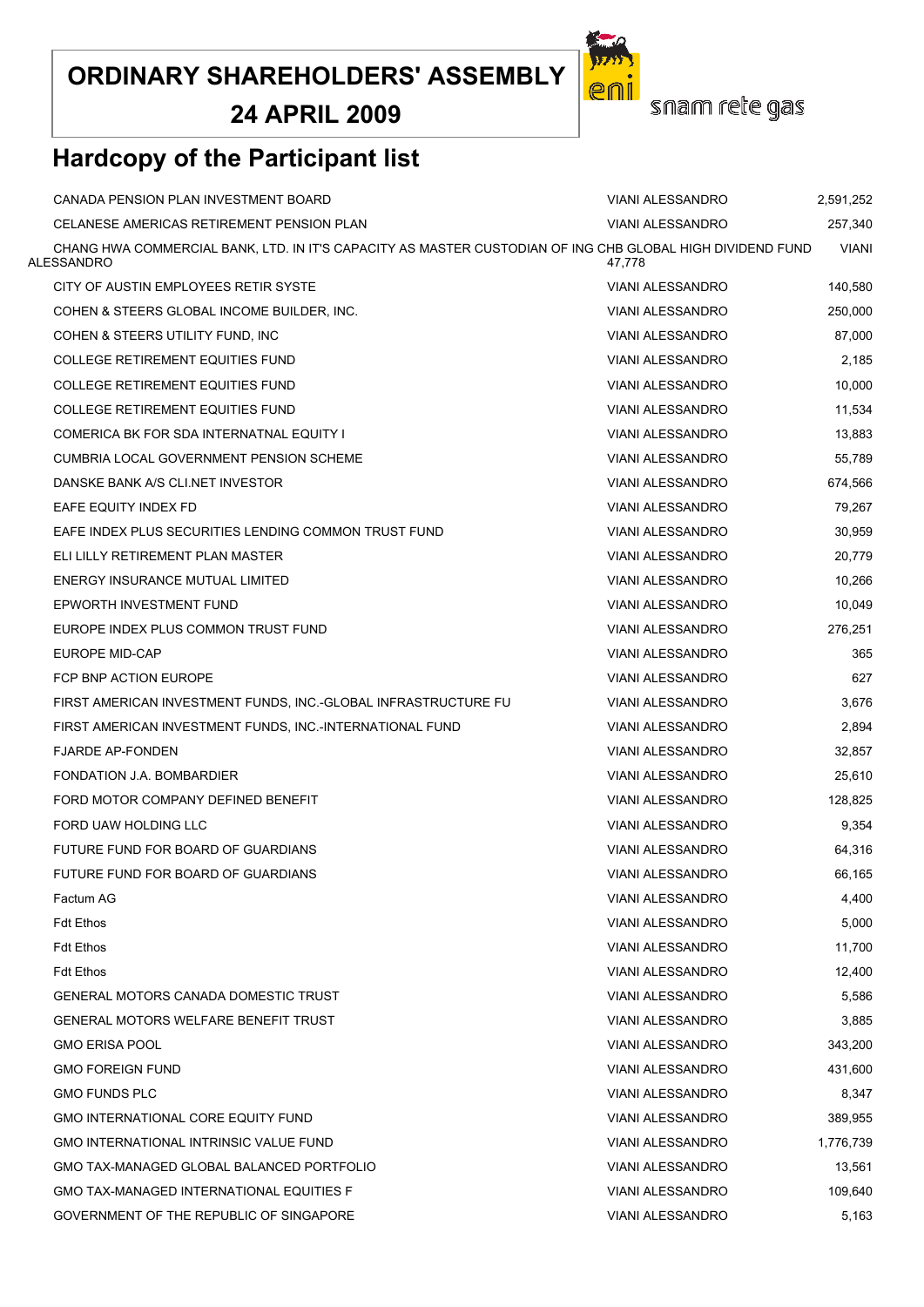# ORDINARY SHAREHOLDERS' ASSEMBLY
## 24 APRIL 2009

snam rete gas

## Hardcopy of the Participant list

| | | |
|---|---|---|
| CANADA PENSION PLAN INVESTMENT BOARD | VIANI ALESSANDRO | 2,591,252 |
| CELANESE AMERICAS RETIREMENT PENSION PLAN | VIANI ALESSANDRO | 257,340 |
| CHANG HWA COMMERCIAL BANK, LTD. IN IT'S CAPACITY AS MASTER CUSTODIAN OF ING CHB GLOBAL HIGH DIVIDEND FUND | VIANI ALESSANDRO | 47,778 |
| CITY OF AUSTIN EMPLOYEES RETIR SYSTE | VIANI ALESSANDRO | 140,580 |
| COHEN & STEERS GLOBAL INCOME BUILDER, INC. | VIANI ALESSANDRO | 250,000 |
| COHEN & STEERS UTILITY FUND, INC | VIANI ALESSANDRO | 87,000 |
| COLLEGE RETIREMENT EQUITIES FUND | VIANI ALESSANDRO | 2,185 |
| COLLEGE RETIREMENT EQUITIES FUND | VIANI ALESSANDRO | 10,000 |
| COLLEGE RETIREMENT EQUITIES FUND | VIANI ALESSANDRO | 11,534 |
| COMERICA BK FOR SDA INTERNATNAL EQUITY I | VIANI ALESSANDRO | 13,883 |
| CUMBRIA LOCAL GOVERNMENT PENSION SCHEME | VIANI ALESSANDRO | 55,789 |
| DANSKE BANK A/S CLI.NET INVESTOR | VIANI ALESSANDRO | 674,566 |
| EAFE EQUITY INDEX FD | VIANI ALESSANDRO | 79,267 |
| EAFE INDEX PLUS SECURITIES LENDING COMMON TRUST FUND | VIANI ALESSANDRO | 30,959 |
| ELI LILLY RETIREMENT PLAN MASTER | VIANI ALESSANDRO | 20,779 |
| ENERGY INSURANCE MUTUAL LIMITED | VIANI ALESSANDRO | 10,266 |
| EPWORTH INVESTMENT FUND | VIANI ALESSANDRO | 10,049 |
| EUROPE INDEX PLUS COMMON TRUST FUND | VIANI ALESSANDRO | 276,251 |
| EUROPE MID-CAP | VIANI ALESSANDRO | 365 |
| FCP BNP ACTION EUROPE | VIANI ALESSANDRO | 627 |
| FIRST AMERICAN INVESTMENT FUNDS, INC.-GLOBAL INFRASTRUCTURE FU | VIANI ALESSANDRO | 3,676 |
| FIRST AMERICAN INVESTMENT FUNDS, INC.-INTERNATIONAL FUND | VIANI ALESSANDRO | 2,894 |
| FJARDE AP-FONDEN | VIANI ALESSANDRO | 32,857 |
| FONDATION J.A. BOMBARDIER | VIANI ALESSANDRO | 25,610 |
| FORD MOTOR COMPANY DEFINED BENEFIT | VIANI ALESSANDRO | 128,825 |
| FORD UAW HOLDING LLC | VIANI ALESSANDRO | 9,354 |
| FUTURE FUND FOR BOARD OF GUARDIANS | VIANI ALESSANDRO | 64,316 |
| FUTURE FUND FOR BOARD OF GUARDIANS | VIANI ALESSANDRO | 66,165 |
| Factum AG | VIANI ALESSANDRO | 4,400 |
| Fdt Ethos | VIANI ALESSANDRO | 5,000 |
| Fdt Ethos | VIANI ALESSANDRO | 11,700 |
| Fdt Ethos | VIANI ALESSANDRO | 12,400 |
| GENERAL MOTORS CANADA DOMESTIC TRUST | VIANI ALESSANDRO | 5,586 |
| GENERAL MOTORS WELFARE BENEFIT TRUST | VIANI ALESSANDRO | 3,885 |
| GMO ERISA POOL | VIANI ALESSANDRO | 343,200 |
| GMO FOREIGN FUND | VIANI ALESSANDRO | 431,600 |
| GMO FUNDS PLC | VIANI ALESSANDRO | 8,347 |
| GMO INTERNATIONAL CORE EQUITY FUND | VIANI ALESSANDRO | 389,955 |
| GMO INTERNATIONAL INTRINSIC VALUE FUND | VIANI ALESSANDRO | 1,776,739 |
| GMO TAX-MANAGED GLOBAL BALANCED PORTFOLIO | VIANI ALESSANDRO | 13,561 |
| GMO TAX-MANAGED INTERNATIONAL EQUITIES F | VIANI ALESSANDRO | 109,640 |
| GOVERNMENT OF THE REPUBLIC OF SINGAPORE | VIANI ALESSANDRO | 5,163 |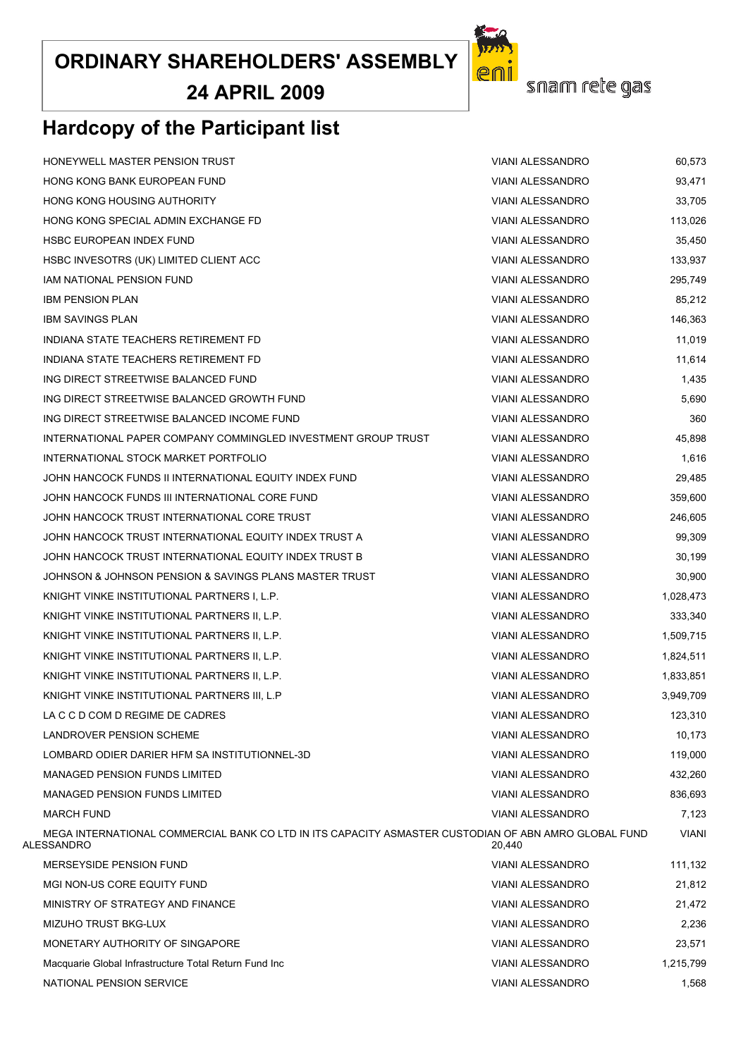# ORDINARY SHAREHOLDERS' ASSEMBLY

## 24 APRIL 2009

eni snam rete gas

## Hardcopy of the Participant list

| | | |
|---|---|---|
| HONEYWELL MASTER PENSION TRUST | VIANI ALESSANDRO | 60,573 |
| HONG KONG BANK EUROPEAN FUND | VIANI ALESSANDRO | 93,471 |
| HONG KONG HOUSING AUTHORITY | VIANI ALESSANDRO | 33,705 |
| HONG KONG SPECIAL ADMIN EXCHANGE FD | VIANI ALESSANDRO | 113,026 |
| HSBC EUROPEAN INDEX FUND | VIANI ALESSANDRO | 35,450 |
| HSBC INVESOTRS (UK) LIMITED CLIENT ACC | VIANI ALESSANDRO | 133,937 |
| IAM NATIONAL PENSION FUND | VIANI ALESSANDRO | 295,749 |
| IBM PENSION PLAN | VIANI ALESSANDRO | 85,212 |
| IBM SAVINGS PLAN | VIANI ALESSANDRO | 146,363 |
| INDIANA STATE TEACHERS RETIREMENT FD | VIANI ALESSANDRO | 11,019 |
| INDIANA STATE TEACHERS RETIREMENT FD | VIANI ALESSANDRO | 11,614 |
| ING DIRECT STREETWISE BALANCED FUND | VIANI ALESSANDRO | 1,435 |
| ING DIRECT STREETWISE BALANCED GROWTH FUND | VIANI ALESSANDRO | 5,690 |
| ING DIRECT STREETWISE BALANCED INCOME FUND | VIANI ALESSANDRO | 360 |
| INTERNATIONAL PAPER COMPANY COMMINGLED INVESTMENT GROUP TRUST | VIANI ALESSANDRO | 45,898 |
| INTERNATIONAL STOCK MARKET PORTFOLIO | VIANI ALESSANDRO | 1,616 |
| JOHN HANCOCK FUNDS II INTERNATIONAL EQUITY INDEX FUND | VIANI ALESSANDRO | 29,485 |
| JOHN HANCOCK FUNDS III INTERNATIONAL CORE FUND | VIANI ALESSANDRO | 359,600 |
| JOHN HANCOCK TRUST INTERNATIONAL CORE TRUST | VIANI ALESSANDRO | 246,605 |
| JOHN HANCOCK TRUST INTERNATIONAL EQUITY INDEX TRUST A | VIANI ALESSANDRO | 99,309 |
| JOHN HANCOCK TRUST INTERNATIONAL EQUITY INDEX TRUST B | VIANI ALESSANDRO | 30,199 |
| JOHNSON & JOHNSON PENSION & SAVINGS PLANS MASTER TRUST | VIANI ALESSANDRO | 30,900 |
| KNIGHT VINKE INSTITUTIONAL PARTNERS I, L.P. | VIANI ALESSANDRO | 1,028,473 |
| KNIGHT VINKE INSTITUTIONAL PARTNERS II, L.P. | VIANI ALESSANDRO | 333,340 |
| KNIGHT VINKE INSTITUTIONAL PARTNERS II, L.P. | VIANI ALESSANDRO | 1,509,715 |
| KNIGHT VINKE INSTITUTIONAL PARTNERS II, L.P. | VIANI ALESSANDRO | 1,824,511 |
| KNIGHT VINKE INSTITUTIONAL PARTNERS II, L.P. | VIANI ALESSANDRO | 1,833,851 |
| KNIGHT VINKE INSTITUTIONAL PARTNERS III, L.P | VIANI ALESSANDRO | 3,949,709 |
| LA C C D COM D REGIME DE CADRES | VIANI ALESSANDRO | 123,310 |
| LANDROVER PENSION SCHEME | VIANI ALESSANDRO | 10,173 |
| LOMBARD ODIER DARIER HFM SA INSTITUTIONNEL-3D | VIANI ALESSANDRO | 119,000 |
| MANAGED PENSION FUNDS LIMITED | VIANI ALESSANDRO | 432,260 |
| MANAGED PENSION FUNDS LIMITED | VIANI ALESSANDRO | 836,693 |
| MARCH FUND | VIANI ALESSANDRO | 7,123 |
| MEGA INTERNATIONAL COMMERCIAL BANK CO LTD IN ITS CAPACITY ASMASTER CUSTODIAN OF ABN AMRO GLOBAL FUND | VIANI ALESSANDRO | 20,440 |
| MERSEYSIDE PENSION FUND | VIANI ALESSANDRO | 111,132 |
| MGI NON-US CORE EQUITY FUND | VIANI ALESSANDRO | 21,812 |
| MINISTRY OF STRATEGY AND FINANCE | VIANI ALESSANDRO | 21,472 |
| MIZUHO TRUST BKG-LUX | VIANI ALESSANDRO | 2,236 |
| MONETARY AUTHORITY OF SINGAPORE | VIANI ALESSANDRO | 23,571 |
| Macquarie Global Infrastructure Total Return Fund Inc | VIANI ALESSANDRO | 1,215,799 |
| NATIONAL PENSION SERVICE | VIANI ALESSANDRO | 1,568 |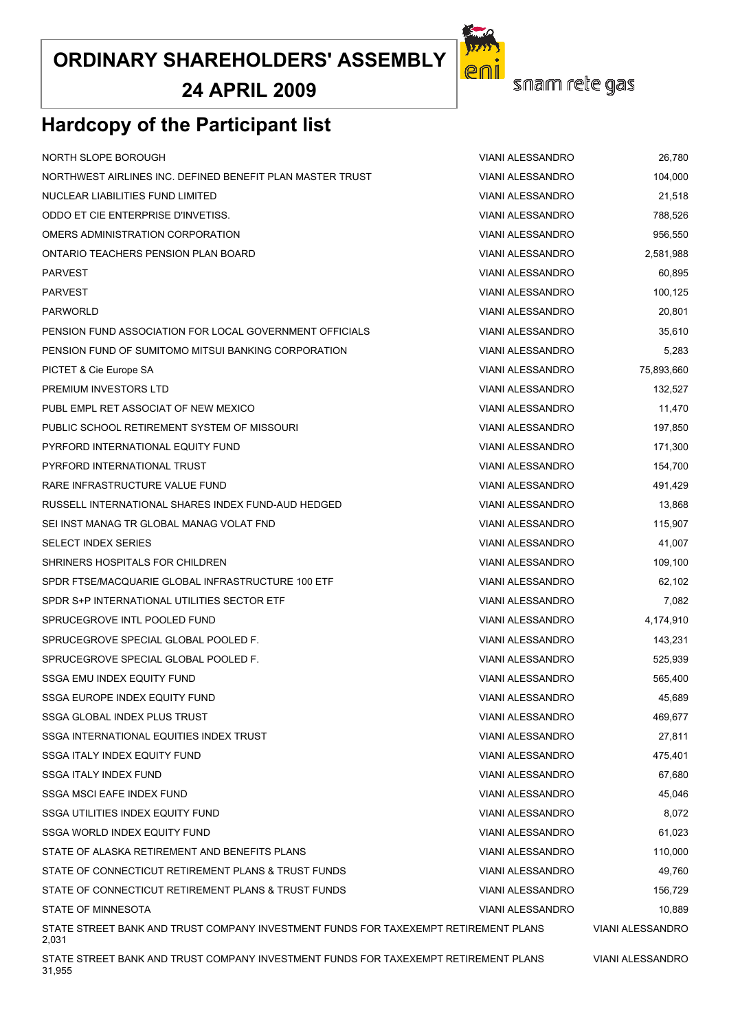# ORDINARY SHAREHOLDERS' ASSEMBLY
## 24 APRIL 2009

snam rete gas

## Hardcopy of the Participant list

| | | |
|---|---|---|
| NORTH SLOPE BOROUGH | VIANI ALESSANDRO | 26,780 |
| NORTHWEST AIRLINES INC. DEFINED BENEFIT PLAN MASTER TRUST | VIANI ALESSANDRO | 104,000 |
| NUCLEAR LIABILITIES FUND LIMITED | VIANI ALESSANDRO | 21,518 |
| ODDO ET CIE ENTERPRISE D'INVETISS. | VIANI ALESSANDRO | 788,526 |
| OMERS ADMINISTRATION CORPORATION | VIANI ALESSANDRO | 956,550 |
| ONTARIO TEACHERS PENSION PLAN BOARD | VIANI ALESSANDRO | 2,581,988 |
| PARVEST | VIANI ALESSANDRO | 60,895 |
| PARVEST | VIANI ALESSANDRO | 100,125 |
| PARWORLD | VIANI ALESSANDRO | 20,801 |
| PENSION FUND ASSOCIATION FOR LOCAL GOVERNMENT OFFICIALS | VIANI ALESSANDRO | 35,610 |
| PENSION FUND OF SUMITOMO MITSUI BANKING CORPORATION | VIANI ALESSANDRO | 5,283 |
| PICTET & Cie Europe SA | VIANI ALESSANDRO | 75,893,660 |
| PREMIUM INVESTORS LTD | VIANI ALESSANDRO | 132,527 |
| PUBL EMPL RET ASSOCIAT OF NEW MEXICO | VIANI ALESSANDRO | 11,470 |
| PUBLIC SCHOOL RETIREMENT SYSTEM OF MISSOURI | VIANI ALESSANDRO | 197,850 |
| PYRFORD INTERNATIONAL EQUITY FUND | VIANI ALESSANDRO | 171,300 |
| PYRFORD INTERNATIONAL TRUST | VIANI ALESSANDRO | 154,700 |
| RARE INFRASTRUCTURE VALUE FUND | VIANI ALESSANDRO | 491,429 |
| RUSSELL INTERNATIONAL SHARES INDEX FUND-AUD HEDGED | VIANI ALESSANDRO | 13,868 |
| SEI INST MANAG TR GLOBAL MANAG VOLAT FND | VIANI ALESSANDRO | 115,907 |
| SELECT INDEX SERIES | VIANI ALESSANDRO | 41,007 |
| SHRINERS HOSPITALS FOR CHILDREN | VIANI ALESSANDRO | 109,100 |
| SPDR FTSE/MACQUARIE GLOBAL INFRASTRUCTURE 100 ETF | VIANI ALESSANDRO | 62,102 |
| SPDR S+P INTERNATIONAL UTILITIES SECTOR ETF | VIANI ALESSANDRO | 7,082 |
| SPRUCEGROVE INTL POOLED FUND | VIANI ALESSANDRO | 4,174,910 |
| SPRUCEGROVE SPECIAL GLOBAL POOLED F. | VIANI ALESSANDRO | 143,231 |
| SPRUCEGROVE SPECIAL GLOBAL POOLED F. | VIANI ALESSANDRO | 525,939 |
| SSGA EMU INDEX EQUITY FUND | VIANI ALESSANDRO | 565,400 |
| SSGA EUROPE INDEX EQUITY FUND | VIANI ALESSANDRO | 45,689 |
| SSGA GLOBAL INDEX PLUS TRUST | VIANI ALESSANDRO | 469,677 |
| SSGA INTERNATIONAL EQUITIES INDEX TRUST | VIANI ALESSANDRO | 27,811 |
| SSGA ITALY INDEX EQUITY FUND | VIANI ALESSANDRO | 475,401 |
| SSGA ITALY INDEX FUND | VIANI ALESSANDRO | 67,680 |
| SSGA MSCI EAFE INDEX FUND | VIANI ALESSANDRO | 45,046 |
| SSGA UTILITIES INDEX EQUITY FUND | VIANI ALESSANDRO | 8,072 |
| SSGA WORLD INDEX EQUITY FUND | VIANI ALESSANDRO | 61,023 |
| STATE OF ALASKA RETIREMENT AND BENEFITS PLANS | VIANI ALESSANDRO | 110,000 |
| STATE OF CONNECTICUT RETIREMENT PLANS & TRUST FUNDS | VIANI ALESSANDRO | 49,760 |
| STATE OF CONNECTICUT RETIREMENT PLANS & TRUST FUNDS | VIANI ALESSANDRO | 156,729 |
| STATE OF MINNESOTA | VIANI ALESSANDRO | 10,889 |
| STATE STREET BANK AND TRUST COMPANY INVESTMENT FUNDS FOR TAXEXEMPT RETIREMENT PLANS | VIANI ALESSANDRO | 2,031 |
| STATE STREET BANK AND TRUST COMPANY INVESTMENT FUNDS FOR TAXEXEMPT RETIREMENT PLANS | VIANI ALESSANDRO | 31,955 |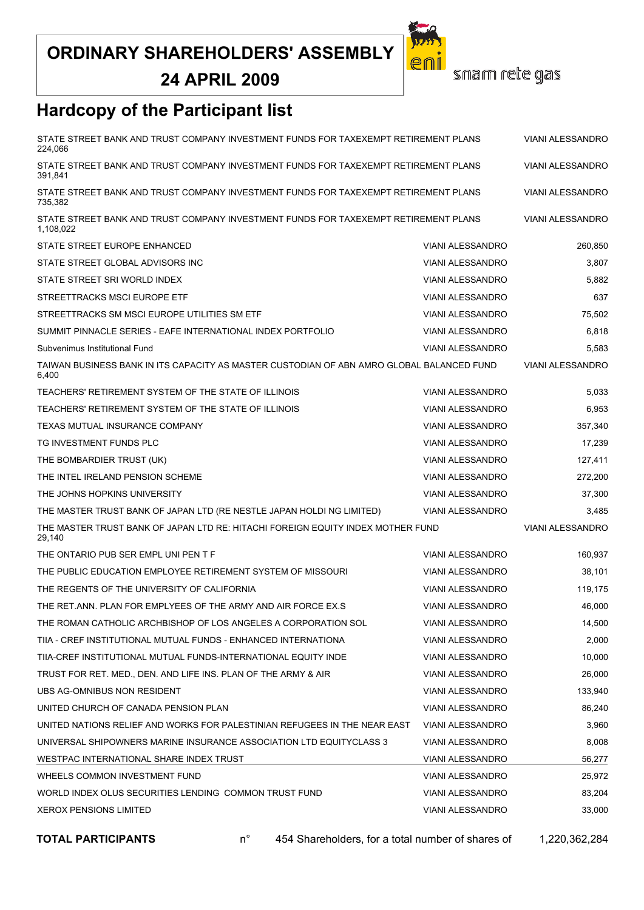# ORDINARY SHAREHOLDERS' ASSEMBLY

## 24 APRIL 2009

snam rete gas

## Hardcopy of the Participant list

| | | |
|---|---|---|
| STATE STREET BANK AND TRUST COMPANY INVESTMENT FUNDS FOR TAXEXEMPT RETIREMENT PLANS | VIANI ALESSANDRO | 224,066 |
| STATE STREET BANK AND TRUST COMPANY INVESTMENT FUNDS FOR TAXEXEMPT RETIREMENT PLANS | VIANI ALESSANDRO | 391,841 |
| STATE STREET BANK AND TRUST COMPANY INVESTMENT FUNDS FOR TAXEXEMPT RETIREMENT PLANS | VIANI ALESSANDRO | 735,382 |
| STATE STREET BANK AND TRUST COMPANY INVESTMENT FUNDS FOR TAXEXEMPT RETIREMENT PLANS | VIANI ALESSANDRO | 1,108,022 |
| STATE STREET EUROPE ENHANCED | VIANI ALESSANDRO | 260,850 |
| STATE STREET GLOBAL ADVISORS INC | VIANI ALESSANDRO | 3,807 |
| STATE STREET SRI WORLD INDEX | VIANI ALESSANDRO | 5,882 |
| STREETTRACKS MSCI EUROPE ETF | VIANI ALESSANDRO | 637 |
| STREETTRACKS SM MSCI EUROPE UTILITIES SM ETF | VIANI ALESSANDRO | 75,502 |
| SUMMIT PINNACLE SERIES - EAFE INTERNATIONAL INDEX PORTFOLIO | VIANI ALESSANDRO | 6,818 |
| Subvenimus Institutional Fund | VIANI ALESSANDRO | 5,583 |
| TAIWAN BUSINESS BANK IN ITS CAPACITY AS MASTER CUSTODIAN OF ABN AMRO GLOBAL BALANCED FUND | VIANI ALESSANDRO | 6,400 |
| TEACHERS' RETIREMENT SYSTEM OF THE STATE OF ILLINOIS | VIANI ALESSANDRO | 5,033 |
| TEACHERS' RETIREMENT SYSTEM OF THE STATE OF ILLINOIS | VIANI ALESSANDRO | 6,953 |
| TEXAS MUTUAL INSURANCE COMPANY | VIANI ALESSANDRO | 357,340 |
| TG INVESTMENT FUNDS PLC | VIANI ALESSANDRO | 17,239 |
| THE BOMBARDIER TRUST (UK) | VIANI ALESSANDRO | 127,411 |
| THE INTEL IRELAND PENSION SCHEME | VIANI ALESSANDRO | 272,200 |
| THE JOHNS HOPKINS UNIVERSITY | VIANI ALESSANDRO | 37,300 |
| THE MASTER TRUST BANK OF JAPAN LTD (RE NESTLE JAPAN HOLDI NG LIMITED) | VIANI ALESSANDRO | 3,485 |
| THE MASTER TRUST BANK OF JAPAN LTD RE: HITACHI FOREIGN EQUITY INDEX MOTHER FUND | VIANI ALESSANDRO | 29,140 |
| THE ONTARIO PUB SER EMPL UNI PEN T F | VIANI ALESSANDRO | 160,937 |
| THE PUBLIC EDUCATION EMPLOYEE RETIREMENT SYSTEM OF MISSOURI | VIANI ALESSANDRO | 38,101 |
| THE REGENTS OF THE UNIVERSITY OF CALIFORNIA | VIANI ALESSANDRO | 119,175 |
| THE RET.ANN. PLAN FOR EMPLYEES OF THE ARMY AND AIR FORCE EX.S | VIANI ALESSANDRO | 46,000 |
| THE ROMAN CATHOLIC ARCHBISHOP OF LOS ANGELES A CORPORATION SOL | VIANI ALESSANDRO | 14,500 |
| TIIA - CREF INSTITUTIONAL MUTUAL FUNDS - ENHANCED INTERNATIONA | VIANI ALESSANDRO | 2,000 |
| TIIA-CREF INSTITUTIONAL MUTUAL FUNDS-INTERNATIONAL EQUITY INDE | VIANI ALESSANDRO | 10,000 |
| TRUST FOR RET. MED., DEN. AND LIFE INS. PLAN OF THE ARMY & AIR | VIANI ALESSANDRO | 26,000 |
| UBS AG-OMNIBUS NON RESIDENT | VIANI ALESSANDRO | 133,940 |
| UNITED CHURCH OF CANADA PENSION PLAN | VIANI ALESSANDRO | 86,240 |
| UNITED NATIONS RELIEF AND WORKS FOR PALESTINIAN REFUGEES IN THE NEAR EAST | VIANI ALESSANDRO | 3,960 |
| UNIVERSAL SHIPOWNERS MARINE INSURANCE ASSOCIATION LTD EQUITYCLASS 3 | VIANI ALESSANDRO | 8,008 |
| WESTPAC INTERNATIONAL SHARE INDEX TRUST | VIANI ALESSANDRO | 56,277 |
| WHEELS COMMON INVESTMENT FUND | VIANI ALESSANDRO | 25,972 |
| WORLD INDEX OLUS SECURITIES LENDING COMMON TRUST FUND | VIANI ALESSANDRO | 83,204 |
| XEROX PENSIONS LIMITED | VIANI ALESSANDRO | 33,000 |

**TOTAL PARTICIPANTS** n° 454 Shareholders, for a total number of shares of 1,220,362,284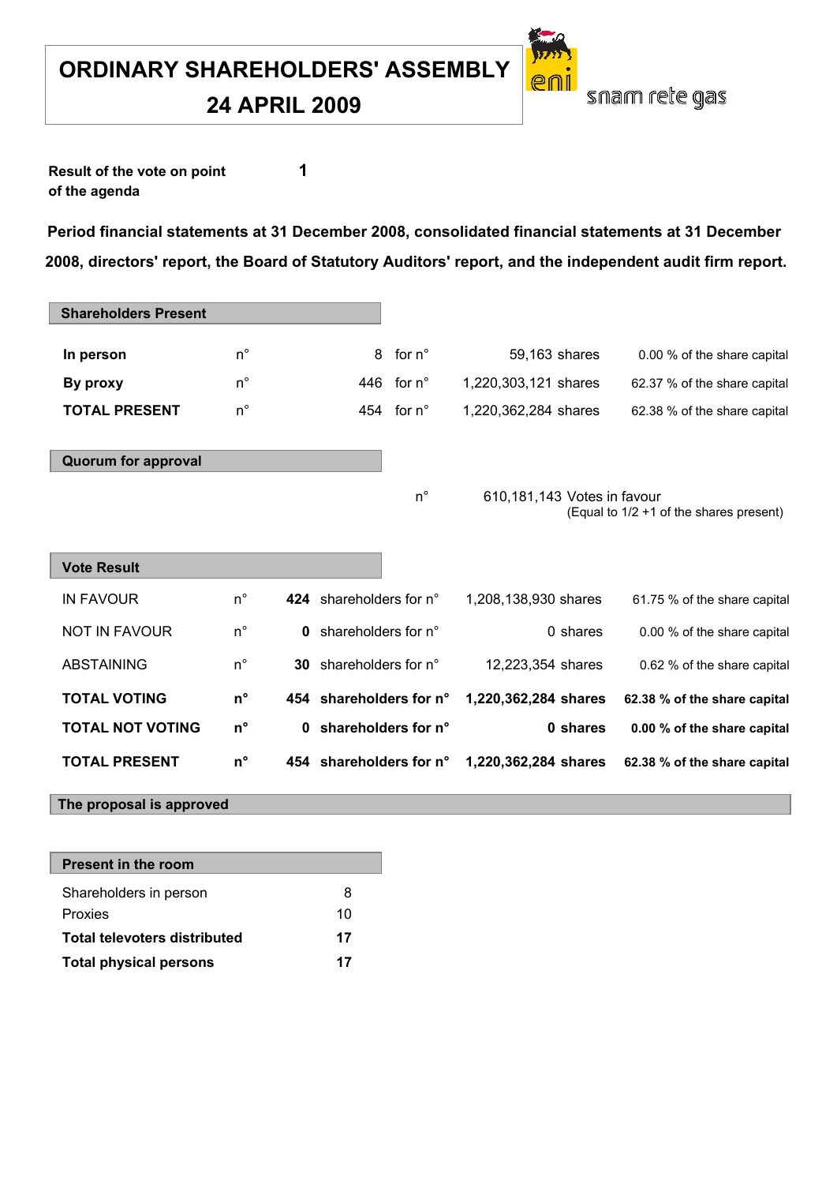# ORDINARY SHAREHOLDERS' ASSEMBLY

# 24 APRIL 2009

snam rete gas

**Result of the vote on point 1 of the agenda**

**Period financial statements at 31 December 2008, consolidated financial statements at 31 December 2008, directors' report, the Board of Statutory Auditors' report, and the independent audit firm report.**

### Shareholders Present

| | | | | | |
|---|---|---|---|---|---|
| **In person** | n° | 8 | for n° | 59,163 shares | 0.00 % of the share capital |
| **By proxy** | n° | 446 | for n° | 1,220,303,121 shares | 62.37 % of the share capital |
| **TOTAL PRESENT** | n° | 454 | for n° | 1,220,362,284 shares | 62.38 % of the share capital |

### Quorum for approval

n° 610,181,143 Votes in favour
(Equal to 1/2 +1 of the shares present)

### Vote Result

| | | | | | |
|---|---|---|---|---|---|
| IN FAVOUR | n° | **424** | shareholders for n° | 1,208,138,930 shares | 61.75 % of the share capital |
| NOT IN FAVOUR | n° | **0** | shareholders for n° | 0 shares | 0.00 % of the share capital |
| ABSTAINING | n° | **30** | shareholders for n° | 12,223,354 shares | 0.62 % of the share capital |
| **TOTAL VOTING** | **n°** | **454** | **shareholders for n°** | **1,220,362,284 shares** | **62.38 % of the share capital** |
| **TOTAL NOT VOTING** | **n°** | **0** | **shareholders for n°** | **0 shares** | **0.00 % of the share capital** |
| **TOTAL PRESENT** | **n°** | **454** | **shareholders for n°** | **1,220,362,284 shares** | **62.38 % of the share capital** |

**The proposal is approved**

### Present in the room

| | |
|---|---|
| Shareholders in person | 8 |
| Proxies | 10 |
| **Total televoters distributed** | **17** |
| **Total physical persons** | **17** |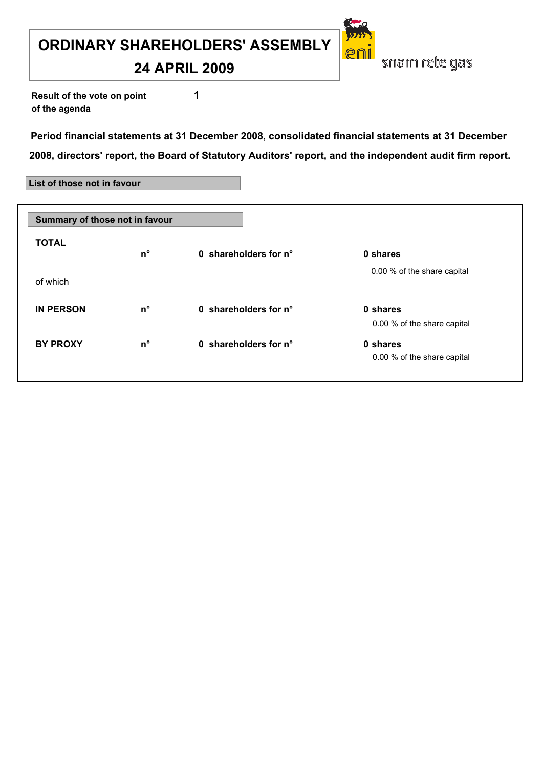# ORDINARY SHAREHOLDERS' ASSEMBLY
# 24 APRIL 2009

eni snam rete gas

**Result of the vote on point of the agenda** **1**

**Period financial statements at 31 December 2008, consolidated financial statements at 31 December 2008, directors' report, the Board of Statutory Auditors' report, and the independent audit firm report.**

**List of those not in favour**

**Summary of those not in favour**

| | | | |
|---|---|---|---|
| **TOTAL** | **n°** | **0 shareholders for n°** | **0 shares**<br>0.00 % of the share capital |
| of which | | | |
| **IN PERSON** | **n°** | **0 shareholders for n°** | **0 shares**<br>0.00 % of the share capital |
| **BY PROXY** | **n°** | **0 shareholders for n°** | **0 shares**<br>0.00 % of the share capital |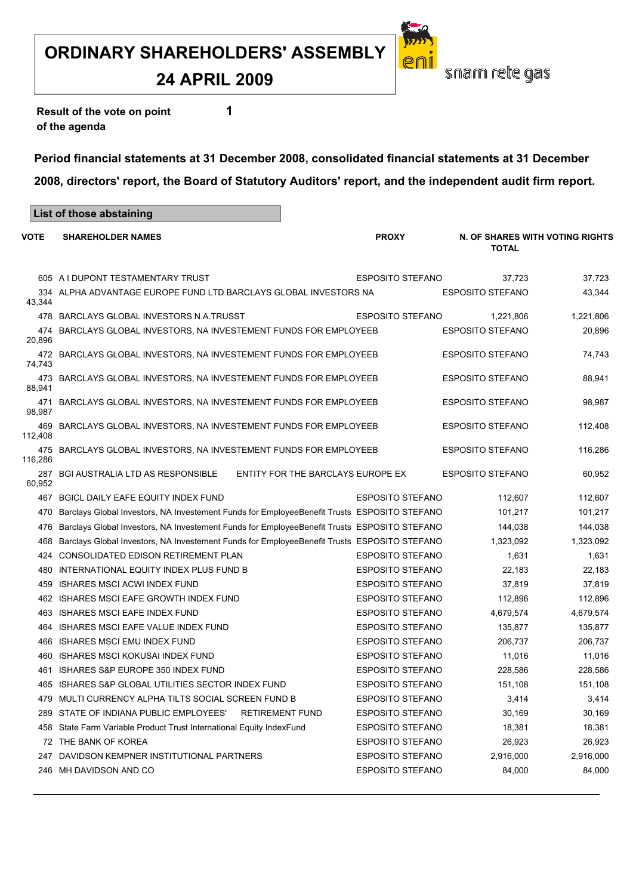# ORDINARY SHAREHOLDERS' ASSEMBLY
# 24 APRIL 2009

snam rete gas

**Result of the vote on point of the agenda** **1**

**Period financial statements at 31 December 2008, consolidated financial statements at 31 December 2008, directors' report, the Board of Statutory Auditors' report, and the independent audit firm report.**

**List of those abstaining**

| VOTE | SHAREHOLDER NAMES | PROXY | N. OF SHARES WITH VOTING RIGHTS | TOTAL |
|---|---|---|---|---|
| 605 | A I DUPONT TESTAMENTARY TRUST | ESPOSITO STEFANO | 37,723 | 37,723 |
| 334 | ALPHA ADVANTAGE EUROPE FUND LTD BARCLAYS GLOBAL INVESTORS NA | ESPOSITO STEFANO | 43,344 | 43,344 |
| 478 | BARCLAYS GLOBAL INVESTORS N.A.TRUSST | ESPOSITO STEFANO | 1,221,806 | 1,221,806 |
| 474 | BARCLAYS GLOBAL INVESTORS, NA INVESTEMENT FUNDS FOR EMPLOYEEB | ESPOSITO STEFANO | 20,896 | 20,896 |
| 472 | BARCLAYS GLOBAL INVESTORS, NA INVESTEMENT FUNDS FOR EMPLOYEEB | ESPOSITO STEFANO | 74,743 | 74,743 |
| 473 | BARCLAYS GLOBAL INVESTORS, NA INVESTEMENT FUNDS FOR EMPLOYEEB | ESPOSITO STEFANO | 88,941 | 88,941 |
| 471 | BARCLAYS GLOBAL INVESTORS, NA INVESTEMENT FUNDS FOR EMPLOYEEB | ESPOSITO STEFANO | 98,987 | 98,987 |
| 469 | BARCLAYS GLOBAL INVESTORS, NA INVESTEMENT FUNDS FOR EMPLOYEEB | ESPOSITO STEFANO | 112,408 | 112,408 |
| 475 | BARCLAYS GLOBAL INVESTORS, NA INVESTEMENT FUNDS FOR EMPLOYEEB | ESPOSITO STEFANO | 116,286 | 116,286 |
| 287 | BGI AUSTRALIA LTD AS RESPONSIBLE ENTITY FOR THE BARCLAYS EUROPE EX | ESPOSITO STEFANO | 60,952 | 60,952 |
| 467 | BGICL DAILY EAFE EQUITY INDEX FUND | ESPOSITO STEFANO | 112,607 | 112,607 |
| 470 | Barclays Global Investors, NA Investement Funds for EmployeeBenefit Trusts | ESPOSITO STEFANO | 101,217 | 101,217 |
| 476 | Barclays Global Investors, NA Investement Funds for EmployeeBenefit Trusts | ESPOSITO STEFANO | 144,038 | 144,038 |
| 468 | Barclays Global Investors, NA Investement Funds for EmployeeBenefit Trusts | ESPOSITO STEFANO | 1,323,092 | 1,323,092 |
| 424 | CONSOLIDATED EDISON RETIREMENT PLAN | ESPOSITO STEFANO | 1,631 | 1,631 |
| 480 | INTERNATIONAL EQUITY INDEX PLUS FUND B | ESPOSITO STEFANO | 22,183 | 22,183 |
| 459 | ISHARES MSCI ACWI INDEX FUND | ESPOSITO STEFANO | 37,819 | 37,819 |
| 462 | ISHARES MSCI EAFE GROWTH INDEX FUND | ESPOSITO STEFANO | 112,896 | 112,896 |
| 463 | ISHARES MSCI EAFE INDEX FUND | ESPOSITO STEFANO | 4,679,574 | 4,679,574 |
| 464 | ISHARES MSCI EAFE VALUE INDEX FUND | ESPOSITO STEFANO | 135,877 | 135,877 |
| 466 | ISHARES MSCI EMU INDEX FUND | ESPOSITO STEFANO | 206,737 | 206,737 |
| 460 | ISHARES MSCI KOKUSAI INDEX FUND | ESPOSITO STEFANO | 11,016 | 11,016 |
| 461 | ISHARES S&P EUROPE 350 INDEX FUND | ESPOSITO STEFANO | 228,586 | 228,586 |
| 465 | ISHARES S&P GLOBAL UTILITIES SECTOR INDEX FUND | ESPOSITO STEFANO | 151,108 | 151,108 |
| 479 | MULTI CURRENCY ALPHA TILTS SOCIAL SCREEN FUND B | ESPOSITO STEFANO | 3,414 | 3,414 |
| 289 | STATE OF INDIANA PUBLIC EMPLOYEES' RETIREMENT FUND | ESPOSITO STEFANO | 30,169 | 30,169 |
| 458 | State Farm Variable Product Trust International Equity IndexFund | ESPOSITO STEFANO | 18,381 | 18,381 |
| 72 | THE BANK OF KOREA | ESPOSITO STEFANO | 26,923 | 26,923 |
| 247 | DAVIDSON KEMPNER INSTITUTIONAL PARTNERS | ESPOSITO STEFANO | 2,916,000 | 2,916,000 |
| 246 | MH DAVIDSON AND CO | ESPOSITO STEFANO | 84,000 | 84,000 |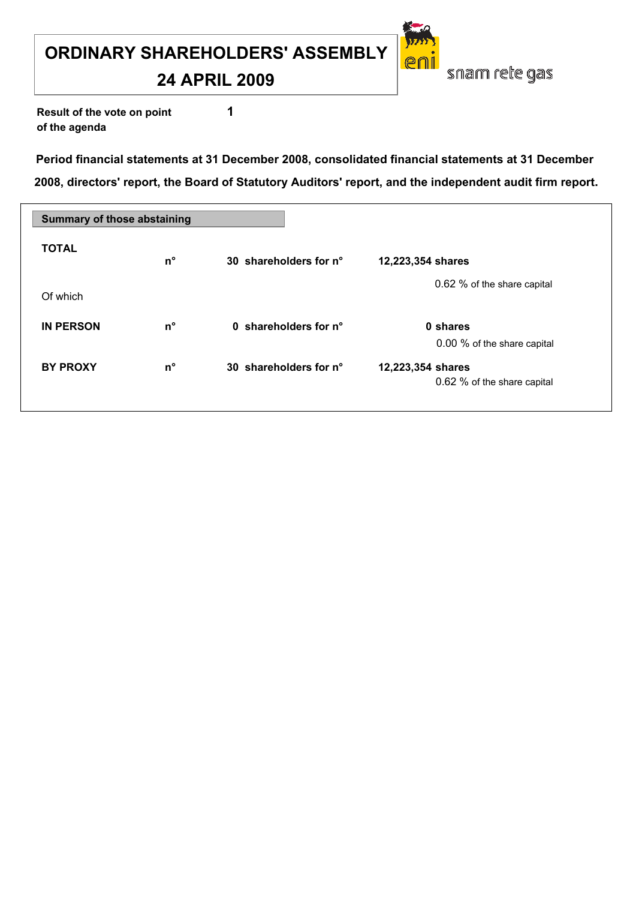# ORDINARY SHAREHOLDERS' ASSEMBLY

## 24 APRIL 2009

eni snam rete gas

**Result of the vote on point of the agenda** **1**

**Period financial statements at 31 December 2008, consolidated financial statements at 31 December 2008, directors' report, the Board of Statutory Auditors' report, and the independent audit firm report.**

**Summary of those abstaining**

| | | | |
|---|---|---|---|
| **TOTAL** | **n°** | **30 shareholders for n°** | **12,223,354 shares** |
| | | | 0.62 % of the share capital |
| Of which | | | |
| **IN PERSON** | **n°** | **0 shareholders for n°** | **0 shares** |
| | | | 0.00 % of the share capital |
| **BY PROXY** | **n°** | **30 shareholders for n°** | **12,223,354 shares** |
| | | | 0.62 % of the share capital |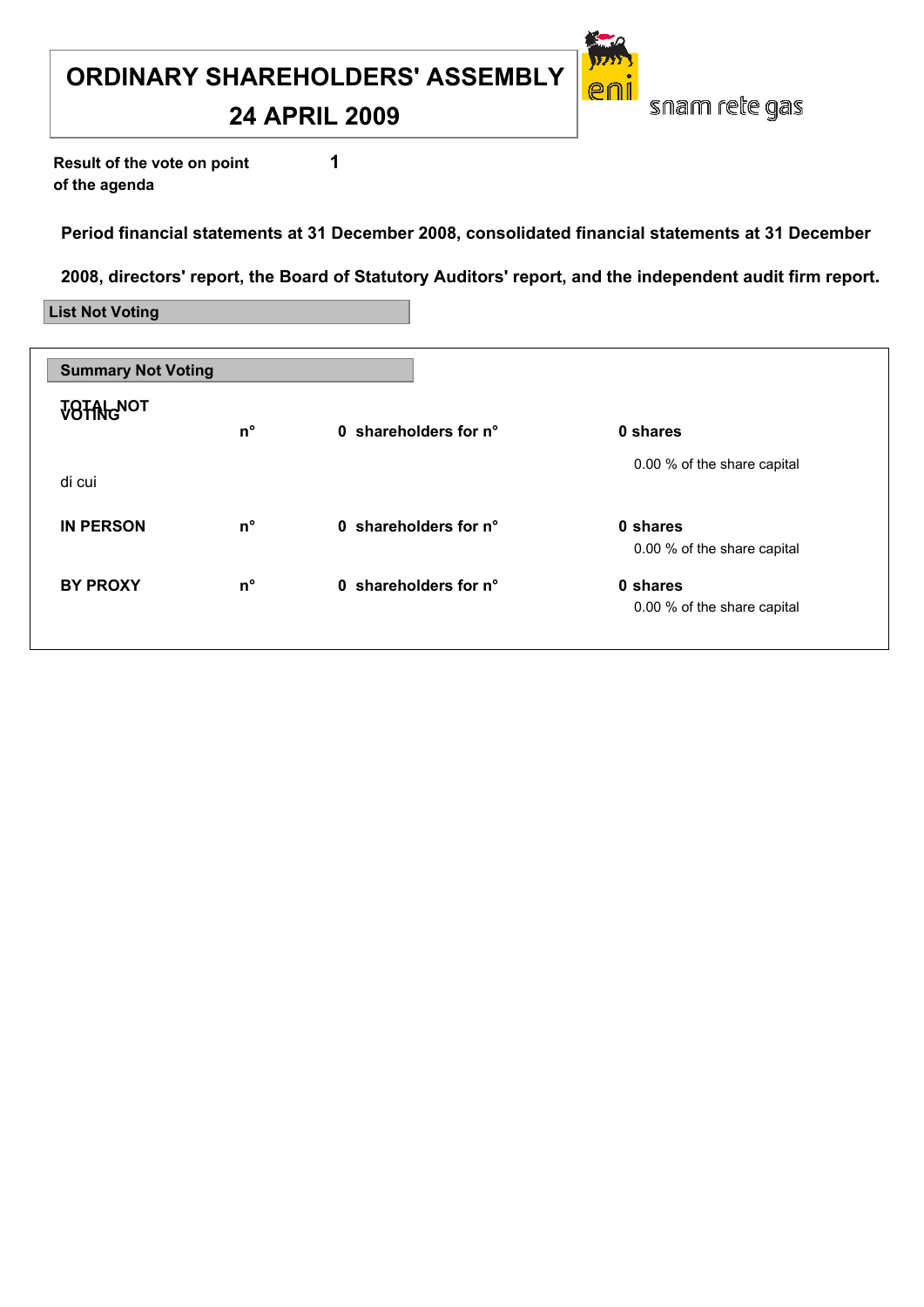# ORDINARY SHAREHOLDERS' ASSEMBLY

# 24 APRIL 2009

snam rete gas

**Result of the vote on point of the agenda** **1**

**Period financial statements at 31 December 2008, consolidated financial statements at 31 December 2008, directors' report, the Board of Statutory Auditors' report, and the independent audit firm report.**

**List Not Voting**

**Summary Not Voting**

| | | | |
|---|---|---|---|
| **TOTAL NOT VOTING** | **n°** | **0 shareholders for n°** | **0 shares** |
| | | | 0.00 % of the share capital |
| di cui | | | |
| **IN PERSON** | **n°** | **0 shareholders for n°** | **0 shares** |
| | | | 0.00 % of the share capital |
| **BY PROXY** | **n°** | **0 shareholders for n°** | **0 shares** |
| | | | 0.00 % of the share capital |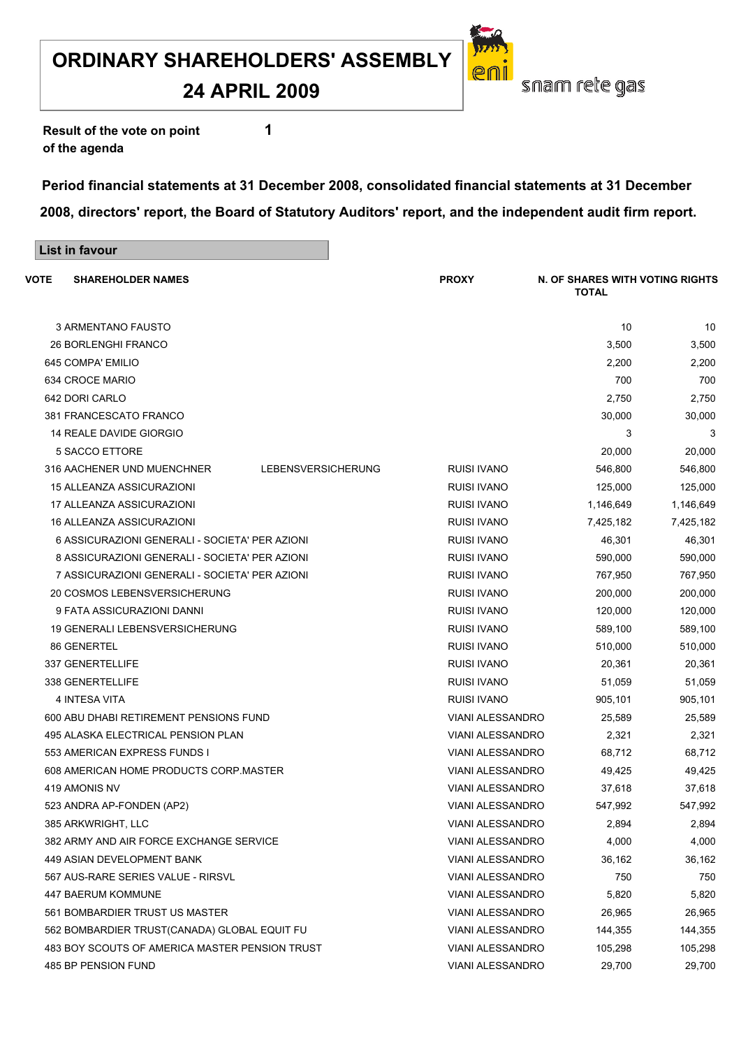# ORDINARY SHAREHOLDERS' ASSEMBLY
## 24 APRIL 2009

snam rete gas

**Result of the vote on point of the agenda** **1**

**Period financial statements at 31 December 2008, consolidated financial statements at 31 December 2008, directors' report, the Board of Statutory Auditors' report, and the independent audit firm report.**

**List in favour**

| VOTE | SHAREHOLDER NAMES | PROXY | N. OF SHARES WITH VOTING RIGHTS | TOTAL |
|---|---|---|---|---|
| 3 | ARMENTANO FAUSTO | | 10 | 10 |
| 26 | BORLENGHI FRANCO | | 3,500 | 3,500 |
| 645 | COMPA' EMILIO | | 2,200 | 2,200 |
| 634 | CROCE MARIO | | 700 | 700 |
| 642 | DORI CARLO | | 2,750 | 2,750 |
| 381 | FRANCESCATO FRANCO | | 30,000 | 30,000 |
| 14 | REALE DAVIDE GIORGIO | | 3 | 3 |
| 5 | SACCO ETTORE | | 20,000 | 20,000 |
| 316 | AACHENER UND MUENCHNER LEBENSVERSICHERUNG | RUISI IVANO | 546,800 | 546,800 |
| 15 | ALLEANZA ASSICURAZIONI | RUISI IVANO | 125,000 | 125,000 |
| 17 | ALLEANZA ASSICURAZIONI | RUISI IVANO | 1,146,649 | 1,146,649 |
| 16 | ALLEANZA ASSICURAZIONI | RUISI IVANO | 7,425,182 | 7,425,182 |
| 6 | ASSICURAZIONI GENERALI - SOCIETA' PER AZIONI | RUISI IVANO | 46,301 | 46,301 |
| 8 | ASSICURAZIONI GENERALI - SOCIETA' PER AZIONI | RUISI IVANO | 590,000 | 590,000 |
| 7 | ASSICURAZIONI GENERALI - SOCIETA' PER AZIONI | RUISI IVANO | 767,950 | 767,950 |
| 20 | COSMOS LEBENSVERSICHERUNG | RUISI IVANO | 200,000 | 200,000 |
| 9 | FATA ASSICURAZIONI DANNI | RUISI IVANO | 120,000 | 120,000 |
| 19 | GENERALI LEBENSVERSICHERUNG | RUISI IVANO | 589,100 | 589,100 |
| 86 | GENERTEL | RUISI IVANO | 510,000 | 510,000 |
| 337 | GENERTELLIFE | RUISI IVANO | 20,361 | 20,361 |
| 338 | GENERTELLIFE | RUISI IVANO | 51,059 | 51,059 |
| 4 | INTESA VITA | RUISI IVANO | 905,101 | 905,101 |
| 600 | ABU DHABI RETIREMENT PENSIONS FUND | VIANI ALESSANDRO | 25,589 | 25,589 |
| 495 | ALASKA ELECTRICAL PENSION PLAN | VIANI ALESSANDRO | 2,321 | 2,321 |
| 553 | AMERICAN EXPRESS FUNDS I | VIANI ALESSANDRO | 68,712 | 68,712 |
| 608 | AMERICAN HOME PRODUCTS CORP.MASTER | VIANI ALESSANDRO | 49,425 | 49,425 |
| 419 | AMONIS NV | VIANI ALESSANDRO | 37,618 | 37,618 |
| 523 | ANDRA AP-FONDEN (AP2) | VIANI ALESSANDRO | 547,992 | 547,992 |
| 385 | ARKWRIGHT, LLC | VIANI ALESSANDRO | 2,894 | 2,894 |
| 382 | ARMY AND AIR FORCE EXCHANGE SERVICE | VIANI ALESSANDRO | 4,000 | 4,000 |
| 449 | ASIAN DEVELOPMENT BANK | VIANI ALESSANDRO | 36,162 | 36,162 |
| 567 | AUS-RARE SERIES VALUE - RIRSVL | VIANI ALESSANDRO | 750 | 750 |
| 447 | BAERUM KOMMUNE | VIANI ALESSANDRO | 5,820 | 5,820 |
| 561 | BOMBARDIER TRUST US MASTER | VIANI ALESSANDRO | 26,965 | 26,965 |
| 562 | BOMBARDIER TRUST(CANADA) GLOBAL EQUIT FU | VIANI ALESSANDRO | 144,355 | 144,355 |
| 483 | BOY SCOUTS OF AMERICA MASTER PENSION TRUST | VIANI ALESSANDRO | 105,298 | 105,298 |
| 485 | BP PENSION FUND | VIANI ALESSANDRO | 29,700 | 29,700 |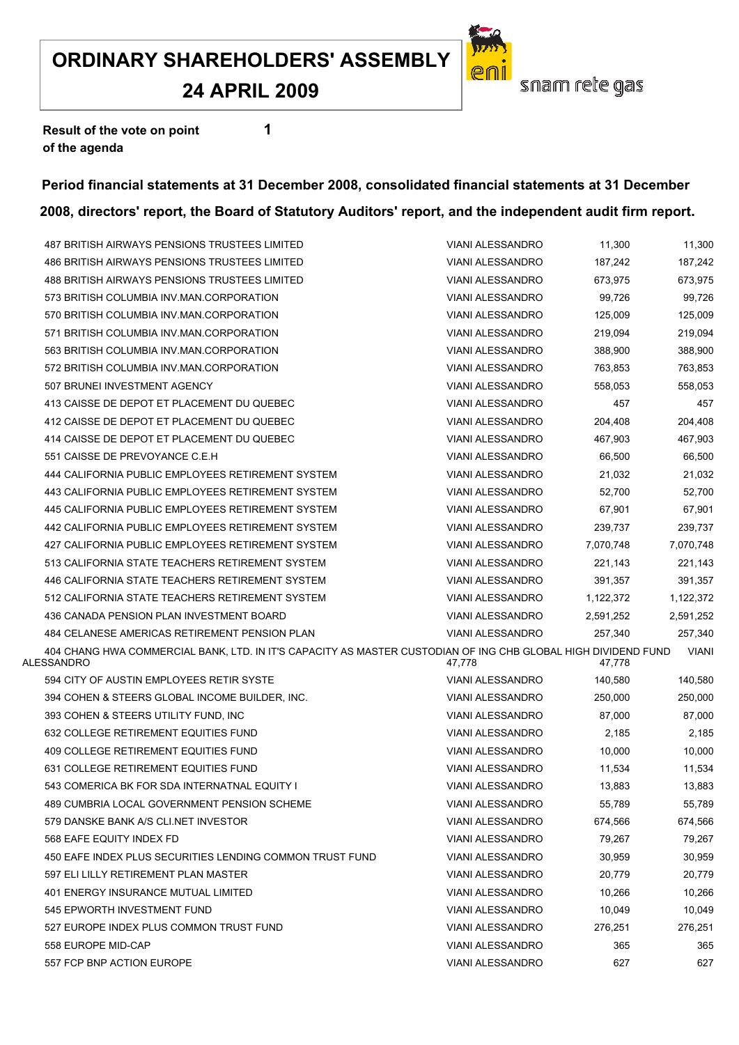# ORDINARY SHAREHOLDERS' ASSEMBLY

# 24 APRIL 2009

snam rete gas

**Result of the vote on point of the agenda** **1**

## Period financial statements at 31 December 2008, consolidated financial statements at 31 December 2008, directors' report, the Board of Statutory Auditors' report, and the independent audit firm report.

| | | | |
|---|---|---|---|
| 487 BRITISH AIRWAYS PENSIONS TRUSTEES LIMITED | VIANI ALESSANDRO | 11,300 | 11,300 |
| 486 BRITISH AIRWAYS PENSIONS TRUSTEES LIMITED | VIANI ALESSANDRO | 187,242 | 187,242 |
| 488 BRITISH AIRWAYS PENSIONS TRUSTEES LIMITED | VIANI ALESSANDRO | 673,975 | 673,975 |
| 573 BRITISH COLUMBIA INV.MAN.CORPORATION | VIANI ALESSANDRO | 99,726 | 99,726 |
| 570 BRITISH COLUMBIA INV.MAN.CORPORATION | VIANI ALESSANDRO | 125,009 | 125,009 |
| 571 BRITISH COLUMBIA INV.MAN.CORPORATION | VIANI ALESSANDRO | 219,094 | 219,094 |
| 563 BRITISH COLUMBIA INV.MAN.CORPORATION | VIANI ALESSANDRO | 388,900 | 388,900 |
| 572 BRITISH COLUMBIA INV.MAN.CORPORATION | VIANI ALESSANDRO | 763,853 | 763,853 |
| 507 BRUNEI INVESTMENT AGENCY | VIANI ALESSANDRO | 558,053 | 558,053 |
| 413 CAISSE DE DEPOT ET PLACEMENT DU QUEBEC | VIANI ALESSANDRO | 457 | 457 |
| 412 CAISSE DE DEPOT ET PLACEMENT DU QUEBEC | VIANI ALESSANDRO | 204,408 | 204,408 |
| 414 CAISSE DE DEPOT ET PLACEMENT DU QUEBEC | VIANI ALESSANDRO | 467,903 | 467,903 |
| 551 CAISSE DE PREVOYANCE C.E.H | VIANI ALESSANDRO | 66,500 | 66,500 |
| 444 CALIFORNIA PUBLIC EMPLOYEES RETIREMENT SYSTEM | VIANI ALESSANDRO | 21,032 | 21,032 |
| 443 CALIFORNIA PUBLIC EMPLOYEES RETIREMENT SYSTEM | VIANI ALESSANDRO | 52,700 | 52,700 |
| 445 CALIFORNIA PUBLIC EMPLOYEES RETIREMENT SYSTEM | VIANI ALESSANDRO | 67,901 | 67,901 |
| 442 CALIFORNIA PUBLIC EMPLOYEES RETIREMENT SYSTEM | VIANI ALESSANDRO | 239,737 | 239,737 |
| 427 CALIFORNIA PUBLIC EMPLOYEES RETIREMENT SYSTEM | VIANI ALESSANDRO | 7,070,748 | 7,070,748 |
| 513 CALIFORNIA STATE TEACHERS RETIREMENT SYSTEM | VIANI ALESSANDRO | 221,143 | 221,143 |
| 446 CALIFORNIA STATE TEACHERS RETIREMENT SYSTEM | VIANI ALESSANDRO | 391,357 | 391,357 |
| 512 CALIFORNIA STATE TEACHERS RETIREMENT SYSTEM | VIANI ALESSANDRO | 1,122,372 | 1,122,372 |
| 436 CANADA PENSION PLAN INVESTMENT BOARD | VIANI ALESSANDRO | 2,591,252 | 2,591,252 |
| 484 CELANESE AMERICAS RETIREMENT PENSION PLAN | VIANI ALESSANDRO | 257,340 | 257,340 |
| 404 CHANG HWA COMMERCIAL BANK, LTD. IN IT'S CAPACITY AS MASTER CUSTODIAN OF ING CHB GLOBAL HIGH DIVIDEND FUND | VIANI ALESSANDRO | 47,778 | 47,778 |
| 594 CITY OF AUSTIN EMPLOYEES RETIR SYSTE | VIANI ALESSANDRO | 140,580 | 140,580 |
| 394 COHEN & STEERS GLOBAL INCOME BUILDER, INC. | VIANI ALESSANDRO | 250,000 | 250,000 |
| 393 COHEN & STEERS UTILITY FUND, INC | VIANI ALESSANDRO | 87,000 | 87,000 |
| 632 COLLEGE RETIREMENT EQUITIES FUND | VIANI ALESSANDRO | 2,185 | 2,185 |
| 409 COLLEGE RETIREMENT EQUITIES FUND | VIANI ALESSANDRO | 10,000 | 10,000 |
| 631 COLLEGE RETIREMENT EQUITIES FUND | VIANI ALESSANDRO | 11,534 | 11,534 |
| 543 COMERICA BK FOR SDA INTERNATNAL EQUITY I | VIANI ALESSANDRO | 13,883 | 13,883 |
| 489 CUMBRIA LOCAL GOVERNMENT PENSION SCHEME | VIANI ALESSANDRO | 55,789 | 55,789 |
| 579 DANSKE BANK A/S CLI.NET INVESTOR | VIANI ALESSANDRO | 674,566 | 674,566 |
| 568 EAFE EQUITY INDEX FD | VIANI ALESSANDRO | 79,267 | 79,267 |
| 450 EAFE INDEX PLUS SECURITIES LENDING COMMON TRUST FUND | VIANI ALESSANDRO | 30,959 | 30,959 |
| 597 ELI LILLY RETIREMENT PLAN MASTER | VIANI ALESSANDRO | 20,779 | 20,779 |
| 401 ENERGY INSURANCE MUTUAL LIMITED | VIANI ALESSANDRO | 10,266 | 10,266 |
| 545 EPWORTH INVESTMENT FUND | VIANI ALESSANDRO | 10,049 | 10,049 |
| 527 EUROPE INDEX PLUS COMMON TRUST FUND | VIANI ALESSANDRO | 276,251 | 276,251 |
| 558 EUROPE MID-CAP | VIANI ALESSANDRO | 365 | 365 |
| 557 FCP BNP ACTION EUROPE | VIANI ALESSANDRO | 627 | 627 |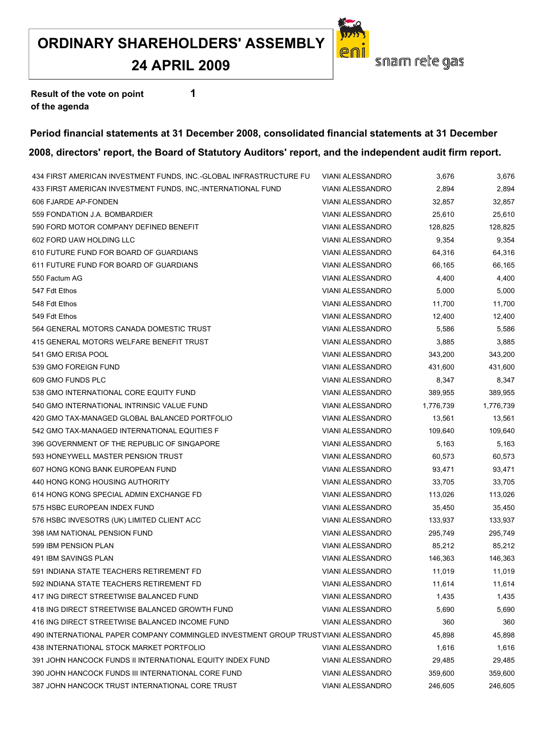# ORDINARY SHAREHOLDERS' ASSEMBLY
# 24 APRIL 2009

snam rete gas

**Result of the vote on point of the agenda** **1**

**Period financial statements at 31 December 2008, consolidated financial statements at 31 December 2008, directors' report, the Board of Statutory Auditors' report, and the independent audit firm report.**

| | | | |
|---|---|---|---|
| 434 FIRST AMERICAN INVESTMENT FUNDS, INC.-GLOBAL INFRASTRUCTURE FU | VIANI ALESSANDRO | 3,676 | 3,676 |
| 433 FIRST AMERICAN INVESTMENT FUNDS, INC,-INTERNATIONAL FUND | VIANI ALESSANDRO | 2,894 | 2,894 |
| 606 FJARDE AP-FONDEN | VIANI ALESSANDRO | 32,857 | 32,857 |
| 559 FONDATION J.A. BOMBARDIER | VIANI ALESSANDRO | 25,610 | 25,610 |
| 590 FORD MOTOR COMPANY DEFINED BENEFIT | VIANI ALESSANDRO | 128,825 | 128,825 |
| 602 FORD UAW HOLDING LLC | VIANI ALESSANDRO | 9,354 | 9,354 |
| 610 FUTURE FUND FOR BOARD OF GUARDIANS | VIANI ALESSANDRO | 64,316 | 64,316 |
| 611 FUTURE FUND FOR BOARD OF GUARDIANS | VIANI ALESSANDRO | 66,165 | 66,165 |
| 550 Factum AG | VIANI ALESSANDRO | 4,400 | 4,400 |
| 547 Fdt Ethos | VIANI ALESSANDRO | 5,000 | 5,000 |
| 548 Fdt Ethos | VIANI ALESSANDRO | 11,700 | 11,700 |
| 549 Fdt Ethos | VIANI ALESSANDRO | 12,400 | 12,400 |
| 564 GENERAL MOTORS CANADA DOMESTIC TRUST | VIANI ALESSANDRO | 5,586 | 5,586 |
| 415 GENERAL MOTORS WELFARE BENEFIT TRUST | VIANI ALESSANDRO | 3,885 | 3,885 |
| 541 GMO ERISA POOL | VIANI ALESSANDRO | 343,200 | 343,200 |
| 539 GMO FOREIGN FUND | VIANI ALESSANDRO | 431,600 | 431,600 |
| 609 GMO FUNDS PLC | VIANI ALESSANDRO | 8,347 | 8,347 |
| 538 GMO INTERNATIONAL CORE EQUITY FUND | VIANI ALESSANDRO | 389,955 | 389,955 |
| 540 GMO INTERNATIONAL INTRINSIC VALUE FUND | VIANI ALESSANDRO | 1,776,739 | 1,776,739 |
| 420 GMO TAX-MANAGED GLOBAL BALANCED PORTFOLIO | VIANI ALESSANDRO | 13,561 | 13,561 |
| 542 GMO TAX-MANAGED INTERNATIONAL EQUITIES F | VIANI ALESSANDRO | 109,640 | 109,640 |
| 396 GOVERNMENT OF THE REPUBLIC OF SINGAPORE | VIANI ALESSANDRO | 5,163 | 5,163 |
| 593 HONEYWELL MASTER PENSION TRUST | VIANI ALESSANDRO | 60,573 | 60,573 |
| 607 HONG KONG BANK EUROPEAN FUND | VIANI ALESSANDRO | 93,471 | 93,471 |
| 440 HONG KONG HOUSING AUTHORITY | VIANI ALESSANDRO | 33,705 | 33,705 |
| 614 HONG KONG SPECIAL ADMIN EXCHANGE FD | VIANI ALESSANDRO | 113,026 | 113,026 |
| 575 HSBC EUROPEAN INDEX FUND | VIANI ALESSANDRO | 35,450 | 35,450 |
| 576 HSBC INVESOTRS (UK) LIMITED CLIENT ACC | VIANI ALESSANDRO | 133,937 | 133,937 |
| 398 IAM NATIONAL PENSION FUND | VIANI ALESSANDRO | 295,749 | 295,749 |
| 599 IBM PENSION PLAN | VIANI ALESSANDRO | 85,212 | 85,212 |
| 491 IBM SAVINGS PLAN | VIANI ALESSANDRO | 146,363 | 146,363 |
| 591 INDIANA STATE TEACHERS RETIREMENT FD | VIANI ALESSANDRO | 11,019 | 11,019 |
| 592 INDIANA STATE TEACHERS RETIREMENT FD | VIANI ALESSANDRO | 11,614 | 11,614 |
| 417 ING DIRECT STREETWISE BALANCED FUND | VIANI ALESSANDRO | 1,435 | 1,435 |
| 418 ING DIRECT STREETWISE BALANCED GROWTH FUND | VIANI ALESSANDRO | 5,690 | 5,690 |
| 416 ING DIRECT STREETWISE BALANCED INCOME FUND | VIANI ALESSANDRO | 360 | 360 |
| 490 INTERNATIONAL PAPER COMPANY COMMINGLED INVESTMENT GROUP TRUST | VIANI ALESSANDRO | 45,898 | 45,898 |
| 438 INTERNATIONAL STOCK MARKET PORTFOLIO | VIANI ALESSANDRO | 1,616 | 1,616 |
| 391 JOHN HANCOCK FUNDS II INTERNATIONAL EQUITY INDEX FUND | VIANI ALESSANDRO | 29,485 | 29,485 |
| 390 JOHN HANCOCK FUNDS III INTERNATIONAL CORE FUND | VIANI ALESSANDRO | 359,600 | 359,600 |
| 387 JOHN HANCOCK TRUST INTERNATIONAL CORE TRUST | VIANI ALESSANDRO | 246,605 | 246,605 |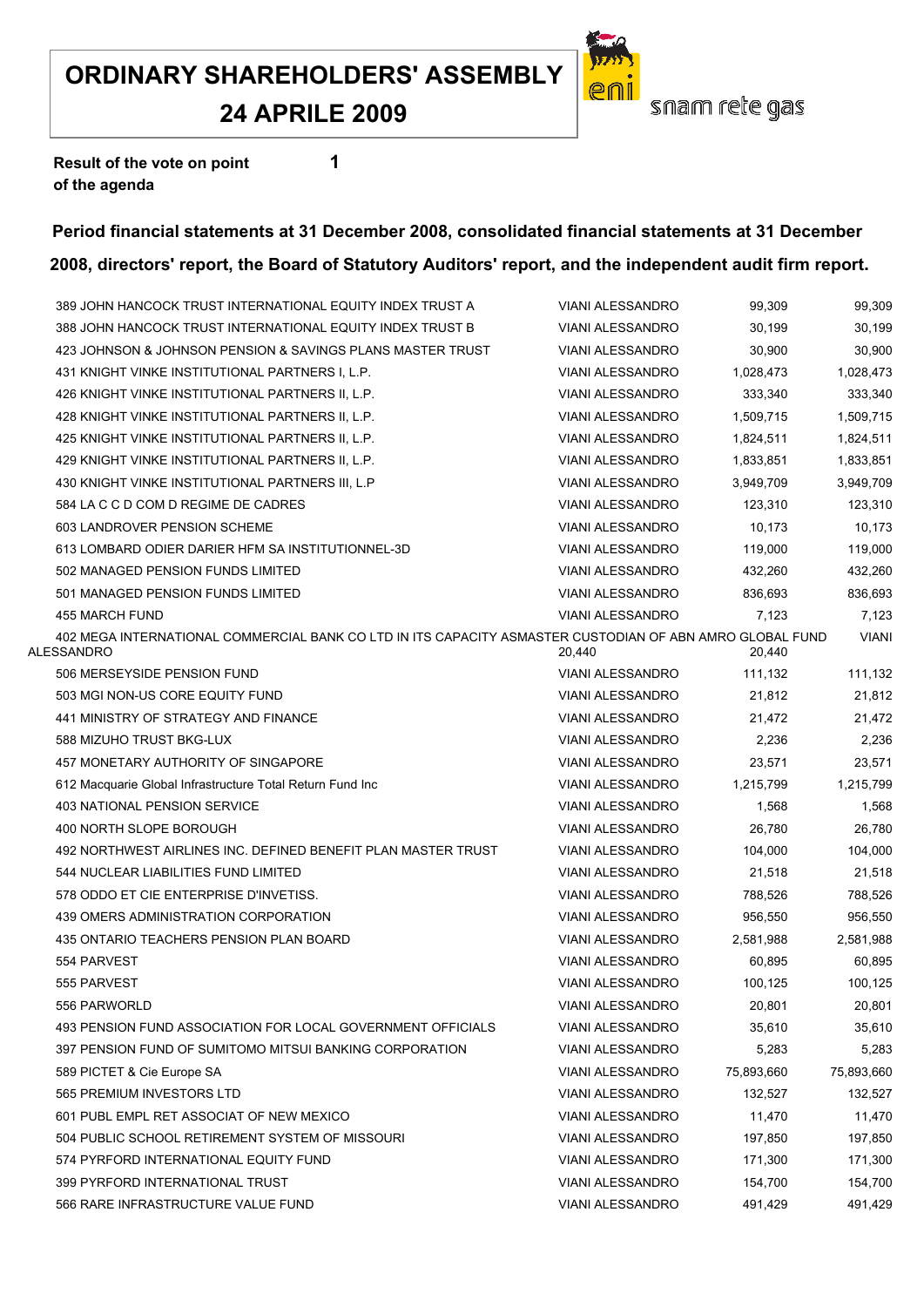# ORDINARY SHAREHOLDERS' ASSEMBLY
# 24 APRILE 2009

eni snam rete gas

**Result of the vote on point of the agenda** **1**

**Period financial statements at 31 December 2008, consolidated financial statements at 31 December 2008, directors' report, the Board of Statutory Auditors' report, and the independent audit firm report.**

| | | | |
|---|---|---|---|
| 389 JOHN HANCOCK TRUST INTERNATIONAL EQUITY INDEX TRUST A | VIANI ALESSANDRO | 99,309 | 99,309 |
| 388 JOHN HANCOCK TRUST INTERNATIONAL EQUITY INDEX TRUST B | VIANI ALESSANDRO | 30,199 | 30,199 |
| 423 JOHNSON & JOHNSON PENSION & SAVINGS PLANS MASTER TRUST | VIANI ALESSANDRO | 30,900 | 30,900 |
| 431 KNIGHT VINKE INSTITUTIONAL PARTNERS I, L.P. | VIANI ALESSANDRO | 1,028,473 | 1,028,473 |
| 426 KNIGHT VINKE INSTITUTIONAL PARTNERS II, L.P. | VIANI ALESSANDRO | 333,340 | 333,340 |
| 428 KNIGHT VINKE INSTITUTIONAL PARTNERS II, L.P. | VIANI ALESSANDRO | 1,509,715 | 1,509,715 |
| 425 KNIGHT VINKE INSTITUTIONAL PARTNERS II, L.P. | VIANI ALESSANDRO | 1,824,511 | 1,824,511 |
| 429 KNIGHT VINKE INSTITUTIONAL PARTNERS II, L.P. | VIANI ALESSANDRO | 1,833,851 | 1,833,851 |
| 430 KNIGHT VINKE INSTITUTIONAL PARTNERS III, L.P | VIANI ALESSANDRO | 3,949,709 | 3,949,709 |
| 584 LA C C D COM D REGIME DE CADRES | VIANI ALESSANDRO | 123,310 | 123,310 |
| 603 LANDROVER PENSION SCHEME | VIANI ALESSANDRO | 10,173 | 10,173 |
| 613 LOMBARD ODIER DARIER HFM SA INSTITUTIONNEL-3D | VIANI ALESSANDRO | 119,000 | 119,000 |
| 502 MANAGED PENSION FUNDS LIMITED | VIANI ALESSANDRO | 432,260 | 432,260 |
| 501 MANAGED PENSION FUNDS LIMITED | VIANI ALESSANDRO | 836,693 | 836,693 |
| 455 MARCH FUND | VIANI ALESSANDRO | 7,123 | 7,123 |
| 402 MEGA INTERNATIONAL COMMERCIAL BANK CO LTD IN ITS CAPACITY ASMASTER CUSTODIAN OF ABN AMRO GLOBAL FUND | VIANI ALESSANDRO | 20,440 | 20,440 |
| 506 MERSEYSIDE PENSION FUND | VIANI ALESSANDRO | 111,132 | 111,132 |
| 503 MGI NON-US CORE EQUITY FUND | VIANI ALESSANDRO | 21,812 | 21,812 |
| 441 MINISTRY OF STRATEGY AND FINANCE | VIANI ALESSANDRO | 21,472 | 21,472 |
| 588 MIZUHO TRUST BKG-LUX | VIANI ALESSANDRO | 2,236 | 2,236 |
| 457 MONETARY AUTHORITY OF SINGAPORE | VIANI ALESSANDRO | 23,571 | 23,571 |
| 612 Macquarie Global Infrastructure Total Return Fund Inc | VIANI ALESSANDRO | 1,215,799 | 1,215,799 |
| 403 NATIONAL PENSION SERVICE | VIANI ALESSANDRO | 1,568 | 1,568 |
| 400 NORTH SLOPE BOROUGH | VIANI ALESSANDRO | 26,780 | 26,780 |
| 492 NORTHWEST AIRLINES INC. DEFINED BENEFIT PLAN MASTER TRUST | VIANI ALESSANDRO | 104,000 | 104,000 |
| 544 NUCLEAR LIABILITIES FUND LIMITED | VIANI ALESSANDRO | 21,518 | 21,518 |
| 578 ODDO ET CIE ENTERPRISE D'INVETISS. | VIANI ALESSANDRO | 788,526 | 788,526 |
| 439 OMERS ADMINISTRATION CORPORATION | VIANI ALESSANDRO | 956,550 | 956,550 |
| 435 ONTARIO TEACHERS PENSION PLAN BOARD | VIANI ALESSANDRO | 2,581,988 | 2,581,988 |
| 554 PARVEST | VIANI ALESSANDRO | 60,895 | 60,895 |
| 555 PARVEST | VIANI ALESSANDRO | 100,125 | 100,125 |
| 556 PARWORLD | VIANI ALESSANDRO | 20,801 | 20,801 |
| 493 PENSION FUND ASSOCIATION FOR LOCAL GOVERNMENT OFFICIALS | VIANI ALESSANDRO | 35,610 | 35,610 |
| 397 PENSION FUND OF SUMITOMO MITSUI BANKING CORPORATION | VIANI ALESSANDRO | 5,283 | 5,283 |
| 589 PICTET & Cie Europe SA | VIANI ALESSANDRO | 75,893,660 | 75,893,660 |
| 565 PREMIUM INVESTORS LTD | VIANI ALESSANDRO | 132,527 | 132,527 |
| 601 PUBL EMPL RET ASSOCIAT OF NEW MEXICO | VIANI ALESSANDRO | 11,470 | 11,470 |
| 504 PUBLIC SCHOOL RETIREMENT SYSTEM OF MISSOURI | VIANI ALESSANDRO | 197,850 | 197,850 |
| 574 PYRFORD INTERNATIONAL EQUITY FUND | VIANI ALESSANDRO | 171,300 | 171,300 |
| 399 PYRFORD INTERNATIONAL TRUST | VIANI ALESSANDRO | 154,700 | 154,700 |
| 566 RARE INFRASTRUCTURE VALUE FUND | VIANI ALESSANDRO | 491,429 | 491,429 |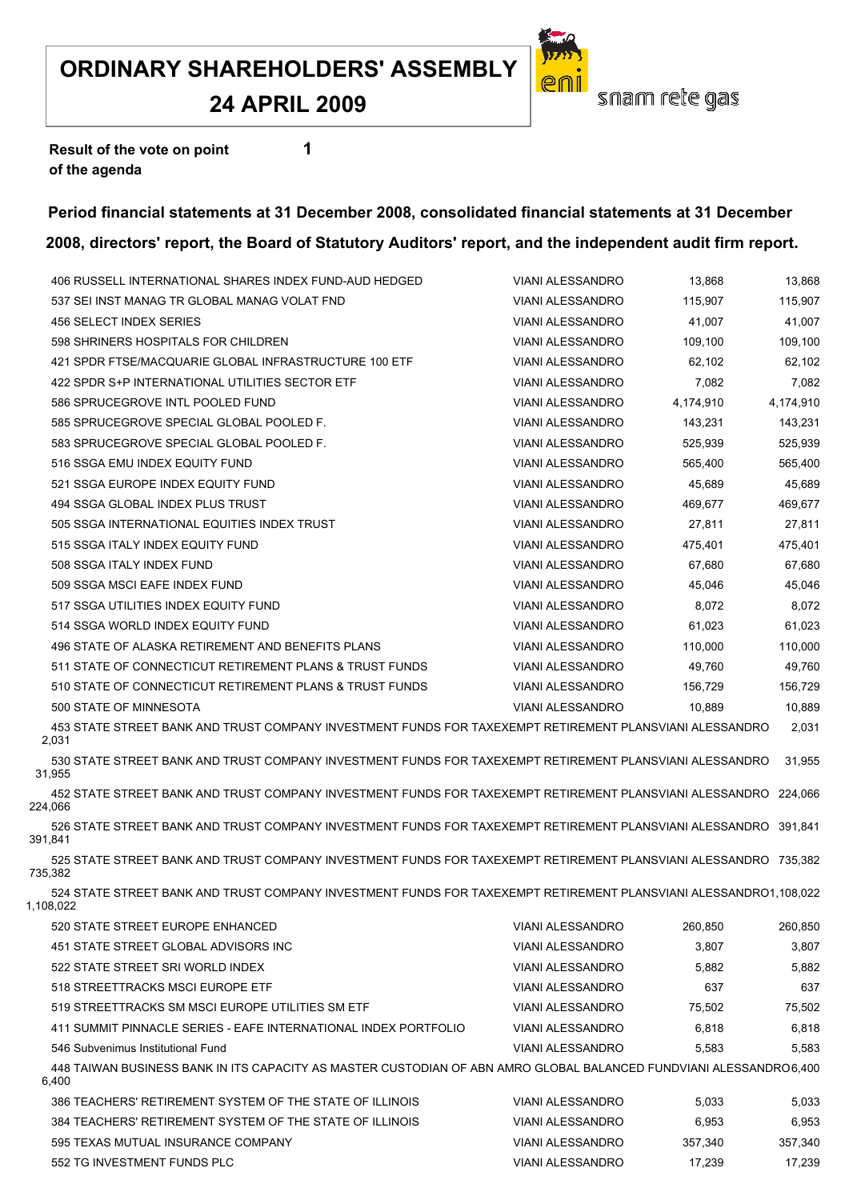# ORDINARY SHAREHOLDERS' ASSEMBLY
# 24 APRIL 2009

snam rete gas

**Result of the vote on point of the agenda** **1**

## Period financial statements at 31 December 2008, consolidated financial statements at 31 December 2008, directors' report, the Board of Statutory Auditors' report, and the independent audit firm report.

| | | | |
|---|---|---|---|
| 406 RUSSELL INTERNATIONAL SHARES INDEX FUND-AUD HEDGED | VIANI ALESSANDRO | 13,868 | 13,868 |
| 537 SEI INST MANAG TR GLOBAL MANAG VOLAT FND | VIANI ALESSANDRO | 115,907 | 115,907 |
| 456 SELECT INDEX SERIES | VIANI ALESSANDRO | 41,007 | 41,007 |
| 598 SHRINERS HOSPITALS FOR CHILDREN | VIANI ALESSANDRO | 109,100 | 109,100 |
| 421 SPDR FTSE/MACQUARIE GLOBAL INFRASTRUCTURE 100 ETF | VIANI ALESSANDRO | 62,102 | 62,102 |
| 422 SPDR S+P INTERNATIONAL UTILITIES SECTOR ETF | VIANI ALESSANDRO | 7,082 | 7,082 |
| 586 SPRUCEGROVE INTL POOLED FUND | VIANI ALESSANDRO | 4,174,910 | 4,174,910 |
| 585 SPRUCEGROVE SPECIAL GLOBAL POOLED F. | VIANI ALESSANDRO | 143,231 | 143,231 |
| 583 SPRUCEGROVE SPECIAL GLOBAL POOLED F. | VIANI ALESSANDRO | 525,939 | 525,939 |
| 516 SSGA EMU INDEX EQUITY FUND | VIANI ALESSANDRO | 565,400 | 565,400 |
| 521 SSGA EUROPE INDEX EQUITY FUND | VIANI ALESSANDRO | 45,689 | 45,689 |
| 494 SSGA GLOBAL INDEX PLUS TRUST | VIANI ALESSANDRO | 469,677 | 469,677 |
| 505 SSGA INTERNATIONAL EQUITIES INDEX TRUST | VIANI ALESSANDRO | 27,811 | 27,811 |
| 515 SSGA ITALY INDEX EQUITY FUND | VIANI ALESSANDRO | 475,401 | 475,401 |
| 508 SSGA ITALY INDEX FUND | VIANI ALESSANDRO | 67,680 | 67,680 |
| 509 SSGA MSCI EAFE INDEX FUND | VIANI ALESSANDRO | 45,046 | 45,046 |
| 517 SSGA UTILITIES INDEX EQUITY FUND | VIANI ALESSANDRO | 8,072 | 8,072 |
| 514 SSGA WORLD INDEX EQUITY FUND | VIANI ALESSANDRO | 61,023 | 61,023 |
| 496 STATE OF ALASKA RETIREMENT AND BENEFITS PLANS | VIANI ALESSANDRO | 110,000 | 110,000 |
| 511 STATE OF CONNECTICUT RETIREMENT PLANS & TRUST FUNDS | VIANI ALESSANDRO | 49,760 | 49,760 |
| 510 STATE OF CONNECTICUT RETIREMENT PLANS & TRUST FUNDS | VIANI ALESSANDRO | 156,729 | 156,729 |
| 500 STATE OF MINNESOTA | VIANI ALESSANDRO | 10,889 | 10,889 |
| 453 STATE STREET BANK AND TRUST COMPANY INVESTMENT FUNDS FOR TAXEXEMPT RETIREMENT PLANS | VIANI ALESSANDRO | 2,031 | 2,031 |
| 530 STATE STREET BANK AND TRUST COMPANY INVESTMENT FUNDS FOR TAXEXEMPT RETIREMENT PLANS | VIANI ALESSANDRO | 31,955 | 31,955 |
| 452 STATE STREET BANK AND TRUST COMPANY INVESTMENT FUNDS FOR TAXEXEMPT RETIREMENT PLANS | VIANI ALESSANDRO | 224,066 | 224,066 |
| 526 STATE STREET BANK AND TRUST COMPANY INVESTMENT FUNDS FOR TAXEXEMPT RETIREMENT PLANS | VIANI ALESSANDRO | 391,841 | 391,841 |
| 525 STATE STREET BANK AND TRUST COMPANY INVESTMENT FUNDS FOR TAXEXEMPT RETIREMENT PLANS | VIANI ALESSANDRO | 735,382 | 735,382 |
| 524 STATE STREET BANK AND TRUST COMPANY INVESTMENT FUNDS FOR TAXEXEMPT RETIREMENT PLANS | VIANI ALESSANDRO | 1,108,022 | 1,108,022 |
| 520 STATE STREET EUROPE ENHANCED | VIANI ALESSANDRO | 260,850 | 260,850 |
| 451 STATE STREET GLOBAL ADVISORS INC | VIANI ALESSANDRO | 3,807 | 3,807 |
| 522 STATE STREET SRI WORLD INDEX | VIANI ALESSANDRO | 5,882 | 5,882 |
| 518 STREETTRACKS MSCI EUROPE ETF | VIANI ALESSANDRO | 637 | 637 |
| 519 STREETTRACKS SM MSCI EUROPE UTILITIES SM ETF | VIANI ALESSANDRO | 75,502 | 75,502 |
| 411 SUMMIT PINNACLE SERIES - EAFE INTERNATIONAL INDEX PORTFOLIO | VIANI ALESSANDRO | 6,818 | 6,818 |
| 546 Subvenimus Institutional Fund | VIANI ALESSANDRO | 5,583 | 5,583 |
| 448 TAIWAN BUSINESS BANK IN ITS CAPACITY AS MASTER CUSTODIAN OF ABN AMRO GLOBAL BALANCED FUND | VIANI ALESSANDRO | 6,400 | 6,400 |
| 386 TEACHERS' RETIREMENT SYSTEM OF THE STATE OF ILLINOIS | VIANI ALESSANDRO | 5,033 | 5,033 |
| 384 TEACHERS' RETIREMENT SYSTEM OF THE STATE OF ILLINOIS | VIANI ALESSANDRO | 6,953 | 6,953 |
| 595 TEXAS MUTUAL INSURANCE COMPANY | VIANI ALESSANDRO | 357,340 | 357,340 |
| 552 TG INVESTMENT FUNDS PLC | VIANI ALESSANDRO | 17,239 | 17,239 |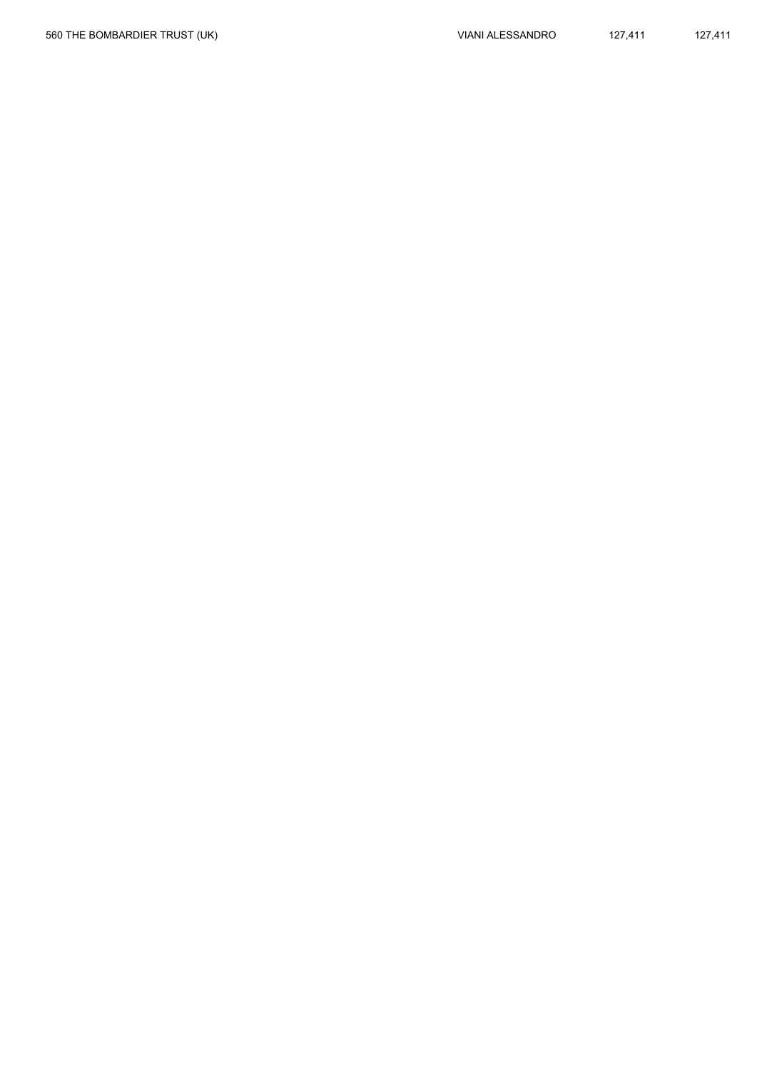| | | | |
|---|---|---|---|
| 560 THE BOMBARDIER TRUST (UK) | VIANI ALESSANDRO | 127,411 | 127,411 |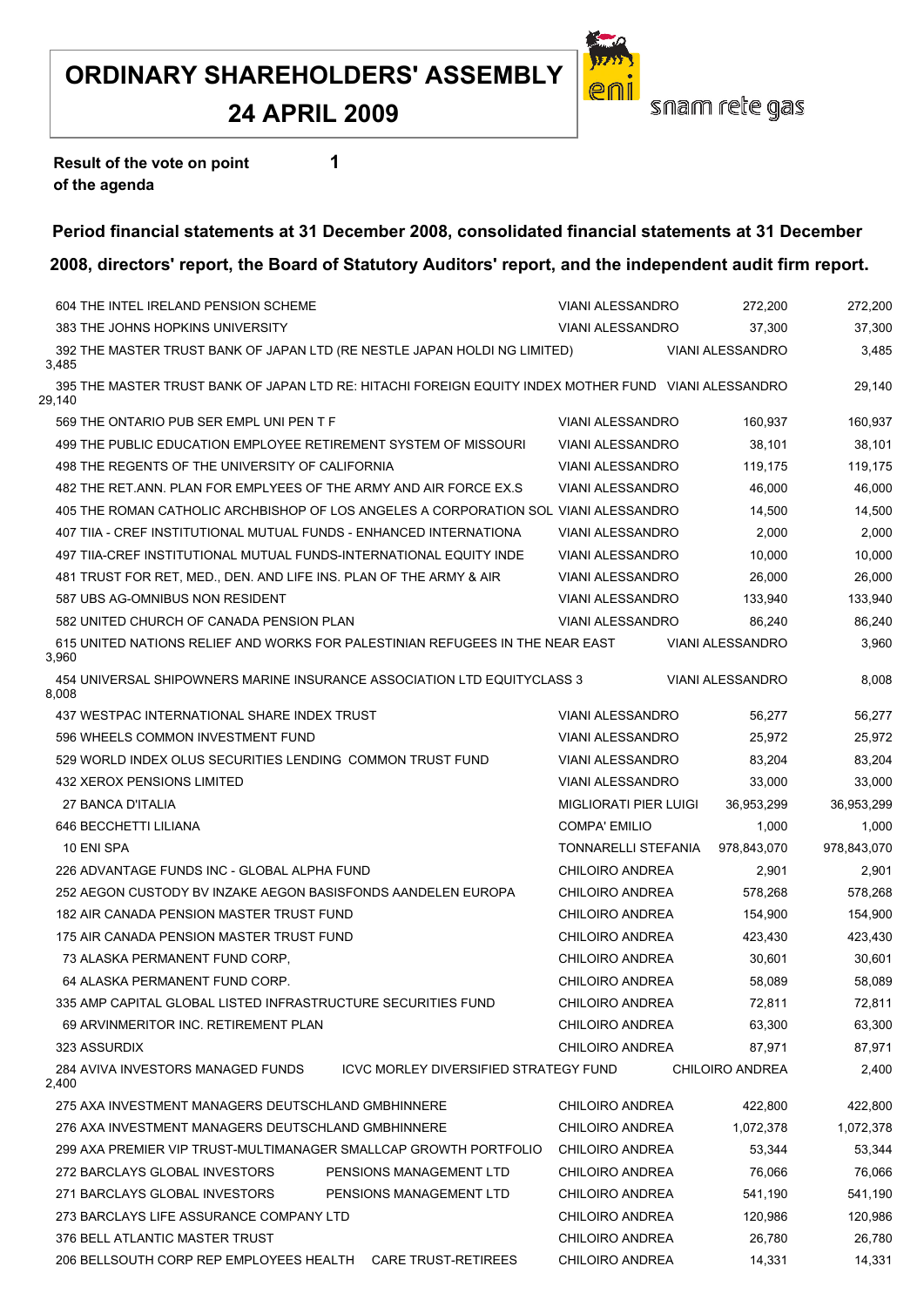# ORDINARY SHAREHOLDERS' ASSEMBLY

# 24 APRIL 2009

snam rete gas

**Result of the vote on point of the agenda** **1**

**Period financial statements at 31 December 2008, consolidated financial statements at 31 December 2008, directors' report, the Board of Statutory Auditors' report, and the independent audit firm report.**

| | | | |
|---|---|---|---|
| 604 THE INTEL IRELAND PENSION SCHEME | VIANI ALESSANDRO | 272,200 | 272,200 |
| 383 THE JOHNS HOPKINS UNIVERSITY | VIANI ALESSANDRO | 37,300 | 37,300 |
| 392 THE MASTER TRUST BANK OF JAPAN LTD (RE NESTLE JAPAN HOLDI NG LIMITED) | VIANI ALESSANDRO | 3,485 | 3,485 |
| 395 THE MASTER TRUST BANK OF JAPAN LTD RE: HITACHI FOREIGN EQUITY INDEX MOTHER FUND | VIANI ALESSANDRO | 29,140 | 29,140 |
| 569 THE ONTARIO PUB SER EMPL UNI PEN T F | VIANI ALESSANDRO | 160,937 | 160,937 |
| 499 THE PUBLIC EDUCATION EMPLOYEE RETIREMENT SYSTEM OF MISSOURI | VIANI ALESSANDRO | 38,101 | 38,101 |
| 498 THE REGENTS OF THE UNIVERSITY OF CALIFORNIA | VIANI ALESSANDRO | 119,175 | 119,175 |
| 482 THE RET.ANN. PLAN FOR EMPLYEES OF THE ARMY AND AIR FORCE EX.S | VIANI ALESSANDRO | 46,000 | 46,000 |
| 405 THE ROMAN CATHOLIC ARCHBISHOP OF LOS ANGELES A CORPORATION SOL | VIANI ALESSANDRO | 14,500 | 14,500 |
| 407 TIIA - CREF INSTITUTIONAL MUTUAL FUNDS - ENHANCED INTERNATIONA | VIANI ALESSANDRO | 2,000 | 2,000 |
| 497 TIIA-CREF INSTITUTIONAL MUTUAL FUNDS-INTERNATIONAL EQUITY INDE | VIANI ALESSANDRO | 10,000 | 10,000 |
| 481 TRUST FOR RET, MED., DEN. AND LIFE INS. PLAN OF THE ARMY & AIR | VIANI ALESSANDRO | 26,000 | 26,000 |
| 587 UBS AG-OMNIBUS NON RESIDENT | VIANI ALESSANDRO | 133,940 | 133,940 |
| 582 UNITED CHURCH OF CANADA PENSION PLAN | VIANI ALESSANDRO | 86,240 | 86,240 |
| 615 UNITED NATIONS RELIEF AND WORKS FOR PALESTINIAN REFUGEES IN THE NEAR EAST | VIANI ALESSANDRO | 3,960 | 3,960 |
| 454 UNIVERSAL SHIPOWNERS MARINE INSURANCE ASSOCIATION LTD EQUITYCLASS 3 | VIANI ALESSANDRO | 8,008 | 8,008 |
| 437 WESTPAC INTERNATIONAL SHARE INDEX TRUST | VIANI ALESSANDRO | 56,277 | 56,277 |
| 596 WHEELS COMMON INVESTMENT FUND | VIANI ALESSANDRO | 25,972 | 25,972 |
| 529 WORLD INDEX OLUS SECURITIES LENDING COMMON TRUST FUND | VIANI ALESSANDRO | 83,204 | 83,204 |
| 432 XEROX PENSIONS LIMITED | VIANI ALESSANDRO | 33,000 | 33,000 |
| 27 BANCA D'ITALIA | MIGLIORATI PIER LUIGI | 36,953,299 | 36,953,299 |
| 646 BECCHETTI LILIANA | COMPA' EMILIO | 1,000 | 1,000 |
| 10 ENI SPA | TONNARELLI STEFANIA | 978,843,070 | 978,843,070 |
| 226 ADVANTAGE FUNDS INC - GLOBAL ALPHA FUND | CHILOIRO ANDREA | 2,901 | 2,901 |
| 252 AEGON CUSTODY BV INZAKE AEGON BASISFONDS AANDELEN EUROPA | CHILOIRO ANDREA | 578,268 | 578,268 |
| 182 AIR CANADA PENSION MASTER TRUST FUND | CHILOIRO ANDREA | 154,900 | 154,900 |
| 175 AIR CANADA PENSION MASTER TRUST FUND | CHILOIRO ANDREA | 423,430 | 423,430 |
| 73 ALASKA PERMANENT FUND CORP, | CHILOIRO ANDREA | 30,601 | 30,601 |
| 64 ALASKA PERMANENT FUND CORP. | CHILOIRO ANDREA | 58,089 | 58,089 |
| 335 AMP CAPITAL GLOBAL LISTED INFRASTRUCTURE SECURITIES FUND | CHILOIRO ANDREA | 72,811 | 72,811 |
| 69 ARVINMERITOR INC. RETIREMENT PLAN | CHILOIRO ANDREA | 63,300 | 63,300 |
| 323 ASSURDIX | CHILOIRO ANDREA | 87,971 | 87,971 |
| 284 AVIVA INVESTORS MANAGED FUNDS ICVC MORLEY DIVERSIFIED STRATEGY FUND | CHILOIRO ANDREA | 2,400 | 2,400 |
| 275 AXA INVESTMENT MANAGERS DEUTSCHLAND GMBHINNERE | CHILOIRO ANDREA | 422,800 | 422,800 |
| 276 AXA INVESTMENT MANAGERS DEUTSCHLAND GMBHINNERE | CHILOIRO ANDREA | 1,072,378 | 1,072,378 |
| 299 AXA PREMIER VIP TRUST-MULTIMANAGER SMALLCAP GROWTH PORTFOLIO | CHILOIRO ANDREA | 53,344 | 53,344 |
| 272 BARCLAYS GLOBAL INVESTORS PENSIONS MANAGEMENT LTD | CHILOIRO ANDREA | 76,066 | 76,066 |
| 271 BARCLAYS GLOBAL INVESTORS PENSIONS MANAGEMENT LTD | CHILOIRO ANDREA | 541,190 | 541,190 |
| 273 BARCLAYS LIFE ASSURANCE COMPANY LTD | CHILOIRO ANDREA | 120,986 | 120,986 |
| 376 BELL ATLANTIC MASTER TRUST | CHILOIRO ANDREA | 26,780 | 26,780 |
| 206 BELLSOUTH CORP REP EMPLOYEES HEALTH CARE TRUST-RETIREES | CHILOIRO ANDREA | 14,331 | 14,331 |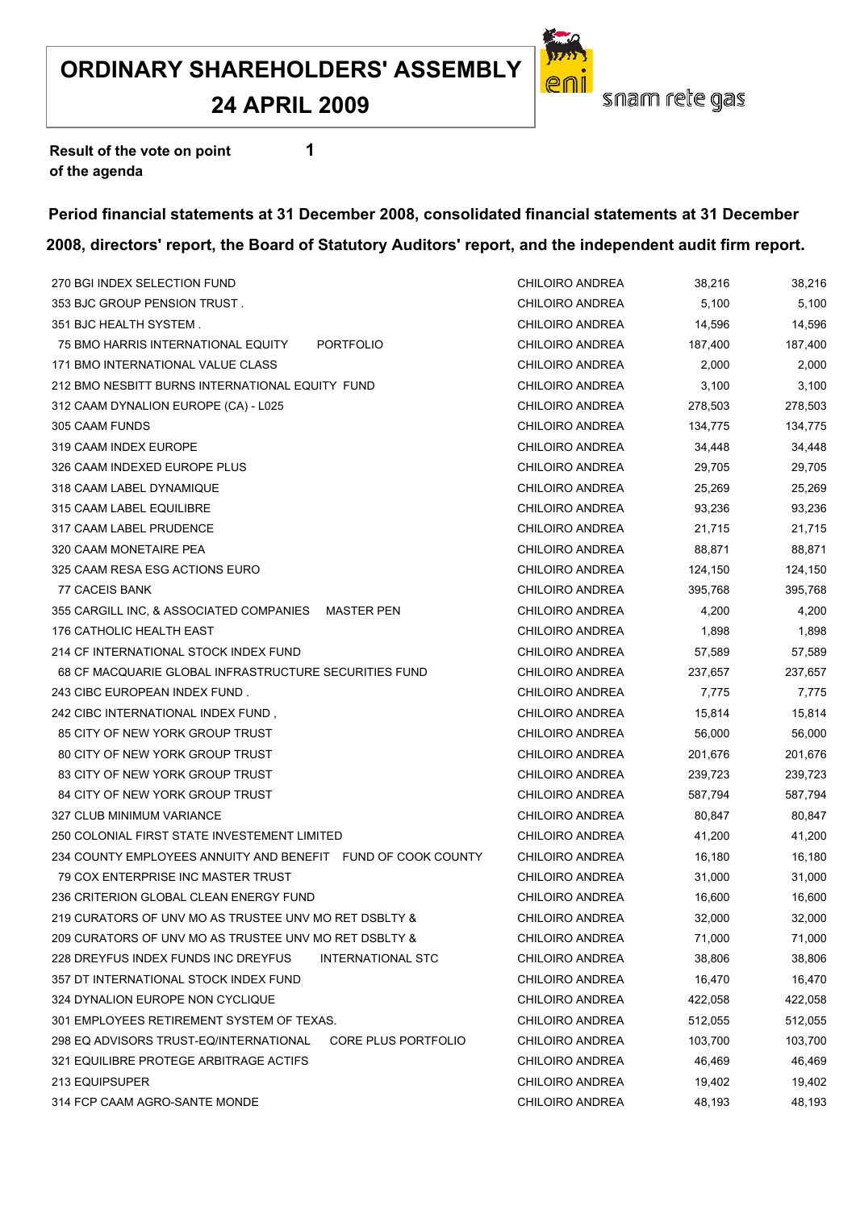# ORDINARY SHAREHOLDERS' ASSEMBLY
# 24 APRIL 2009

eni snam rete gas

**Result of the vote on point of the agenda** **1**

**Period financial statements at 31 December 2008, consolidated financial statements at 31 December 2008, directors' report, the Board of Statutory Auditors' report, and the independent audit firm report.**

| | | | |
|---|---|---|---|
| 270 BGI INDEX SELECTION FUND | CHILOIRO ANDREA | 38,216 | 38,216 |
| 353 BJC GROUP PENSION TRUST . | CHILOIRO ANDREA | 5,100 | 5,100 |
| 351 BJC HEALTH SYSTEM . | CHILOIRO ANDREA | 14,596 | 14,596 |
| 75 BMO HARRIS INTERNATIONAL EQUITY PORTFOLIO | CHILOIRO ANDREA | 187,400 | 187,400 |
| 171 BMO INTERNATIONAL VALUE CLASS | CHILOIRO ANDREA | 2,000 | 2,000 |
| 212 BMO NESBITT BURNS INTERNATIONAL EQUITY FUND | CHILOIRO ANDREA | 3,100 | 3,100 |
| 312 CAAM DYNALION EUROPE (CA) - L025 | CHILOIRO ANDREA | 278,503 | 278,503 |
| 305 CAAM FUNDS | CHILOIRO ANDREA | 134,775 | 134,775 |
| 319 CAAM INDEX EUROPE | CHILOIRO ANDREA | 34,448 | 34,448 |
| 326 CAAM INDEXED EUROPE PLUS | CHILOIRO ANDREA | 29,705 | 29,705 |
| 318 CAAM LABEL DYNAMIQUE | CHILOIRO ANDREA | 25,269 | 25,269 |
| 315 CAAM LABEL EQUILIBRE | CHILOIRO ANDREA | 93,236 | 93,236 |
| 317 CAAM LABEL PRUDENCE | CHILOIRO ANDREA | 21,715 | 21,715 |
| 320 CAAM MONETAIRE PEA | CHILOIRO ANDREA | 88,871 | 88,871 |
| 325 CAAM RESA ESG ACTIONS EURO | CHILOIRO ANDREA | 124,150 | 124,150 |
| 77 CACEIS BANK | CHILOIRO ANDREA | 395,768 | 395,768 |
| 355 CARGILL INC, & ASSOCIATED COMPANIES MASTER PEN | CHILOIRO ANDREA | 4,200 | 4,200 |
| 176 CATHOLIC HEALTH EAST | CHILOIRO ANDREA | 1,898 | 1,898 |
| 214 CF INTERNATIONAL STOCK INDEX FUND | CHILOIRO ANDREA | 57,589 | 57,589 |
| 68 CF MACQUARIE GLOBAL INFRASTRUCTURE SECURITIES FUND | CHILOIRO ANDREA | 237,657 | 237,657 |
| 243 CIBC EUROPEAN INDEX FUND . | CHILOIRO ANDREA | 7,775 | 7,775 |
| 242 CIBC INTERNATIONAL INDEX FUND , | CHILOIRO ANDREA | 15,814 | 15,814 |
| 85 CITY OF NEW YORK GROUP TRUST | CHILOIRO ANDREA | 56,000 | 56,000 |
| 80 CITY OF NEW YORK GROUP TRUST | CHILOIRO ANDREA | 201,676 | 201,676 |
| 83 CITY OF NEW YORK GROUP TRUST | CHILOIRO ANDREA | 239,723 | 239,723 |
| 84 CITY OF NEW YORK GROUP TRUST | CHILOIRO ANDREA | 587,794 | 587,794 |
| 327 CLUB MINIMUM VARIANCE | CHILOIRO ANDREA | 80,847 | 80,847 |
| 250 COLONIAL FIRST STATE INVESTEMENT LIMITED | CHILOIRO ANDREA | 41,200 | 41,200 |
| 234 COUNTY EMPLOYEES ANNUITY AND BENEFIT FUND OF COOK COUNTY | CHILOIRO ANDREA | 16,180 | 16,180 |
| 79 COX ENTERPRISE INC MASTER TRUST | CHILOIRO ANDREA | 31,000 | 31,000 |
| 236 CRITERION GLOBAL CLEAN ENERGY FUND | CHILOIRO ANDREA | 16,600 | 16,600 |
| 219 CURATORS OF UNV MO AS TRUSTEE UNV MO RET DSBLTY & | CHILOIRO ANDREA | 32,000 | 32,000 |
| 209 CURATORS OF UNV MO AS TRUSTEE UNV MO RET DSBLTY & | CHILOIRO ANDREA | 71,000 | 71,000 |
| 228 DREYFUS INDEX FUNDS INC DREYFUS INTERNATIONAL STC | CHILOIRO ANDREA | 38,806 | 38,806 |
| 357 DT INTERNATIONAL STOCK INDEX FUND | CHILOIRO ANDREA | 16,470 | 16,470 |
| 324 DYNALION EUROPE NON CYCLIQUE | CHILOIRO ANDREA | 422,058 | 422,058 |
| 301 EMPLOYEES RETIREMENT SYSTEM OF TEXAS. | CHILOIRO ANDREA | 512,055 | 512,055 |
| 298 EQ ADVISORS TRUST-EQ/INTERNATIONAL CORE PLUS PORTFOLIO | CHILOIRO ANDREA | 103,700 | 103,700 |
| 321 EQUILIBRE PROTEGE ARBITRAGE ACTIFS | CHILOIRO ANDREA | 46,469 | 46,469 |
| 213 EQUIPSUPER | CHILOIRO ANDREA | 19,402 | 19,402 |
| 314 FCP CAAM AGRO-SANTE MONDE | CHILOIRO ANDREA | 48,193 | 48,193 |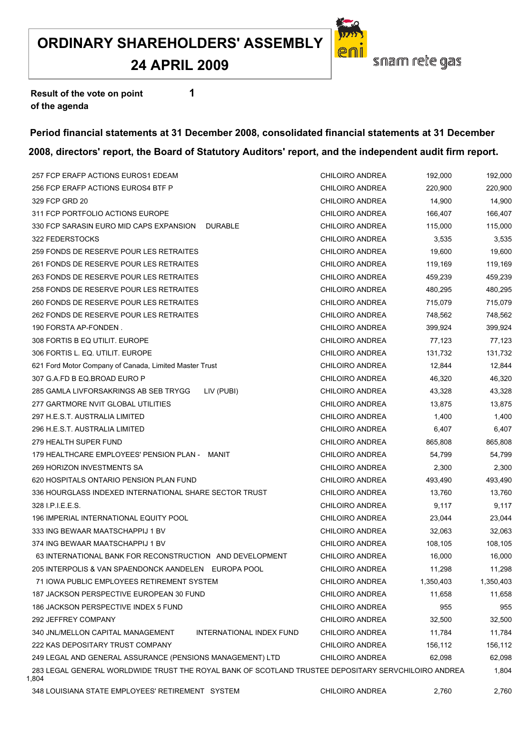# ORDINARY SHAREHOLDERS' ASSEMBLY 24 APRIL 2009

snam rete gas

**Result of the vote on point 1 of the agenda**

**Period financial statements at 31 December 2008, consolidated financial statements at 31 December 2008, directors' report, the Board of Statutory Auditors' report, and the independent audit firm report.**

| | | | |
|---|---|---|---|
| 257 FCP ERAFP ACTIONS EUROS1 EDEAM | CHILOIRO ANDREA | 192,000 | 192,000 |
| 256 FCP ERAFP ACTIONS EUROS4 BTF P | CHILOIRO ANDREA | 220,900 | 220,900 |
| 329 FCP GRD 20 | CHILOIRO ANDREA | 14,900 | 14,900 |
| 311 FCP PORTFOLIO ACTIONS EUROPE | CHILOIRO ANDREA | 166,407 | 166,407 |
| 330 FCP SARASIN EURO MID CAPS EXPANSION DURABLE | CHILOIRO ANDREA | 115,000 | 115,000 |
| 322 FEDERSTOCKS | CHILOIRO ANDREA | 3,535 | 3,535 |
| 259 FONDS DE RESERVE POUR LES RETRAITES | CHILOIRO ANDREA | 19,600 | 19,600 |
| 261 FONDS DE RESERVE POUR LES RETRAITES | CHILOIRO ANDREA | 119,169 | 119,169 |
| 263 FONDS DE RESERVE POUR LES RETRAITES | CHILOIRO ANDREA | 459,239 | 459,239 |
| 258 FONDS DE RESERVE POUR LES RETRAITES | CHILOIRO ANDREA | 480,295 | 480,295 |
| 260 FONDS DE RESERVE POUR LES RETRAITES | CHILOIRO ANDREA | 715,079 | 715,079 |
| 262 FONDS DE RESERVE POUR LES RETRAITES | CHILOIRO ANDREA | 748,562 | 748,562 |
| 190 FORSTA AP-FONDEN . | CHILOIRO ANDREA | 399,924 | 399,924 |
| 308 FORTIS B EQ UTILIT. EUROPE | CHILOIRO ANDREA | 77,123 | 77,123 |
| 306 FORTIS L. EQ. UTILIT. EUROPE | CHILOIRO ANDREA | 131,732 | 131,732 |
| 621 Ford Motor Company of Canada, Limited Master Trust | CHILOIRO ANDREA | 12,844 | 12,844 |
| 307 G.A.FD B EQ.BROAD EURO P | CHILOIRO ANDREA | 46,320 | 46,320 |
| 285 GAMLA LIVFORSAKRINGS AB SEB TRYGG LIV (PUBI) | CHILOIRO ANDREA | 43,328 | 43,328 |
| 277 GARTMORE NVIT GLOBAL UTILITIES | CHILOIRO ANDREA | 13,875 | 13,875 |
| 297 H.E.S.T. AUSTRALIA LIMITED | CHILOIRO ANDREA | 1,400 | 1,400 |
| 296 H.E.S.T. AUSTRALIA LIMITED | CHILOIRO ANDREA | 6,407 | 6,407 |
| 279 HEALTH SUPER FUND | CHILOIRO ANDREA | 865,808 | 865,808 |
| 179 HEALTHCARE EMPLOYEES' PENSION PLAN - MANIT | CHILOIRO ANDREA | 54,799 | 54,799 |
| 269 HORIZON INVESTMENTS SA | CHILOIRO ANDREA | 2,300 | 2,300 |
| 620 HOSPITALS ONTARIO PENSION PLAN FUND | CHILOIRO ANDREA | 493,490 | 493,490 |
| 336 HOURGLASS INDEXED INTERNATIONAL SHARE SECTOR TRUST | CHILOIRO ANDREA | 13,760 | 13,760 |
| 328 I.P.I.E.E.S. | CHILOIRO ANDREA | 9,117 | 9,117 |
| 196 IMPERIAL INTERNATIONAL EQUITY POOL | CHILOIRO ANDREA | 23,044 | 23,044 |
| 333 ING BEWAAR MAATSCHAPPIJ 1 BV | CHILOIRO ANDREA | 32,063 | 32,063 |
| 374 ING BEWAAR MAATSCHAPPIJ 1 BV | CHILOIRO ANDREA | 108,105 | 108,105 |
| 63 INTERNATIONAL BANK FOR RECONSTRUCTION AND DEVELOPMENT | CHILOIRO ANDREA | 16,000 | 16,000 |
| 205 INTERPOLIS & VAN SPAENDONCK AANDELEN EUROPA POOL | CHILOIRO ANDREA | 11,298 | 11,298 |
| 71 IOWA PUBLIC EMPLOYEES RETIREMENT SYSTEM | CHILOIRO ANDREA | 1,350,403 | 1,350,403 |
| 187 JACKSON PERSPECTIVE EUROPEAN 30 FUND | CHILOIRO ANDREA | 11,658 | 11,658 |
| 186 JACKSON PERSPECTIVE INDEX 5 FUND | CHILOIRO ANDREA | 955 | 955 |
| 292 JEFFREY COMPANY | CHILOIRO ANDREA | 32,500 | 32,500 |
| 340 JNL/MELLON CAPITAL MANAGEMENT INTERNATIONAL INDEX FUND | CHILOIRO ANDREA | 11,784 | 11,784 |
| 222 KAS DEPOSITARY TRUST COMPANY | CHILOIRO ANDREA | 156,112 | 156,112 |
| 249 LEGAL AND GENERAL ASSURANCE (PENSIONS MANAGEMENT) LTD | CHILOIRO ANDREA | 62,098 | 62,098 |
| 283 LEGAL GENERAL WORLDWIDE TRUST THE ROYAL BANK OF SCOTLAND TRUSTEE DEPOSITARY SERV | CHILOIRO ANDREA | 1,804 | 1,804 |
| 348 LOUISIANA STATE EMPLOYEES' RETIREMENT SYSTEM | CHILOIRO ANDREA | 2,760 | 2,760 |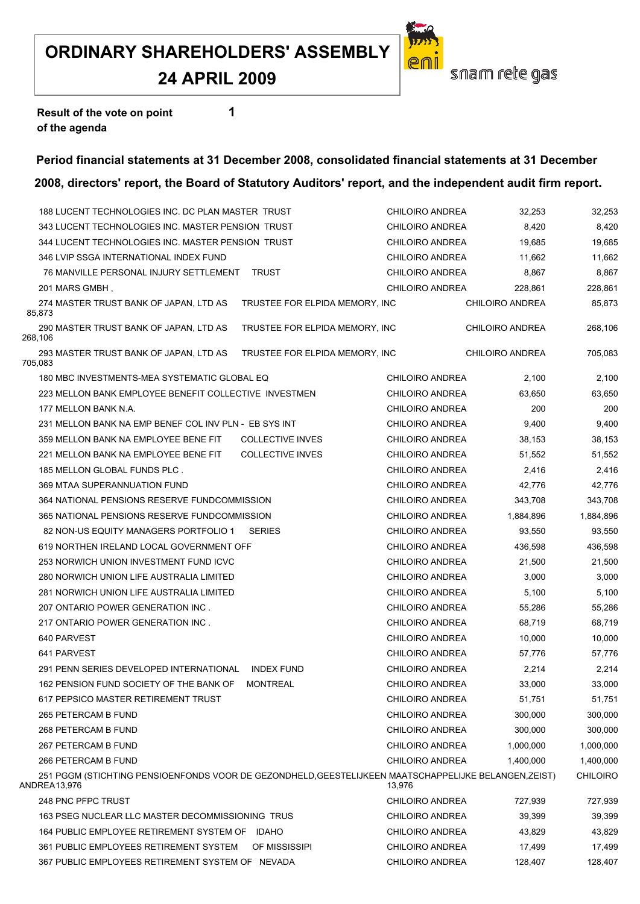# ORDINARY SHAREHOLDERS' ASSEMBLY

# 24 APRIL 2009

snam rete gas

**Result of the vote on point of the agenda** **1**

**Period financial statements at 31 December 2008, consolidated financial statements at 31 December 2008, directors' report, the Board of Statutory Auditors' report, and the independent audit firm report.**

| | | | |
|---|---|---|---|
| 188 LUCENT TECHNOLOGIES INC. DC PLAN MASTER TRUST | CHILOIRO ANDREA | 32,253 | 32,253 |
| 343 LUCENT TECHNOLOGIES INC. MASTER PENSION TRUST | CHILOIRO ANDREA | 8,420 | 8,420 |
| 344 LUCENT TECHNOLOGIES INC. MASTER PENSION TRUST | CHILOIRO ANDREA | 19,685 | 19,685 |
| 346 LVIP SSGA INTERNATIONAL INDEX FUND | CHILOIRO ANDREA | 11,662 | 11,662 |
| 76 MANVILLE PERSONAL INJURY SETTLEMENT TRUST | CHILOIRO ANDREA | 8,867 | 8,867 |
| 201 MARS GMBH , | CHILOIRO ANDREA | 228,861 | 228,861 |
| 274 MASTER TRUST BANK OF JAPAN, LTD AS TRUSTEE FOR ELPIDA MEMORY, INC | CHILOIRO ANDREA | 85,873 | 85,873 |
| 290 MASTER TRUST BANK OF JAPAN, LTD AS TRUSTEE FOR ELPIDA MEMORY, INC | CHILOIRO ANDREA | 268,106 | 268,106 |
| 293 MASTER TRUST BANK OF JAPAN, LTD AS TRUSTEE FOR ELPIDA MEMORY, INC | CHILOIRO ANDREA | 705,083 | 705,083 |
| 180 MBC INVESTMENTS-MEA SYSTEMATIC GLOBAL EQ | CHILOIRO ANDREA | 2,100 | 2,100 |
| 223 MELLON BANK EMPLOYEE BENEFIT COLLECTIVE INVESTMEN | CHILOIRO ANDREA | 63,650 | 63,650 |
| 177 MELLON BANK N.A. | CHILOIRO ANDREA | 200 | 200 |
| 231 MELLON BANK NA EMP BENEF COL INV PLN - EB SYS INT | CHILOIRO ANDREA | 9,400 | 9,400 |
| 359 MELLON BANK NA EMPLOYEE BENE FIT COLLECTIVE INVES | CHILOIRO ANDREA | 38,153 | 38,153 |
| 221 MELLON BANK NA EMPLOYEE BENE FIT COLLECTIVE INVES | CHILOIRO ANDREA | 51,552 | 51,552 |
| 185 MELLON GLOBAL FUNDS PLC . | CHILOIRO ANDREA | 2,416 | 2,416 |
| 369 MTAA SUPERANNUATION FUND | CHILOIRO ANDREA | 42,776 | 42,776 |
| 364 NATIONAL PENSIONS RESERVE FUNDCOMMISSION | CHILOIRO ANDREA | 343,708 | 343,708 |
| 365 NATIONAL PENSIONS RESERVE FUNDCOMMISSION | CHILOIRO ANDREA | 1,884,896 | 1,884,896 |
| 82 NON-US EQUITY MANAGERS PORTFOLIO 1 SERIES | CHILOIRO ANDREA | 93,550 | 93,550 |
| 619 NORTHEN IRELAND LOCAL GOVERNMENT OFF | CHILOIRO ANDREA | 436,598 | 436,598 |
| 253 NORWICH UNION INVESTMENT FUND ICVC | CHILOIRO ANDREA | 21,500 | 21,500 |
| 280 NORWICH UNION LIFE AUSTRALIA LIMITED | CHILOIRO ANDREA | 3,000 | 3,000 |
| 281 NORWICH UNION LIFE AUSTRALIA LIMITED | CHILOIRO ANDREA | 5,100 | 5,100 |
| 207 ONTARIO POWER GENERATION INC . | CHILOIRO ANDREA | 55,286 | 55,286 |
| 217 ONTARIO POWER GENERATION INC . | CHILOIRO ANDREA | 68,719 | 68,719 |
| 640 PARVEST | CHILOIRO ANDREA | 10,000 | 10,000 |
| 641 PARVEST | CHILOIRO ANDREA | 57,776 | 57,776 |
| 291 PENN SERIES DEVELOPED INTERNATIONAL INDEX FUND | CHILOIRO ANDREA | 2,214 | 2,214 |
| 162 PENSION FUND SOCIETY OF THE BANK OF MONTREAL | CHILOIRO ANDREA | 33,000 | 33,000 |
| 617 PEPSICO MASTER RETIREMENT TRUST | CHILOIRO ANDREA | 51,751 | 51,751 |
| 265 PETERCAM B FUND | CHILOIRO ANDREA | 300,000 | 300,000 |
| 268 PETERCAM B FUND | CHILOIRO ANDREA | 300,000 | 300,000 |
| 267 PETERCAM B FUND | CHILOIRO ANDREA | 1,000,000 | 1,000,000 |
| 266 PETERCAM B FUND | CHILOIRO ANDREA | 1,400,000 | 1,400,000 |
| 251 PGGM (STICHTING PENSIOENFONDS VOOR DE GEZONDHELD,GEESTELIJKEEN MAATSCHAPPELIJKE BELANGEN,ZEIST) | CHILOIRO ANDREA | 13,976 | 13,976 |
| 248 PNC PFPC TRUST | CHILOIRO ANDREA | 727,939 | 727,939 |
| 163 PSEG NUCLEAR LLC MASTER DECOMMISSIONING TRUS | CHILOIRO ANDREA | 39,399 | 39,399 |
| 164 PUBLIC EMPLOYEE RETIREMENT SYSTEM OF IDAHO | CHILOIRO ANDREA | 43,829 | 43,829 |
| 361 PUBLIC EMPLOYEES RETIREMENT SYSTEM OF MISSISSIPI | CHILOIRO ANDREA | 17,499 | 17,499 |
| 367 PUBLIC EMPLOYEES RETIREMENT SYSTEM OF NEVADA | CHILOIRO ANDREA | 128,407 | 128,407 |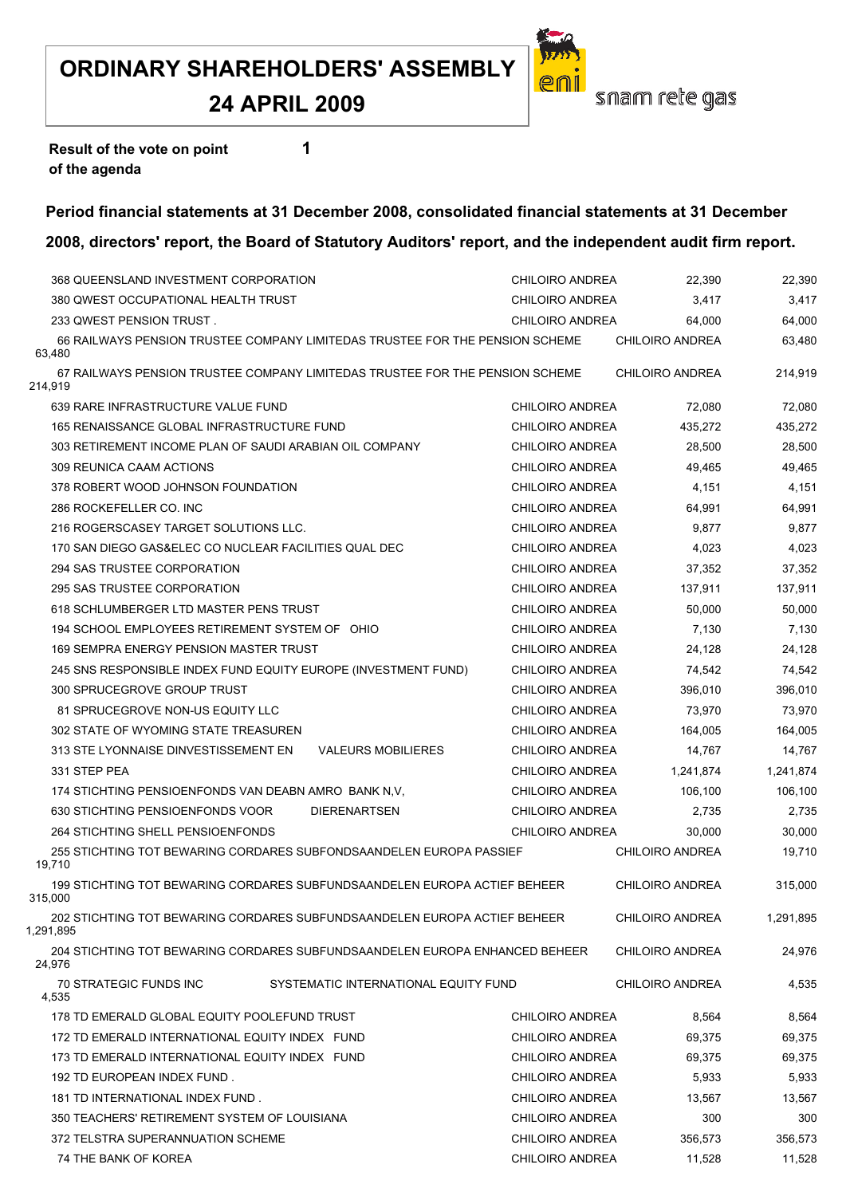# ORDINARY SHAREHOLDERS' ASSEMBLY
## 24 APRIL 2009

eni snam rete gas

**Result of the vote on point 1 of the agenda**

**Period financial statements at 31 December 2008, consolidated financial statements at 31 December 2008, directors' report, the Board of Statutory Auditors' report, and the independent audit firm report.**

| | | | |
|---|---|---|---|
| 368 QUEENSLAND INVESTMENT CORPORATION | CHILOIRO ANDREA | 22,390 | 22,390 |
| 380 QWEST OCCUPATIONAL HEALTH TRUST | CHILOIRO ANDREA | 3,417 | 3,417 |
| 233 QWEST PENSION TRUST . | CHILOIRO ANDREA | 64,000 | 64,000 |
| 66 RAILWAYS PENSION TRUSTEE COMPANY LIMITEDAS TRUSTEE FOR THE PENSION SCHEME | CHILOIRO ANDREA | 63,480 | 63,480 |
| 67 RAILWAYS PENSION TRUSTEE COMPANY LIMITEDAS TRUSTEE FOR THE PENSION SCHEME | CHILOIRO ANDREA | 214,919 | 214,919 |
| 639 RARE INFRASTRUCTURE VALUE FUND | CHILOIRO ANDREA | 72,080 | 72,080 |
| 165 RENAISSANCE GLOBAL INFRASTRUCTURE FUND | CHILOIRO ANDREA | 435,272 | 435,272 |
| 303 RETIREMENT INCOME PLAN OF SAUDI ARABIAN OIL COMPANY | CHILOIRO ANDREA | 28,500 | 28,500 |
| 309 REUNICA CAAM ACTIONS | CHILOIRO ANDREA | 49,465 | 49,465 |
| 378 ROBERT WOOD JOHNSON FOUNDATION | CHILOIRO ANDREA | 4,151 | 4,151 |
| 286 ROCKEFELLER CO. INC | CHILOIRO ANDREA | 64,991 | 64,991 |
| 216 ROGERSCASEY TARGET SOLUTIONS LLC. | CHILOIRO ANDREA | 9,877 | 9,877 |
| 170 SAN DIEGO GAS&ELEC CO NUCLEAR FACILITIES QUAL DEC | CHILOIRO ANDREA | 4,023 | 4,023 |
| 294 SAS TRUSTEE CORPORATION | CHILOIRO ANDREA | 37,352 | 37,352 |
| 295 SAS TRUSTEE CORPORATION | CHILOIRO ANDREA | 137,911 | 137,911 |
| 618 SCHLUMBERGER LTD MASTER PENS TRUST | CHILOIRO ANDREA | 50,000 | 50,000 |
| 194 SCHOOL EMPLOYEES RETIREMENT SYSTEM OF OHIO | CHILOIRO ANDREA | 7,130 | 7,130 |
| 169 SEMPRA ENERGY PENSION MASTER TRUST | CHILOIRO ANDREA | 24,128 | 24,128 |
| 245 SNS RESPONSIBLE INDEX FUND EQUITY EUROPE (INVESTMENT FUND) | CHILOIRO ANDREA | 74,542 | 74,542 |
| 300 SPRUCEGROVE GROUP TRUST | CHILOIRO ANDREA | 396,010 | 396,010 |
| 81 SPRUCEGROVE NON-US EQUITY LLC | CHILOIRO ANDREA | 73,970 | 73,970 |
| 302 STATE OF WYOMING STATE TREASUREN | CHILOIRO ANDREA | 164,005 | 164,005 |
| 313 STE LYONNAISE DINVESTISSEMENT EN VALEURS MOBILIERES | CHILOIRO ANDREA | 14,767 | 14,767 |
| 331 STEP PEA | CHILOIRO ANDREA | 1,241,874 | 1,241,874 |
| 174 STICHTING PENSIOENFONDS VAN DEABN AMRO BANK N,V, | CHILOIRO ANDREA | 106,100 | 106,100 |
| 630 STICHTING PENSIOENFONDS VOOR DIERENARTSEN | CHILOIRO ANDREA | 2,735 | 2,735 |
| 264 STICHTING SHELL PENSIOENFONDS | CHILOIRO ANDREA | 30,000 | 30,000 |
| 255 STICHTING TOT BEWARING CORDARES SUBFONDSAANDELEN EUROPA PASSIEF | CHILOIRO ANDREA | 19,710 | 19,710 |
| 199 STICHTING TOT BEWARING CORDARES SUBFUNDSAANDELEN EUROPA ACTIEF BEHEER | CHILOIRO ANDREA | 315,000 | 315,000 |
| 202 STICHTING TOT BEWARING CORDARES SUBFUNDSAANDELEN EUROPA ACTIEF BEHEER | CHILOIRO ANDREA | 1,291,895 | 1,291,895 |
| 204 STICHTING TOT BEWARING CORDARES SUBFUNDSAANDELEN EUROPA ENHANCED BEHEER | CHILOIRO ANDREA | 24,976 | 24,976 |
| 70 STRATEGIC FUNDS INC SYSTEMATIC INTERNATIONAL EQUITY FUND | CHILOIRO ANDREA | 4,535 | 4,535 |
| 178 TD EMERALD GLOBAL EQUITY POOLEFUND TRUST | CHILOIRO ANDREA | 8,564 | 8,564 |
| 172 TD EMERALD INTERNATIONAL EQUITY INDEX FUND | CHILOIRO ANDREA | 69,375 | 69,375 |
| 173 TD EMERALD INTERNATIONAL EQUITY INDEX FUND | CHILOIRO ANDREA | 69,375 | 69,375 |
| 192 TD EUROPEAN INDEX FUND . | CHILOIRO ANDREA | 5,933 | 5,933 |
| 181 TD INTERNATIONAL INDEX FUND . | CHILOIRO ANDREA | 13,567 | 13,567 |
| 350 TEACHERS' RETIREMENT SYSTEM OF LOUISIANA | CHILOIRO ANDREA | 300 | 300 |
| 372 TELSTRA SUPERANNUATION SCHEME | CHILOIRO ANDREA | 356,573 | 356,573 |
| 74 THE BANK OF KOREA | CHILOIRO ANDREA | 11,528 | 11,528 |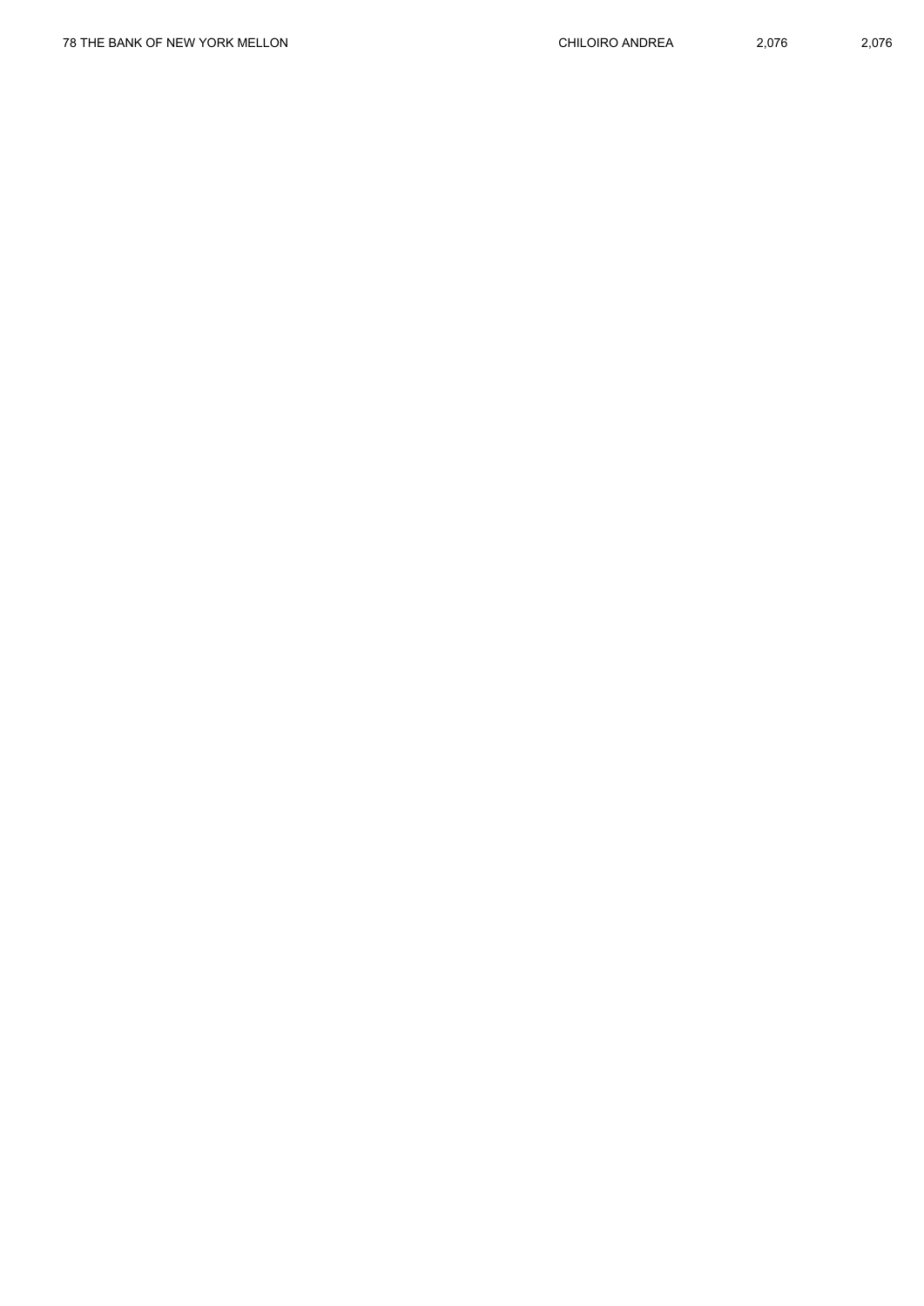| | | | |
|---|---|---|---|
| 78 THE BANK OF NEW YORK MELLON | CHILOIRO ANDREA | 2,076 | 2,076 |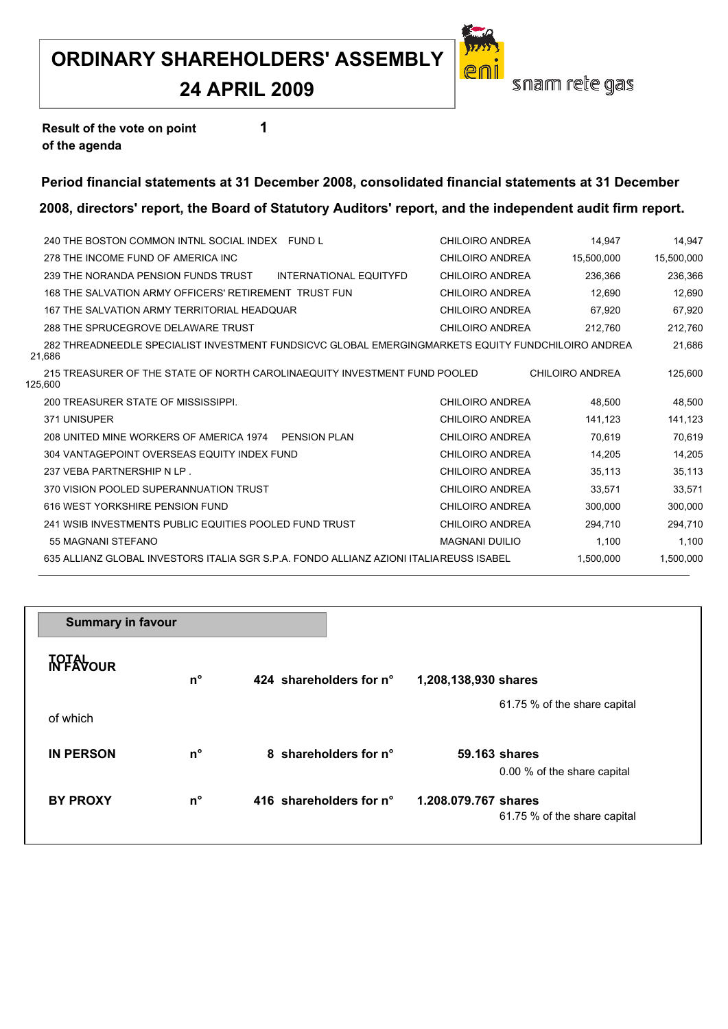# ORDINARY SHAREHOLDERS' ASSEMBLY
## 24 APRIL 2009

eni snam rete gas

**Result of the vote on point of the agenda** **1**

**Period financial statements at 31 December 2008, consolidated financial statements at 31 December 2008, directors' report, the Board of Statutory Auditors' report, and the independent audit firm report.**

| | | | |
|---|---|---|---|
| 240 THE BOSTON COMMON INTNL SOCIAL INDEX FUND L | CHILOIRO ANDREA | 14,947 | 14,947 |
| 278 THE INCOME FUND OF AMERICA INC | CHILOIRO ANDREA | 15,500,000 | 15,500,000 |
| 239 THE NORANDA PENSION FUNDS TRUST INTERNATIONAL EQUITYFD | CHILOIRO ANDREA | 236,366 | 236,366 |
| 168 THE SALVATION ARMY OFFICERS' RETIREMENT TRUST FUN | CHILOIRO ANDREA | 12,690 | 12,690 |
| 167 THE SALVATION ARMY TERRITORIAL HEADQUAR | CHILOIRO ANDREA | 67,920 | 67,920 |
| 288 THE SPRUCEGROVE DELAWARE TRUST | CHILOIRO ANDREA | 212,760 | 212,760 |
| 282 THREADNEEDLE SPECIALIST INVESTMENT FUNDSICVC GLOBAL EMERGINGMARKETS EQUITY FUND | CHILOIRO ANDREA | 21,686 | 21,686 |
| 215 TREASURER OF THE STATE OF NORTH CAROLINAEQUITY INVESTMENT FUND POOLED | CHILOIRO ANDREA | 125,600 | 125,600 |
| 200 TREASURER STATE OF MISSISSIPPI. | CHILOIRO ANDREA | 48,500 | 48,500 |
| 371 UNISUPER | CHILOIRO ANDREA | 141,123 | 141,123 |
| 208 UNITED MINE WORKERS OF AMERICA 1974 PENSION PLAN | CHILOIRO ANDREA | 70,619 | 70,619 |
| 304 VANTAGEPOINT OVERSEAS EQUITY INDEX FUND | CHILOIRO ANDREA | 14,205 | 14,205 |
| 237 VEBA PARTNERSHIP N LP . | CHILOIRO ANDREA | 35,113 | 35,113 |
| 370 VISION POOLED SUPERANNUATION TRUST | CHILOIRO ANDREA | 33,571 | 33,571 |
| 616 WEST YORKSHIRE PENSION FUND | CHILOIRO ANDREA | 300,000 | 300,000 |
| 241 WSIB INVESTMENTS PUBLIC EQUITIES POOLED FUND TRUST | CHILOIRO ANDREA | 294,710 | 294,710 |
| 55 MAGNANI STEFANO | MAGNANI DUILIO | 1,100 | 1,100 |
| 635 ALLIANZ GLOBAL INVESTORS ITALIA SGR S.P.A. FONDO ALLIANZ AZIONI ITALIA | REUSS ISABEL | 1,500,000 | 1,500,000 |

**Summary in favour**

| | | | |
|---|---|---|---|
| **TOTAL IN FAVOUR** | n° | **424 shareholders for n°** | **1,208,138,930 shares** 61.75 % of the share capital |
| of which | | | |
| **IN PERSON** | n° | **8 shareholders for n°** | **59.163 shares** 0.00 % of the share capital |
| **BY PROXY** | n° | **416 shareholders for n°** | **1.208.079.767 shares** 61.75 % of the share capital |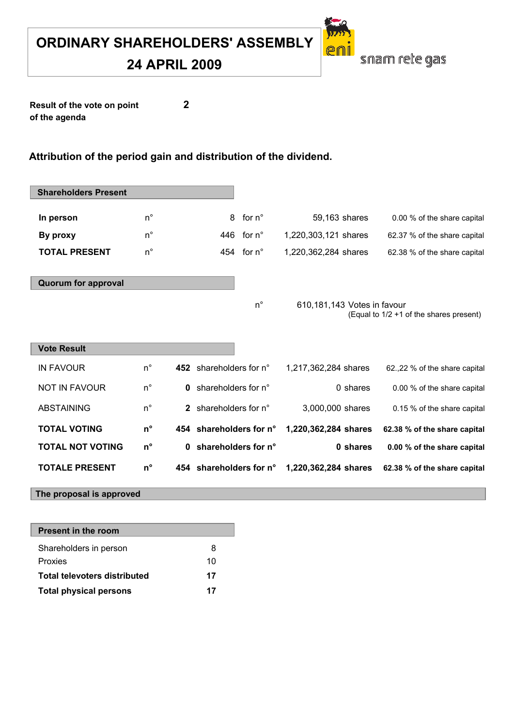# ORDINARY SHAREHOLDERS' ASSEMBLY
# 24 APRIL 2009

snam rete gas

**Result of the vote on point of the agenda** **2**

## Attribution of the period gain and distribution of the dividend.

### Shareholders Present

| | | | | | |
|---|---|---|---|---|---|
| **In person** | n° | 8 | for n° | 59,163 shares | 0.00 % of the share capital |
| **By proxy** | n° | 446 | for n° | 1,220,303,121 shares | 62.37 % of the share capital |
| **TOTAL PRESENT** | n° | 454 | for n° | 1,220,362,284 shares | 62.38 % of the share capital |

### Quorum for approval

n° 610,181,143 Votes in favour
(Equal to 1/2 +1 of the shares present)

### Vote Result

| | | | | | |
|---|---|---|---|---|---|
| IN FAVOUR | n° | **452** | shareholders for n° | 1,217,362,284 shares | 62.,22 % of the share capital |
| NOT IN FAVOUR | n° | **0** | shareholders for n° | 0 shares | 0.00 % of the share capital |
| ABSTAINING | n° | **2** | shareholders for n° | 3,000,000 shares | 0.15 % of the share capital |
| **TOTAL VOTING** | **n°** | **454** | **shareholders for n°** | **1,220,362,284 shares** | **62.38 % of the share capital** |
| **TOTAL NOT VOTING** | **n°** | **0** | **shareholders for n°** | **0 shares** | **0.00 % of the share capital** |
| **TOTALE PRESENT** | **n°** | **454** | **shareholders for n°** | **1,220,362,284 shares** | **62.38 % of the share capital** |

**The proposal is approved**

### Present in the room

| | |
|---|---|
| Shareholders in person | 8 |
| Proxies | 10 |
| **Total televoters distributed** | **17** |
| **Total physical persons** | **17** |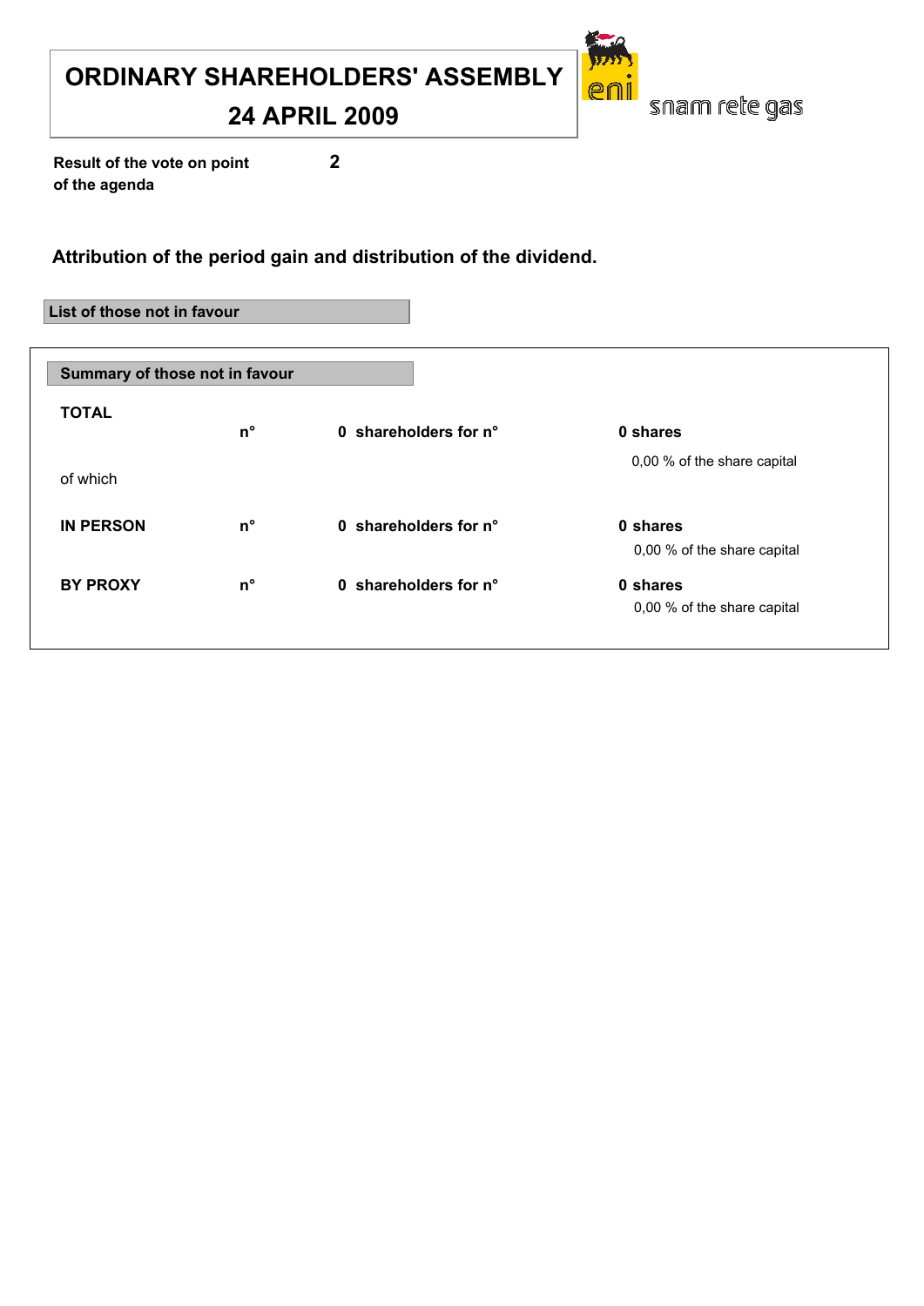# ORDINARY SHAREHOLDERS' ASSEMBLY

## 24 APRIL 2009

eni snam rete gas

**Result of the vote on point of the agenda** **2**

### Attribution of the period gain and distribution of the dividend.

**List of those not in favour**

**Summary of those not in favour**

| | | | |
|---|---|---|---|
| **TOTAL** | **n°** | **0 shareholders for n°** | **0 shares** |
| | | | 0,00 % of the share capital |
| of which | | | |
| **IN PERSON** | **n°** | **0 shareholders for n°** | **0 shares** |
| | | | 0,00 % of the share capital |
| **BY PROXY** | **n°** | **0 shareholders for n°** | **0 shares** |
| | | | 0,00 % of the share capital |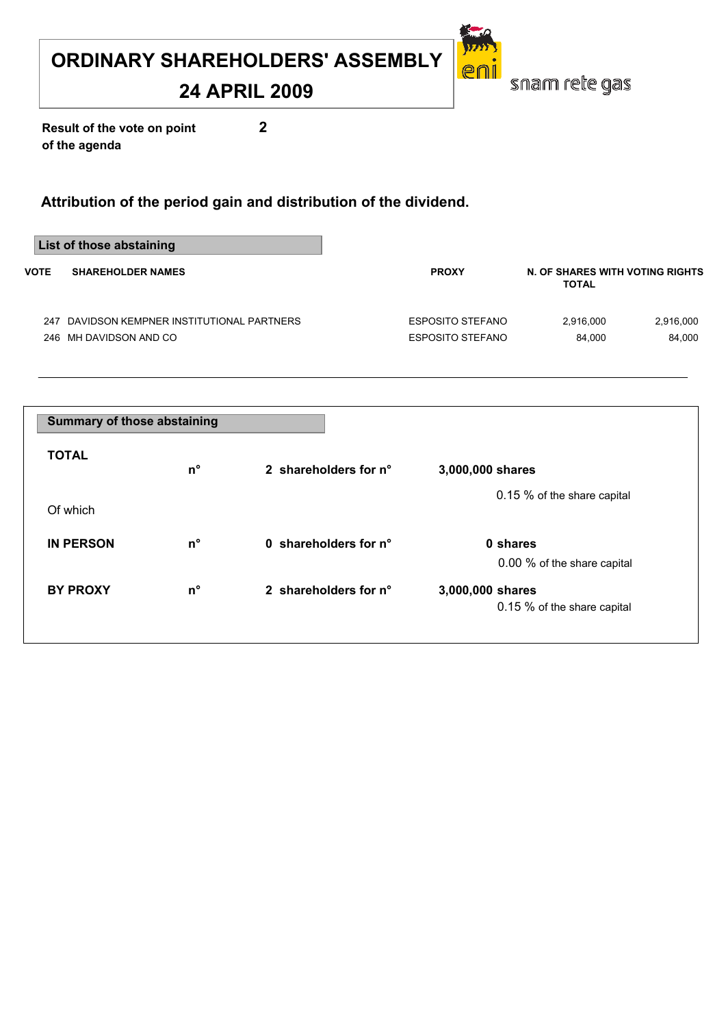# ORDINARY SHAREHOLDERS' ASSEMBLY

# 24 APRIL 2009

snam rete gas

**Result of the vote on point of the agenda** **2**

## Attribution of the period gain and distribution of the dividend.

### List of those abstaining

| VOTE | SHAREHOLDER NAMES | PROXY | N. OF SHARES WITH VOTING RIGHTS | TOTAL |
|---|---|---|---|---|
| 247 | DAVIDSON KEMPNER INSTITUTIONAL PARTNERS | ESPOSITO STEFANO | 2,916,000 | 2,916,000 |
| 246 | MH DAVIDSON AND CO | ESPOSITO STEFANO | 84,000 | 84,000 |

### Summary of those abstaining

| | | | |
|---|---|---|---|
| **TOTAL** | **n°** | **2 shareholders for n°** | **3,000,000 shares**<br>0.15 % of the share capital |
| Of which | | | |
| **IN PERSON** | **n°** | **0 shareholders for n°** | **0 shares**<br>0.00 % of the share capital |
| **BY PROXY** | **n°** | **2 shareholders for n°** | **3,000,000 shares**<br>0.15 % of the share capital |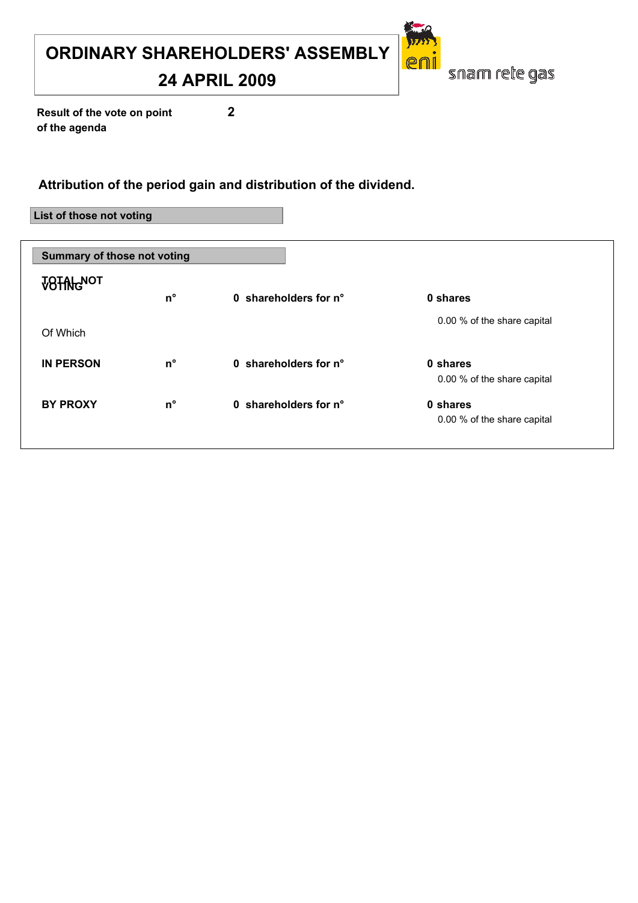# ORDINARY SHAREHOLDERS' ASSEMBLY

# 24 APRIL 2009

**Result of the vote on point of the agenda** **2**

### Attribution of the period gain and distribution of the dividend.

**List of those not voting**

**Summary of those not voting**

| | | | |
|---|---|---|---|
| **TOTAL NOT VOTING** | **n°** | **0 shareholders for n°** | **0 shares** |
| | | | 0.00 % of the share capital |
| Of Which | | | |
| **IN PERSON** | **n°** | **0 shareholders for n°** | **0 shares** |
| | | | 0.00 % of the share capital |
| **BY PROXY** | **n°** | **0 shareholders for n°** | **0 shares** |
| | | | 0.00 % of the share capital |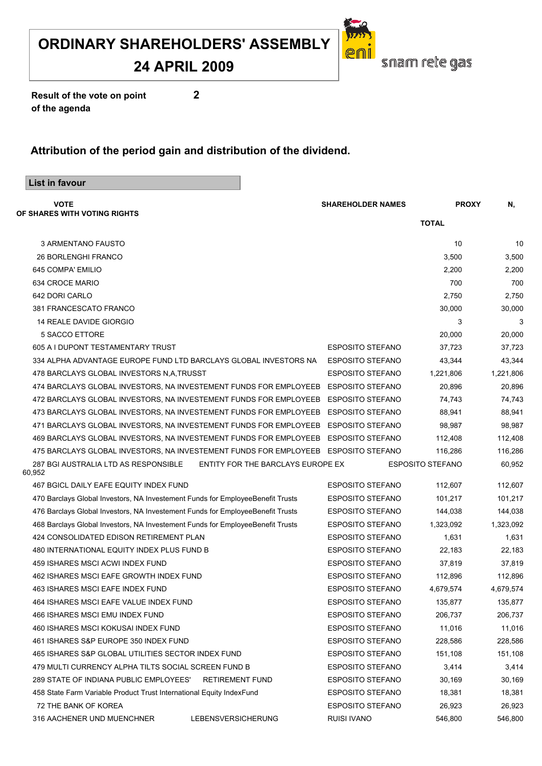# ORDINARY SHAREHOLDERS' ASSEMBLY

## 24 APRIL 2009

eni snam rete gas

**Result of the vote on point 2 of the agenda**

### Attribution of the period gain and distribution of the dividend.

**List in favour**

| VOTE OF SHARES WITH VOTING RIGHTS | SHAREHOLDER NAMES | PROXY TOTAL | N, |
|---|---|---|---|
| 3 ARMENTANO FAUSTO | | 10 | 10 |
| 26 BORLENGHI FRANCO | | 3,500 | 3,500 |
| 645 COMPA' EMILIO | | 2,200 | 2,200 |
| 634 CROCE MARIO | | 700 | 700 |
| 642 DORI CARLO | | 2,750 | 2,750 |
| 381 FRANCESCATO FRANCO | | 30,000 | 30,000 |
| 14 REALE DAVIDE GIORGIO | | 3 | 3 |
| 5 SACCO ETTORE | | 20,000 | 20,000 |
| 605 A I DUPONT TESTAMENTARY TRUST | ESPOSITO STEFANO | 37,723 | 37,723 |
| 334 ALPHA ADVANTAGE EUROPE FUND LTD BARCLAYS GLOBAL INVESTORS NA | ESPOSITO STEFANO | 43,344 | 43,344 |
| 478 BARCLAYS GLOBAL INVESTORS N,A,TRUSST | ESPOSITO STEFANO | 1,221,806 | 1,221,806 |
| 474 BARCLAYS GLOBAL INVESTORS, NA INVESTEMENT FUNDS FOR EMPLOYEEB | ESPOSITO STEFANO | 20,896 | 20,896 |
| 472 BARCLAYS GLOBAL INVESTORS, NA INVESTEMENT FUNDS FOR EMPLOYEEB | ESPOSITO STEFANO | 74,743 | 74,743 |
| 473 BARCLAYS GLOBAL INVESTORS, NA INVESTEMENT FUNDS FOR EMPLOYEEB | ESPOSITO STEFANO | 88,941 | 88,941 |
| 471 BARCLAYS GLOBAL INVESTORS, NA INVESTEMENT FUNDS FOR EMPLOYEEB | ESPOSITO STEFANO | 98,987 | 98,987 |
| 469 BARCLAYS GLOBAL INVESTORS, NA INVESTEMENT FUNDS FOR EMPLOYEEB | ESPOSITO STEFANO | 112,408 | 112,408 |
| 475 BARCLAYS GLOBAL INVESTORS, NA INVESTEMENT FUNDS FOR EMPLOYEEB | ESPOSITO STEFANO | 116,286 | 116,286 |
| 287 BGI AUSTRALIA LTD AS RESPONSIBLE ENTITY FOR THE BARCLAYS EUROPE EX | ESPOSITO STEFANO | 60,952 | 60,952 |
| 467 BGICL DAILY EAFE EQUITY INDEX FUND | ESPOSITO STEFANO | 112,607 | 112,607 |
| 470 Barclays Global Investors, NA Investement Funds for EmployeeBenefit Trusts | ESPOSITO STEFANO | 101,217 | 101,217 |
| 476 Barclays Global Investors, NA Investement Funds for EmployeeBenefit Trusts | ESPOSITO STEFANO | 144,038 | 144,038 |
| 468 Barclays Global Investors, NA Investement Funds for EmployeeBenefit Trusts | ESPOSITO STEFANO | 1,323,092 | 1,323,092 |
| 424 CONSOLIDATED EDISON RETIREMENT PLAN | ESPOSITO STEFANO | 1,631 | 1,631 |
| 480 INTERNATIONAL EQUITY INDEX PLUS FUND B | ESPOSITO STEFANO | 22,183 | 22,183 |
| 459 ISHARES MSCI ACWI INDEX FUND | ESPOSITO STEFANO | 37,819 | 37,819 |
| 462 ISHARES MSCI EAFE GROWTH INDEX FUND | ESPOSITO STEFANO | 112,896 | 112,896 |
| 463 ISHARES MSCI EAFE INDEX FUND | ESPOSITO STEFANO | 4,679,574 | 4,679,574 |
| 464 ISHARES MSCI EAFE VALUE INDEX FUND | ESPOSITO STEFANO | 135,877 | 135,877 |
| 466 ISHARES MSCI EMU INDEX FUND | ESPOSITO STEFANO | 206,737 | 206,737 |
| 460 ISHARES MSCI KOKUSAI INDEX FUND | ESPOSITO STEFANO | 11,016 | 11,016 |
| 461 ISHARES S&P EUROPE 350 INDEX FUND | ESPOSITO STEFANO | 228,586 | 228,586 |
| 465 ISHARES S&P GLOBAL UTILITIES SECTOR INDEX FUND | ESPOSITO STEFANO | 151,108 | 151,108 |
| 479 MULTI CURRENCY ALPHA TILTS SOCIAL SCREEN FUND B | ESPOSITO STEFANO | 3,414 | 3,414 |
| 289 STATE OF INDIANA PUBLIC EMPLOYEES' RETIREMENT FUND | ESPOSITO STEFANO | 30,169 | 30,169 |
| 458 State Farm Variable Product Trust International Equity IndexFund | ESPOSITO STEFANO | 18,381 | 18,381 |
| 72 THE BANK OF KOREA | ESPOSITO STEFANO | 26,923 | 26,923 |
| 316 AACHENER UND MUENCHNER LEBENSVERSICHERUNG | RUISI IVANO | 546,800 | 546,800 |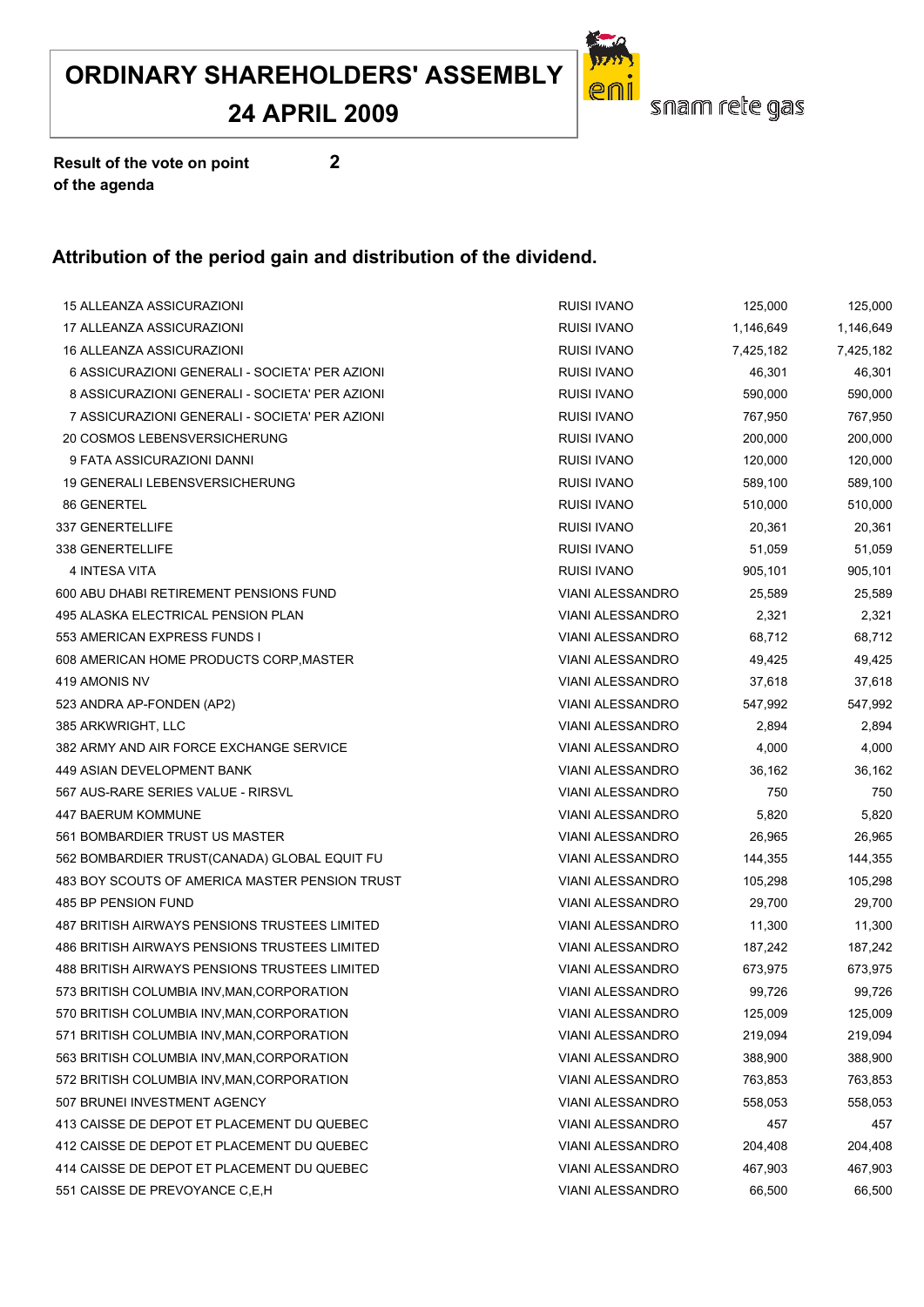# ORDINARY SHAREHOLDERS' ASSEMBLY
## 24 APRIL 2009

snam rete gas

**Result of the vote on point 2 of the agenda**

## Attribution of the period gain and distribution of the dividend.

| | | | |
|---|---|---|---|
| 15 ALLEANZA ASSICURAZIONI | RUISI IVANO | 125,000 | 125,000 |
| 17 ALLEANZA ASSICURAZIONI | RUISI IVANO | 1,146,649 | 1,146,649 |
| 16 ALLEANZA ASSICURAZIONI | RUISI IVANO | 7,425,182 | 7,425,182 |
| 6 ASSICURAZIONI GENERALI - SOCIETA' PER AZIONI | RUISI IVANO | 46,301 | 46,301 |
| 8 ASSICURAZIONI GENERALI - SOCIETA' PER AZIONI | RUISI IVANO | 590,000 | 590,000 |
| 7 ASSICURAZIONI GENERALI - SOCIETA' PER AZIONI | RUISI IVANO | 767,950 | 767,950 |
| 20 COSMOS LEBENSVERSICHERUNG | RUISI IVANO | 200,000 | 200,000 |
| 9 FATA ASSICURAZIONI DANNI | RUISI IVANO | 120,000 | 120,000 |
| 19 GENERALI LEBENSVERSICHERUNG | RUISI IVANO | 589,100 | 589,100 |
| 86 GENERTEL | RUISI IVANO | 510,000 | 510,000 |
| 337 GENERTELLIFE | RUISI IVANO | 20,361 | 20,361 |
| 338 GENERTELLIFE | RUISI IVANO | 51,059 | 51,059 |
| 4 INTESA VITA | RUISI IVANO | 905,101 | 905,101 |
| 600 ABU DHABI RETIREMENT PENSIONS FUND | VIANI ALESSANDRO | 25,589 | 25,589 |
| 495 ALASKA ELECTRICAL PENSION PLAN | VIANI ALESSANDRO | 2,321 | 2,321 |
| 553 AMERICAN EXPRESS FUNDS I | VIANI ALESSANDRO | 68,712 | 68,712 |
| 608 AMERICAN HOME PRODUCTS CORP,MASTER | VIANI ALESSANDRO | 49,425 | 49,425 |
| 419 AMONIS NV | VIANI ALESSANDRO | 37,618 | 37,618 |
| 523 ANDRA AP-FONDEN (AP2) | VIANI ALESSANDRO | 547,992 | 547,992 |
| 385 ARKWRIGHT, LLC | VIANI ALESSANDRO | 2,894 | 2,894 |
| 382 ARMY AND AIR FORCE EXCHANGE SERVICE | VIANI ALESSANDRO | 4,000 | 4,000 |
| 449 ASIAN DEVELOPMENT BANK | VIANI ALESSANDRO | 36,162 | 36,162 |
| 567 AUS-RARE SERIES VALUE - RIRSVL | VIANI ALESSANDRO | 750 | 750 |
| 447 BAERUM KOMMUNE | VIANI ALESSANDRO | 5,820 | 5,820 |
| 561 BOMBARDIER TRUST US MASTER | VIANI ALESSANDRO | 26,965 | 26,965 |
| 562 BOMBARDIER TRUST(CANADA) GLOBAL EQUIT FU | VIANI ALESSANDRO | 144,355 | 144,355 |
| 483 BOY SCOUTS OF AMERICA MASTER PENSION TRUST | VIANI ALESSANDRO | 105,298 | 105,298 |
| 485 BP PENSION FUND | VIANI ALESSANDRO | 29,700 | 29,700 |
| 487 BRITISH AIRWAYS PENSIONS TRUSTEES LIMITED | VIANI ALESSANDRO | 11,300 | 11,300 |
| 486 BRITISH AIRWAYS PENSIONS TRUSTEES LIMITED | VIANI ALESSANDRO | 187,242 | 187,242 |
| 488 BRITISH AIRWAYS PENSIONS TRUSTEES LIMITED | VIANI ALESSANDRO | 673,975 | 673,975 |
| 573 BRITISH COLUMBIA INV,MAN,CORPORATION | VIANI ALESSANDRO | 99,726 | 99,726 |
| 570 BRITISH COLUMBIA INV,MAN,CORPORATION | VIANI ALESSANDRO | 125,009 | 125,009 |
| 571 BRITISH COLUMBIA INV,MAN,CORPORATION | VIANI ALESSANDRO | 219,094 | 219,094 |
| 563 BRITISH COLUMBIA INV,MAN,CORPORATION | VIANI ALESSANDRO | 388,900 | 388,900 |
| 572 BRITISH COLUMBIA INV,MAN,CORPORATION | VIANI ALESSANDRO | 763,853 | 763,853 |
| 507 BRUNEI INVESTMENT AGENCY | VIANI ALESSANDRO | 558,053 | 558,053 |
| 413 CAISSE DE DEPOT ET PLACEMENT DU QUEBEC | VIANI ALESSANDRO | 457 | 457 |
| 412 CAISSE DE DEPOT ET PLACEMENT DU QUEBEC | VIANI ALESSANDRO | 204,408 | 204,408 |
| 414 CAISSE DE DEPOT ET PLACEMENT DU QUEBEC | VIANI ALESSANDRO | 467,903 | 467,903 |
| 551 CAISSE DE PREVOYANCE C,E,H | VIANI ALESSANDRO | 66,500 | 66,500 |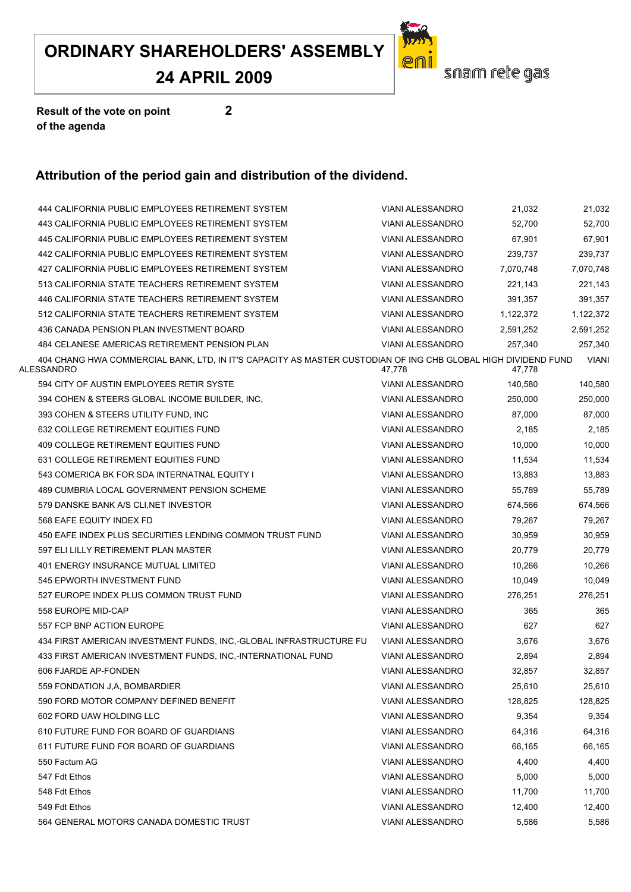# ORDINARY SHAREHOLDERS' ASSEMBLY
# 24 APRIL 2009

snam rete gas

**Result of the vote on point of the agenda** **2**

## Attribution of the period gain and distribution of the dividend.

| | | | |
|---|---|---|---|
| 444 CALIFORNIA PUBLIC EMPLOYEES RETIREMENT SYSTEM | VIANI ALESSANDRO | 21,032 | 21,032 |
| 443 CALIFORNIA PUBLIC EMPLOYEES RETIREMENT SYSTEM | VIANI ALESSANDRO | 52,700 | 52,700 |
| 445 CALIFORNIA PUBLIC EMPLOYEES RETIREMENT SYSTEM | VIANI ALESSANDRO | 67,901 | 67,901 |
| 442 CALIFORNIA PUBLIC EMPLOYEES RETIREMENT SYSTEM | VIANI ALESSANDRO | 239,737 | 239,737 |
| 427 CALIFORNIA PUBLIC EMPLOYEES RETIREMENT SYSTEM | VIANI ALESSANDRO | 7,070,748 | 7,070,748 |
| 513 CALIFORNIA STATE TEACHERS RETIREMENT SYSTEM | VIANI ALESSANDRO | 221,143 | 221,143 |
| 446 CALIFORNIA STATE TEACHERS RETIREMENT SYSTEM | VIANI ALESSANDRO | 391,357 | 391,357 |
| 512 CALIFORNIA STATE TEACHERS RETIREMENT SYSTEM | VIANI ALESSANDRO | 1,122,372 | 1,122,372 |
| 436 CANADA PENSION PLAN INVESTMENT BOARD | VIANI ALESSANDRO | 2,591,252 | 2,591,252 |
| 484 CELANESE AMERICAS RETIREMENT PENSION PLAN | VIANI ALESSANDRO | 257,340 | 257,340 |
| 404 CHANG HWA COMMERCIAL BANK, LTD, IN IT'S CAPACITY AS MASTER CUSTODIAN OF ING CHB GLOBAL HIGH DIVIDEND FUND | VIANI ALESSANDRO | 47,778 | 47,778 |
| 594 CITY OF AUSTIN EMPLOYEES RETIR SYSTE | VIANI ALESSANDRO | 140,580 | 140,580 |
| 394 COHEN & STEERS GLOBAL INCOME BUILDER, INC, | VIANI ALESSANDRO | 250,000 | 250,000 |
| 393 COHEN & STEERS UTILITY FUND, INC | VIANI ALESSANDRO | 87,000 | 87,000 |
| 632 COLLEGE RETIREMENT EQUITIES FUND | VIANI ALESSANDRO | 2,185 | 2,185 |
| 409 COLLEGE RETIREMENT EQUITIES FUND | VIANI ALESSANDRO | 10,000 | 10,000 |
| 631 COLLEGE RETIREMENT EQUITIES FUND | VIANI ALESSANDRO | 11,534 | 11,534 |
| 543 COMERICA BK FOR SDA INTERNATNAL EQUITY I | VIANI ALESSANDRO | 13,883 | 13,883 |
| 489 CUMBRIA LOCAL GOVERNMENT PENSION SCHEME | VIANI ALESSANDRO | 55,789 | 55,789 |
| 579 DANSKE BANK A/S CLI,NET INVESTOR | VIANI ALESSANDRO | 674,566 | 674,566 |
| 568 EAFE EQUITY INDEX FD | VIANI ALESSANDRO | 79,267 | 79,267 |
| 450 EAFE INDEX PLUS SECURITIES LENDING COMMON TRUST FUND | VIANI ALESSANDRO | 30,959 | 30,959 |
| 597 ELI LILLY RETIREMENT PLAN MASTER | VIANI ALESSANDRO | 20,779 | 20,779 |
| 401 ENERGY INSURANCE MUTUAL LIMITED | VIANI ALESSANDRO | 10,266 | 10,266 |
| 545 EPWORTH INVESTMENT FUND | VIANI ALESSANDRO | 10,049 | 10,049 |
| 527 EUROPE INDEX PLUS COMMON TRUST FUND | VIANI ALESSANDRO | 276,251 | 276,251 |
| 558 EUROPE MID-CAP | VIANI ALESSANDRO | 365 | 365 |
| 557 FCP BNP ACTION EUROPE | VIANI ALESSANDRO | 627 | 627 |
| 434 FIRST AMERICAN INVESTMENT FUNDS, INC,-GLOBAL INFRASTRUCTURE FU | VIANI ALESSANDRO | 3,676 | 3,676 |
| 433 FIRST AMERICAN INVESTMENT FUNDS, INC,-INTERNATIONAL FUND | VIANI ALESSANDRO | 2,894 | 2,894 |
| 606 FJARDE AP-FONDEN | VIANI ALESSANDRO | 32,857 | 32,857 |
| 559 FONDATION J,A, BOMBARDIER | VIANI ALESSANDRO | 25,610 | 25,610 |
| 590 FORD MOTOR COMPANY DEFINED BENEFIT | VIANI ALESSANDRO | 128,825 | 128,825 |
| 602 FORD UAW HOLDING LLC | VIANI ALESSANDRO | 9,354 | 9,354 |
| 610 FUTURE FUND FOR BOARD OF GUARDIANS | VIANI ALESSANDRO | 64,316 | 64,316 |
| 611 FUTURE FUND FOR BOARD OF GUARDIANS | VIANI ALESSANDRO | 66,165 | 66,165 |
| 550 Factum AG | VIANI ALESSANDRO | 4,400 | 4,400 |
| 547 Fdt Ethos | VIANI ALESSANDRO | 5,000 | 5,000 |
| 548 Fdt Ethos | VIANI ALESSANDRO | 11,700 | 11,700 |
| 549 Fdt Ethos | VIANI ALESSANDRO | 12,400 | 12,400 |
| 564 GENERAL MOTORS CANADA DOMESTIC TRUST | VIANI ALESSANDRO | 5,586 | 5,586 |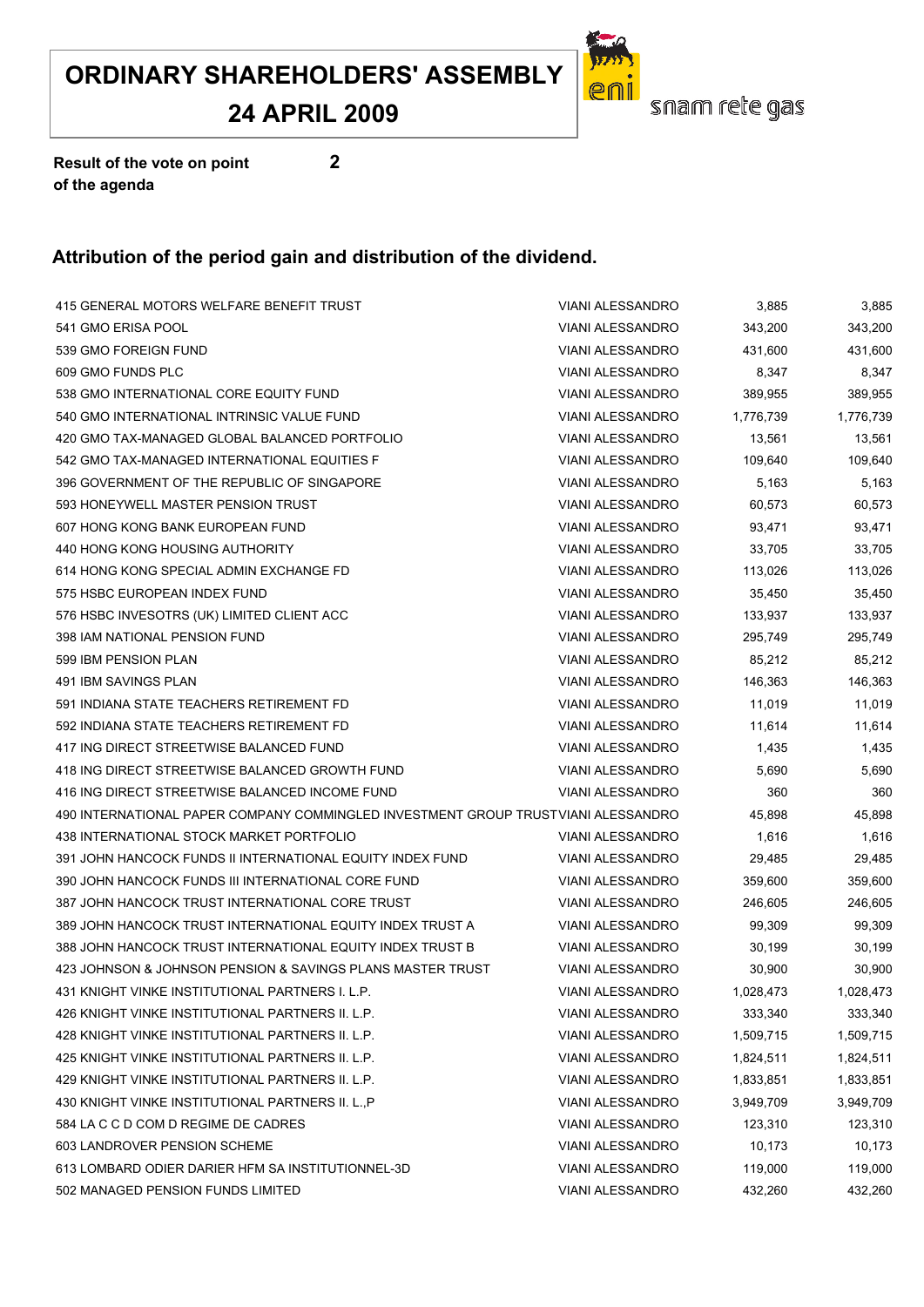# ORDINARY SHAREHOLDERS' ASSEMBLY
# 24 APRIL 2009

eni snam rete gas

**Result of the vote on point 2 of the agenda**

## Attribution of the period gain and distribution of the dividend.

| | | | |
|---|---|---|---|
| 415 GENERAL MOTORS WELFARE BENEFIT TRUST | VIANI ALESSANDRO | 3,885 | 3,885 |
| 541 GMO ERISA POOL | VIANI ALESSANDRO | 343,200 | 343,200 |
| 539 GMO FOREIGN FUND | VIANI ALESSANDRO | 431,600 | 431,600 |
| 609 GMO FUNDS PLC | VIANI ALESSANDRO | 8,347 | 8,347 |
| 538 GMO INTERNATIONAL CORE EQUITY FUND | VIANI ALESSANDRO | 389,955 | 389,955 |
| 540 GMO INTERNATIONAL INTRINSIC VALUE FUND | VIANI ALESSANDRO | 1,776,739 | 1,776,739 |
| 420 GMO TAX-MANAGED GLOBAL BALANCED PORTFOLIO | VIANI ALESSANDRO | 13,561 | 13,561 |
| 542 GMO TAX-MANAGED INTERNATIONAL EQUITIES F | VIANI ALESSANDRO | 109,640 | 109,640 |
| 396 GOVERNMENT OF THE REPUBLIC OF SINGAPORE | VIANI ALESSANDRO | 5,163 | 5,163 |
| 593 HONEYWELL MASTER PENSION TRUST | VIANI ALESSANDRO | 60,573 | 60,573 |
| 607 HONG KONG BANK EUROPEAN FUND | VIANI ALESSANDRO | 93,471 | 93,471 |
| 440 HONG KONG HOUSING AUTHORITY | VIANI ALESSANDRO | 33,705 | 33,705 |
| 614 HONG KONG SPECIAL ADMIN EXCHANGE FD | VIANI ALESSANDRO | 113,026 | 113,026 |
| 575 HSBC EUROPEAN INDEX FUND | VIANI ALESSANDRO | 35,450 | 35,450 |
| 576 HSBC INVESOTRS (UK) LIMITED CLIENT ACC | VIANI ALESSANDRO | 133,937 | 133,937 |
| 398 IAM NATIONAL PENSION FUND | VIANI ALESSANDRO | 295,749 | 295,749 |
| 599 IBM PENSION PLAN | VIANI ALESSANDRO | 85,212 | 85,212 |
| 491 IBM SAVINGS PLAN | VIANI ALESSANDRO | 146,363 | 146,363 |
| 591 INDIANA STATE TEACHERS RETIREMENT FD | VIANI ALESSANDRO | 11,019 | 11,019 |
| 592 INDIANA STATE TEACHERS RETIREMENT FD | VIANI ALESSANDRO | 11,614 | 11,614 |
| 417 ING DIRECT STREETWISE BALANCED FUND | VIANI ALESSANDRO | 1,435 | 1,435 |
| 418 ING DIRECT STREETWISE BALANCED GROWTH FUND | VIANI ALESSANDRO | 5,690 | 5,690 |
| 416 ING DIRECT STREETWISE BALANCED INCOME FUND | VIANI ALESSANDRO | 360 | 360 |
| 490 INTERNATIONAL PAPER COMPANY COMMINGLED INVESTMENT GROUP TRUST | VIANI ALESSANDRO | 45,898 | 45,898 |
| 438 INTERNATIONAL STOCK MARKET PORTFOLIO | VIANI ALESSANDRO | 1,616 | 1,616 |
| 391 JOHN HANCOCK FUNDS II INTERNATIONAL EQUITY INDEX FUND | VIANI ALESSANDRO | 29,485 | 29,485 |
| 390 JOHN HANCOCK FUNDS III INTERNATIONAL CORE FUND | VIANI ALESSANDRO | 359,600 | 359,600 |
| 387 JOHN HANCOCK TRUST INTERNATIONAL CORE TRUST | VIANI ALESSANDRO | 246,605 | 246,605 |
| 389 JOHN HANCOCK TRUST INTERNATIONAL EQUITY INDEX TRUST A | VIANI ALESSANDRO | 99,309 | 99,309 |
| 388 JOHN HANCOCK TRUST INTERNATIONAL EQUITY INDEX TRUST B | VIANI ALESSANDRO | 30,199 | 30,199 |
| 423 JOHNSON & JOHNSON PENSION & SAVINGS PLANS MASTER TRUST | VIANI ALESSANDRO | 30,900 | 30,900 |
| 431 KNIGHT VINKE INSTITUTIONAL PARTNERS I. L.P. | VIANI ALESSANDRO | 1,028,473 | 1,028,473 |
| 426 KNIGHT VINKE INSTITUTIONAL PARTNERS II. L.P. | VIANI ALESSANDRO | 333,340 | 333,340 |
| 428 KNIGHT VINKE INSTITUTIONAL PARTNERS II. L.P. | VIANI ALESSANDRO | 1,509,715 | 1,509,715 |
| 425 KNIGHT VINKE INSTITUTIONAL PARTNERS II. L.P. | VIANI ALESSANDRO | 1,824,511 | 1,824,511 |
| 429 KNIGHT VINKE INSTITUTIONAL PARTNERS II. L.P. | VIANI ALESSANDRO | 1,833,851 | 1,833,851 |
| 430 KNIGHT VINKE INSTITUTIONAL PARTNERS II. L.,P | VIANI ALESSANDRO | 3,949,709 | 3,949,709 |
| 584 LA C C D COM D REGIME DE CADRES | VIANI ALESSANDRO | 123,310 | 123,310 |
| 603 LANDROVER PENSION SCHEME | VIANI ALESSANDRO | 10,173 | 10,173 |
| 613 LOMBARD ODIER DARIER HFM SA INSTITUTIONNEL-3D | VIANI ALESSANDRO | 119,000 | 119,000 |
| 502 MANAGED PENSION FUNDS LIMITED | VIANI ALESSANDRO | 432,260 | 432,260 |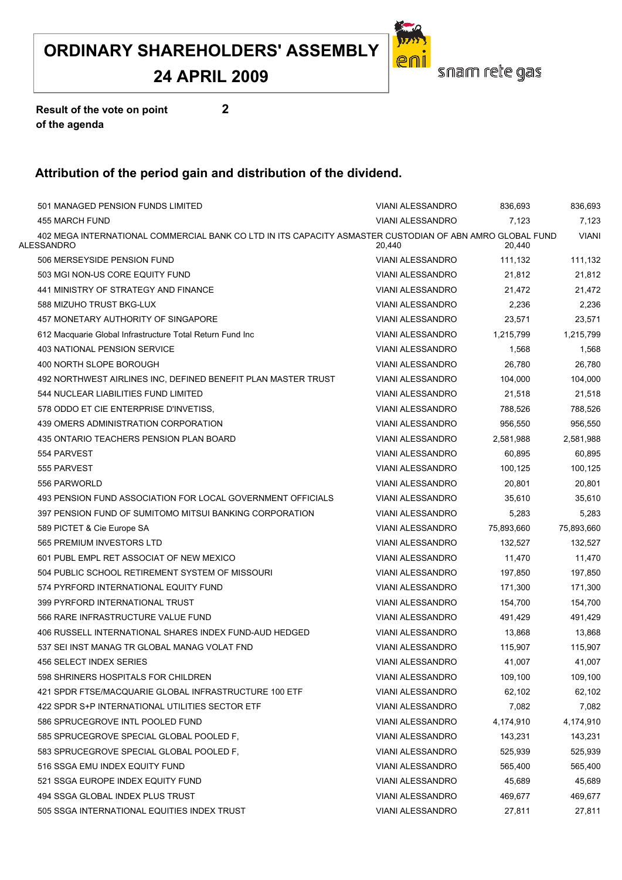# ORDINARY SHAREHOLDERS' ASSEMBLY
## 24 APRIL 2009

**Result of the vote on point of the agenda** **2**

## Attribution of the period gain and distribution of the dividend.

| | | | |
|---|---|---|---|
| 501 MANAGED PENSION FUNDS LIMITED | VIANI ALESSANDRO | 836,693 | 836,693 |
| 455 MARCH FUND | VIANI ALESSANDRO | 7,123 | 7,123 |
| 402 MEGA INTERNATIONAL COMMERCIAL BANK CO LTD IN ITS CAPACITY ASMASTER CUSTODIAN OF ABN AMRO GLOBAL FUND | VIANI ALESSANDRO | 20,440 | 20,440 |
| 506 MERSEYSIDE PENSION FUND | VIANI ALESSANDRO | 111,132 | 111,132 |
| 503 MGI NON-US CORE EQUITY FUND | VIANI ALESSANDRO | 21,812 | 21,812 |
| 441 MINISTRY OF STRATEGY AND FINANCE | VIANI ALESSANDRO | 21,472 | 21,472 |
| 588 MIZUHO TRUST BKG-LUX | VIANI ALESSANDRO | 2,236 | 2,236 |
| 457 MONETARY AUTHORITY OF SINGAPORE | VIANI ALESSANDRO | 23,571 | 23,571 |
| 612 Macquarie Global Infrastructure Total Return Fund Inc | VIANI ALESSANDRO | 1,215,799 | 1,215,799 |
| 403 NATIONAL PENSION SERVICE | VIANI ALESSANDRO | 1,568 | 1,568 |
| 400 NORTH SLOPE BOROUGH | VIANI ALESSANDRO | 26,780 | 26,780 |
| 492 NORTHWEST AIRLINES INC, DEFINED BENEFIT PLAN MASTER TRUST | VIANI ALESSANDRO | 104,000 | 104,000 |
| 544 NUCLEAR LIABILITIES FUND LIMITED | VIANI ALESSANDRO | 21,518 | 21,518 |
| 578 ODDO ET CIE ENTERPRISE D'INVETISS, | VIANI ALESSANDRO | 788,526 | 788,526 |
| 439 OMERS ADMINISTRATION CORPORATION | VIANI ALESSANDRO | 956,550 | 956,550 |
| 435 ONTARIO TEACHERS PENSION PLAN BOARD | VIANI ALESSANDRO | 2,581,988 | 2,581,988 |
| 554 PARVEST | VIANI ALESSANDRO | 60,895 | 60,895 |
| 555 PARVEST | VIANI ALESSANDRO | 100,125 | 100,125 |
| 556 PARWORLD | VIANI ALESSANDRO | 20,801 | 20,801 |
| 493 PENSION FUND ASSOCIATION FOR LOCAL GOVERNMENT OFFICIALS | VIANI ALESSANDRO | 35,610 | 35,610 |
| 397 PENSION FUND OF SUMITOMO MITSUI BANKING CORPORATION | VIANI ALESSANDRO | 5,283 | 5,283 |
| 589 PICTET & Cie Europe SA | VIANI ALESSANDRO | 75,893,660 | 75,893,660 |
| 565 PREMIUM INVESTORS LTD | VIANI ALESSANDRO | 132,527 | 132,527 |
| 601 PUBL EMPL RET ASSOCIAT OF NEW MEXICO | VIANI ALESSANDRO | 11,470 | 11,470 |
| 504 PUBLIC SCHOOL RETIREMENT SYSTEM OF MISSOURI | VIANI ALESSANDRO | 197,850 | 197,850 |
| 574 PYRFORD INTERNATIONAL EQUITY FUND | VIANI ALESSANDRO | 171,300 | 171,300 |
| 399 PYRFORD INTERNATIONAL TRUST | VIANI ALESSANDRO | 154,700 | 154,700 |
| 566 RARE INFRASTRUCTURE VALUE FUND | VIANI ALESSANDRO | 491,429 | 491,429 |
| 406 RUSSELL INTERNATIONAL SHARES INDEX FUND-AUD HEDGED | VIANI ALESSANDRO | 13,868 | 13,868 |
| 537 SEI INST MANAG TR GLOBAL MANAG VOLAT FND | VIANI ALESSANDRO | 115,907 | 115,907 |
| 456 SELECT INDEX SERIES | VIANI ALESSANDRO | 41,007 | 41,007 |
| 598 SHRINERS HOSPITALS FOR CHILDREN | VIANI ALESSANDRO | 109,100 | 109,100 |
| 421 SPDR FTSE/MACQUARIE GLOBAL INFRASTRUCTURE 100 ETF | VIANI ALESSANDRO | 62,102 | 62,102 |
| 422 SPDR S+P INTERNATIONAL UTILITIES SECTOR ETF | VIANI ALESSANDRO | 7,082 | 7,082 |
| 586 SPRUCEGROVE INTL POOLED FUND | VIANI ALESSANDRO | 4,174,910 | 4,174,910 |
| 585 SPRUCEGROVE SPECIAL GLOBAL POOLED F, | VIANI ALESSANDRO | 143,231 | 143,231 |
| 583 SPRUCEGROVE SPECIAL GLOBAL POOLED F, | VIANI ALESSANDRO | 525,939 | 525,939 |
| 516 SSGA EMU INDEX EQUITY FUND | VIANI ALESSANDRO | 565,400 | 565,400 |
| 521 SSGA EUROPE INDEX EQUITY FUND | VIANI ALESSANDRO | 45,689 | 45,689 |
| 494 SSGA GLOBAL INDEX PLUS TRUST | VIANI ALESSANDRO | 469,677 | 469,677 |
| 505 SSGA INTERNATIONAL EQUITIES INDEX TRUST | VIANI ALESSANDRO | 27,811 | 27,811 |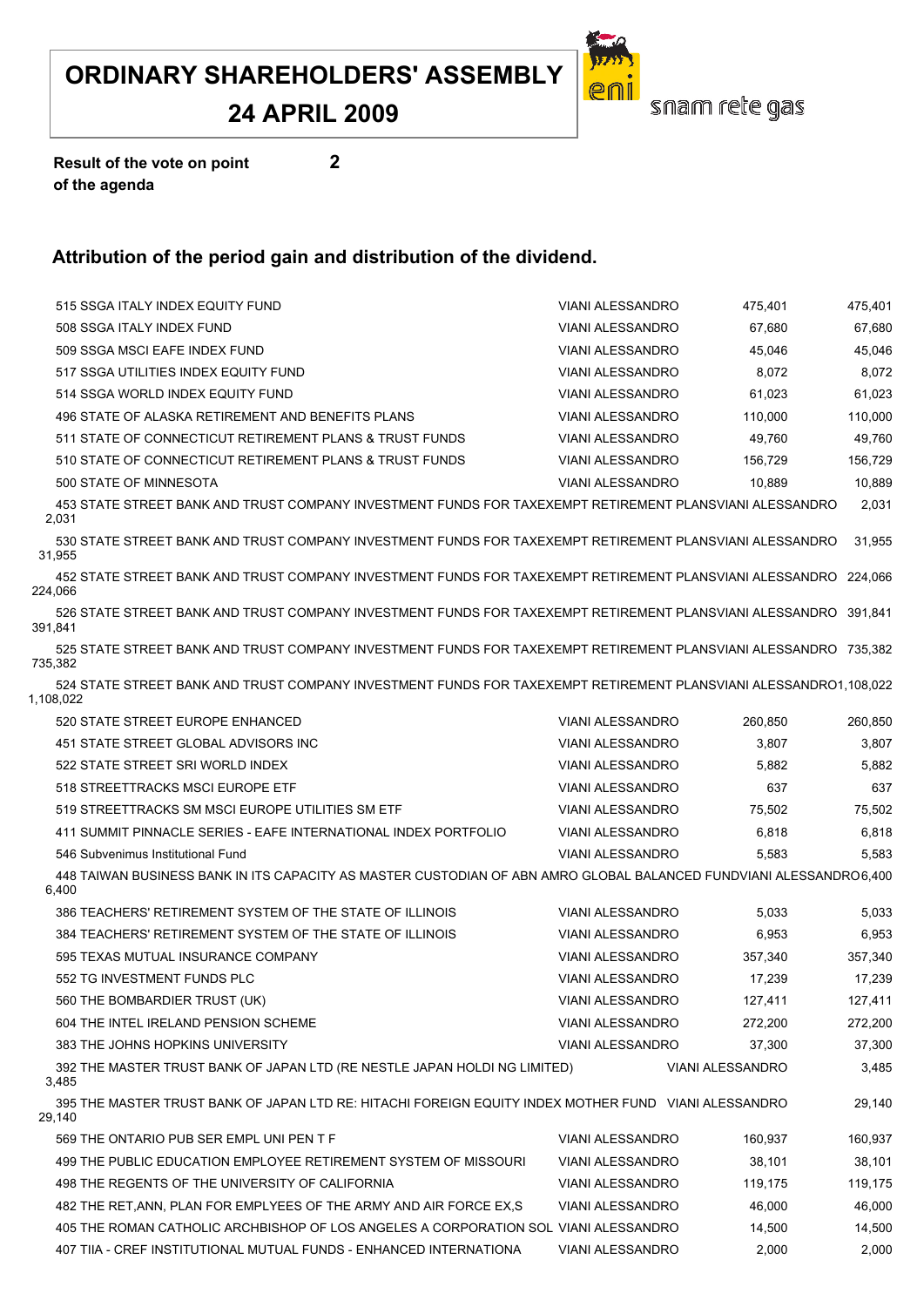# ORDINARY SHAREHOLDERS' ASSEMBLY

# 24 APRIL 2009

snam rete gas

**Result of the vote on point of the agenda** **2**

## Attribution of the period gain and distribution of the dividend.

| | | | |
|---|---|---|---|
| 515 SSGA ITALY INDEX EQUITY FUND | VIANI ALESSANDRO | 475,401 | 475,401 |
| 508 SSGA ITALY INDEX FUND | VIANI ALESSANDRO | 67,680 | 67,680 |
| 509 SSGA MSCI EAFE INDEX FUND | VIANI ALESSANDRO | 45,046 | 45,046 |
| 517 SSGA UTILITIES INDEX EQUITY FUND | VIANI ALESSANDRO | 8,072 | 8,072 |
| 514 SSGA WORLD INDEX EQUITY FUND | VIANI ALESSANDRO | 61,023 | 61,023 |
| 496 STATE OF ALASKA RETIREMENT AND BENEFITS PLANS | VIANI ALESSANDRO | 110,000 | 110,000 |
| 511 STATE OF CONNECTICUT RETIREMENT PLANS & TRUST FUNDS | VIANI ALESSANDRO | 49,760 | 49,760 |
| 510 STATE OF CONNECTICUT RETIREMENT PLANS & TRUST FUNDS | VIANI ALESSANDRO | 156,729 | 156,729 |
| 500 STATE OF MINNESOTA | VIANI ALESSANDRO | 10,889 | 10,889 |
| 453 STATE STREET BANK AND TRUST COMPANY INVESTMENT FUNDS FOR TAXEXEMPT RETIREMENT PLANS | VIANI ALESSANDRO | 2,031 | 2,031 |
| 530 STATE STREET BANK AND TRUST COMPANY INVESTMENT FUNDS FOR TAXEXEMPT RETIREMENT PLANS | VIANI ALESSANDRO | 31,955 | 31,955 |
| 452 STATE STREET BANK AND TRUST COMPANY INVESTMENT FUNDS FOR TAXEXEMPT RETIREMENT PLANS | VIANI ALESSANDRO | 224,066 | 224,066 |
| 526 STATE STREET BANK AND TRUST COMPANY INVESTMENT FUNDS FOR TAXEXEMPT RETIREMENT PLANS | VIANI ALESSANDRO | 391,841 | 391,841 |
| 525 STATE STREET BANK AND TRUST COMPANY INVESTMENT FUNDS FOR TAXEXEMPT RETIREMENT PLANS | VIANI ALESSANDRO | 735,382 | 735,382 |
| 524 STATE STREET BANK AND TRUST COMPANY INVESTMENT FUNDS FOR TAXEXEMPT RETIREMENT PLANS | VIANI ALESSANDRO | 1,108,022 | 1,108,022 |
| 520 STATE STREET EUROPE ENHANCED | VIANI ALESSANDRO | 260,850 | 260,850 |
| 451 STATE STREET GLOBAL ADVISORS INC | VIANI ALESSANDRO | 3,807 | 3,807 |
| 522 STATE STREET SRI WORLD INDEX | VIANI ALESSANDRO | 5,882 | 5,882 |
| 518 STREETTRACKS MSCI EUROPE ETF | VIANI ALESSANDRO | 637 | 637 |
| 519 STREETTRACKS SM MSCI EUROPE UTILITIES SM ETF | VIANI ALESSANDRO | 75,502 | 75,502 |
| 411 SUMMIT PINNACLE SERIES - EAFE INTERNATIONAL INDEX PORTFOLIO | VIANI ALESSANDRO | 6,818 | 6,818 |
| 546 Subvenimus Institutional Fund | VIANI ALESSANDRO | 5,583 | 5,583 |
| 448 TAIWAN BUSINESS BANK IN ITS CAPACITY AS MASTER CUSTODIAN OF ABN AMRO GLOBAL BALANCED FUND | VIANI ALESSANDRO | 6,400 | 6,400 |
| 386 TEACHERS' RETIREMENT SYSTEM OF THE STATE OF ILLINOIS | VIANI ALESSANDRO | 5,033 | 5,033 |
| 384 TEACHERS' RETIREMENT SYSTEM OF THE STATE OF ILLINOIS | VIANI ALESSANDRO | 6,953 | 6,953 |
| 595 TEXAS MUTUAL INSURANCE COMPANY | VIANI ALESSANDRO | 357,340 | 357,340 |
| 552 TG INVESTMENT FUNDS PLC | VIANI ALESSANDRO | 17,239 | 17,239 |
| 560 THE BOMBARDIER TRUST (UK) | VIANI ALESSANDRO | 127,411 | 127,411 |
| 604 THE INTEL IRELAND PENSION SCHEME | VIANI ALESSANDRO | 272,200 | 272,200 |
| 383 THE JOHNS HOPKINS UNIVERSITY | VIANI ALESSANDRO | 37,300 | 37,300 |
| 392 THE MASTER TRUST BANK OF JAPAN LTD (RE NESTLE JAPAN HOLDI NG LIMITED) | VIANI ALESSANDRO | 3,485 | 3,485 |
| 395 THE MASTER TRUST BANK OF JAPAN LTD RE: HITACHI FOREIGN EQUITY INDEX MOTHER FUND | VIANI ALESSANDRO | 29,140 | 29,140 |
| 569 THE ONTARIO PUB SER EMPL UNI PEN T F | VIANI ALESSANDRO | 160,937 | 160,937 |
| 499 THE PUBLIC EDUCATION EMPLOYEE RETIREMENT SYSTEM OF MISSOURI | VIANI ALESSANDRO | 38,101 | 38,101 |
| 498 THE REGENTS OF THE UNIVERSITY OF CALIFORNIA | VIANI ALESSANDRO | 119,175 | 119,175 |
| 482 THE RET,ANN, PLAN FOR EMPLYEES OF THE ARMY AND AIR FORCE EX,S | VIANI ALESSANDRO | 46,000 | 46,000 |
| 405 THE ROMAN CATHOLIC ARCHBISHOP OF LOS ANGELES A CORPORATION SOL | VIANI ALESSANDRO | 14,500 | 14,500 |
| 407 TIIA - CREF INSTITUTIONAL MUTUAL FUNDS - ENHANCED INTERNATIONA | VIANI ALESSANDRO | 2,000 | 2,000 |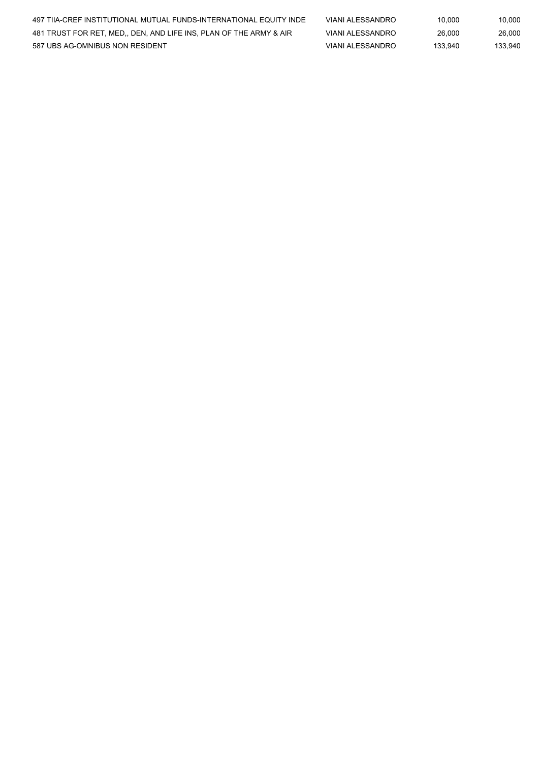| | | | |
|---|---|---|---|
| 497 TIIA-CREF INSTITUTIONAL MUTUAL FUNDS-INTERNATIONAL EQUITY INDE | VIANI ALESSANDRO | 10,000 | 10,000 |
| 481 TRUST FOR RET, MED,, DEN, AND LIFE INS, PLAN OF THE ARMY & AIR | VIANI ALESSANDRO | 26,000 | 26,000 |
| 587 UBS AG-OMNIBUS NON RESIDENT | VIANI ALESSANDRO | 133,940 | 133,940 |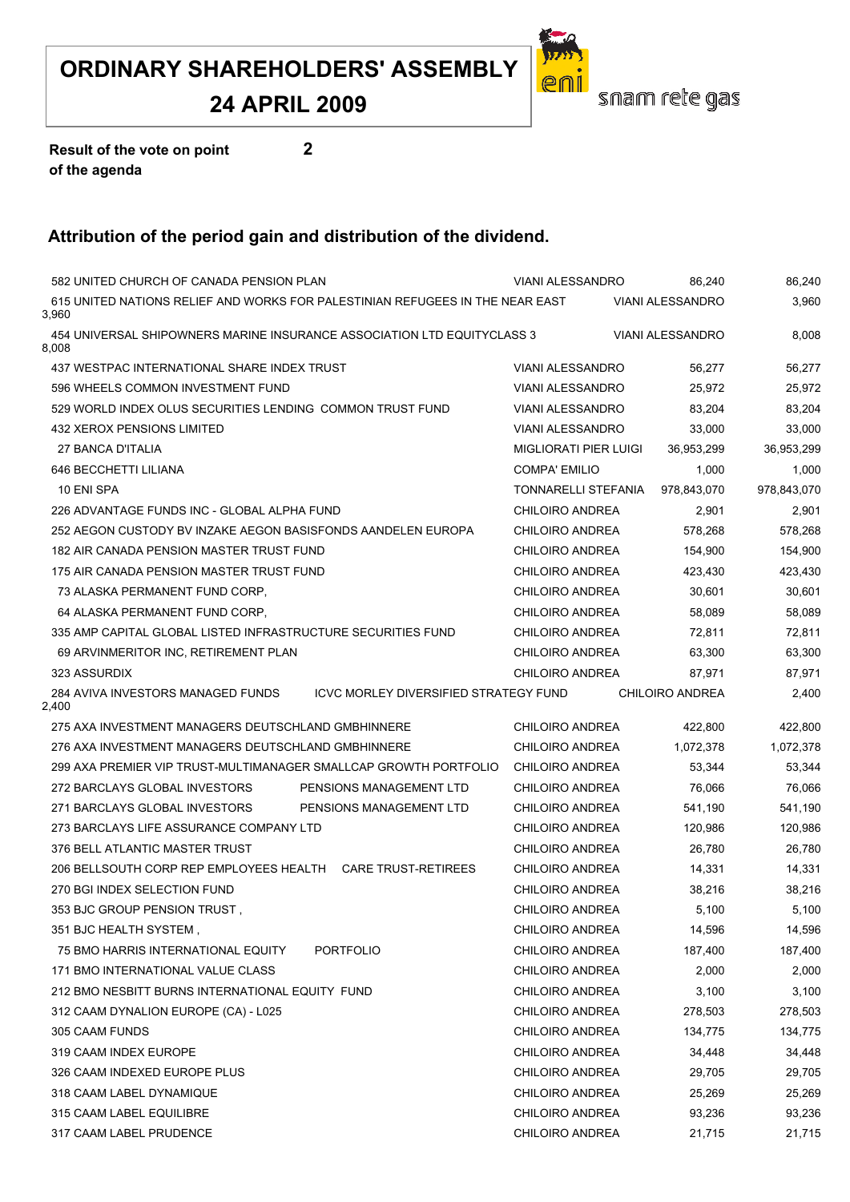# ORDINARY SHAREHOLDERS' ASSEMBLY

## 24 APRIL 2009

snam rete gas

**Result of the vote on point of the agenda** **2**

### Attribution of the period gain and distribution of the dividend.

| No. | Shareholder | Delegate | Shares | Votes |
|---|---|---|---|---|
| 582 | UNITED CHURCH OF CANADA PENSION PLAN | VIANI ALESSANDRO | 86,240 | 86,240 |
| 615 | UNITED NATIONS RELIEF AND WORKS FOR PALESTINIAN REFUGEES IN THE NEAR EAST | VIANI ALESSANDRO | 3,960 | 3,960 |
| 454 | UNIVERSAL SHIPOWNERS MARINE INSURANCE ASSOCIATION LTD EQUITYCLASS 3 | VIANI ALESSANDRO | 8,008 | 8,008 |
| 437 | WESTPAC INTERNATIONAL SHARE INDEX TRUST | VIANI ALESSANDRO | 56,277 | 56,277 |
| 596 | WHEELS COMMON INVESTMENT FUND | VIANI ALESSANDRO | 25,972 | 25,972 |
| 529 | WORLD INDEX OLUS SECURITIES LENDING COMMON TRUST FUND | VIANI ALESSANDRO | 83,204 | 83,204 |
| 432 | XEROX PENSIONS LIMITED | VIANI ALESSANDRO | 33,000 | 33,000 |
| 27 | BANCA D'ITALIA | MIGLIORATI PIER LUIGI | 36,953,299 | 36,953,299 |
| 646 | BECCHETTI LILIANA | COMPA' EMILIO | 1,000 | 1,000 |
| 10 | ENI SPA | TONNARELLI STEFANIA | 978,843,070 | 978,843,070 |
| 226 | ADVANTAGE FUNDS INC - GLOBAL ALPHA FUND | CHILOIRO ANDREA | 2,901 | 2,901 |
| 252 | AEGON CUSTODY BV INZAKE AEGON BASISFONDS AANDELEN EUROPA | CHILOIRO ANDREA | 578,268 | 578,268 |
| 182 | AIR CANADA PENSION MASTER TRUST FUND | CHILOIRO ANDREA | 154,900 | 154,900 |
| 175 | AIR CANADA PENSION MASTER TRUST FUND | CHILOIRO ANDREA | 423,430 | 423,430 |
| 73 | ALASKA PERMANENT FUND CORP, | CHILOIRO ANDREA | 30,601 | 30,601 |
| 64 | ALASKA PERMANENT FUND CORP, | CHILOIRO ANDREA | 58,089 | 58,089 |
| 335 | AMP CAPITAL GLOBAL LISTED INFRASTRUCTURE SECURITIES FUND | CHILOIRO ANDREA | 72,811 | 72,811 |
| 69 | ARVINMERITOR INC, RETIREMENT PLAN | CHILOIRO ANDREA | 63,300 | 63,300 |
| 323 | ASSURDIX | CHILOIRO ANDREA | 87,971 | 87,971 |
| 284 | AVIVA INVESTORS MANAGED FUNDS ICVC MORLEY DIVERSIFIED STRATEGY FUND | CHILOIRO ANDREA | 2,400 | 2,400 |
| 275 | AXA INVESTMENT MANAGERS DEUTSCHLAND GMBHINNERE | CHILOIRO ANDREA | 422,800 | 422,800 |
| 276 | AXA INVESTMENT MANAGERS DEUTSCHLAND GMBHINNERE | CHILOIRO ANDREA | 1,072,378 | 1,072,378 |
| 299 | AXA PREMIER VIP TRUST-MULTIMANAGER SMALLCAP GROWTH PORTFOLIO | CHILOIRO ANDREA | 53,344 | 53,344 |
| 272 | BARCLAYS GLOBAL INVESTORS PENSIONS MANAGEMENT LTD | CHILOIRO ANDREA | 76,066 | 76,066 |
| 271 | BARCLAYS GLOBAL INVESTORS PENSIONS MANAGEMENT LTD | CHILOIRO ANDREA | 541,190 | 541,190 |
| 273 | BARCLAYS LIFE ASSURANCE COMPANY LTD | CHILOIRO ANDREA | 120,986 | 120,986 |
| 376 | BELL ATLANTIC MASTER TRUST | CHILOIRO ANDREA | 26,780 | 26,780 |
| 206 | BELLSOUTH CORP REP EMPLOYEES HEALTH CARE TRUST-RETIREES | CHILOIRO ANDREA | 14,331 | 14,331 |
| 270 | BGI INDEX SELECTION FUND | CHILOIRO ANDREA | 38,216 | 38,216 |
| 353 | BJC GROUP PENSION TRUST , | CHILOIRO ANDREA | 5,100 | 5,100 |
| 351 | BJC HEALTH SYSTEM , | CHILOIRO ANDREA | 14,596 | 14,596 |
| 75 | BMO HARRIS INTERNATIONAL EQUITY PORTFOLIO | CHILOIRO ANDREA | 187,400 | 187,400 |
| 171 | BMO INTERNATIONAL VALUE CLASS | CHILOIRO ANDREA | 2,000 | 2,000 |
| 212 | BMO NESBITT BURNS INTERNATIONAL EQUITY FUND | CHILOIRO ANDREA | 3,100 | 3,100 |
| 312 | CAAM DYNALION EUROPE (CA) - L025 | CHILOIRO ANDREA | 278,503 | 278,503 |
| 305 | CAAM FUNDS | CHILOIRO ANDREA | 134,775 | 134,775 |
| 319 | CAAM INDEX EUROPE | CHILOIRO ANDREA | 34,448 | 34,448 |
| 326 | CAAM INDEXED EUROPE PLUS | CHILOIRO ANDREA | 29,705 | 29,705 |
| 318 | CAAM LABEL DYNAMIQUE | CHILOIRO ANDREA | 25,269 | 25,269 |
| 315 | CAAM LABEL EQUILIBRE | CHILOIRO ANDREA | 93,236 | 93,236 |
| 317 | CAAM LABEL PRUDENCE | CHILOIRO ANDREA | 21,715 | 21,715 |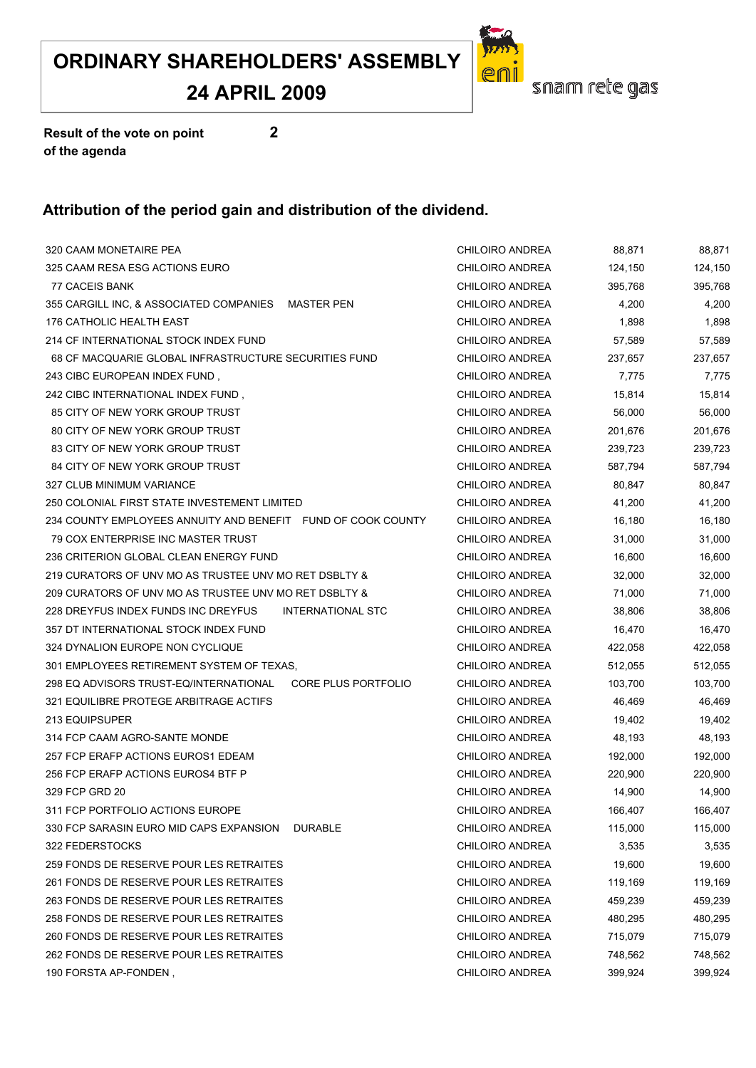# ORDINARY SHAREHOLDERS' ASSEMBLY

## 24 APRIL 2009

snam rete gas

**Result of the vote on point of the agenda** **2**

### Attribution of the period gain and distribution of the dividend.

| | | | |
|---|---|---|---|
| 320 CAAM MONETAIRE PEA | CHILOIRO ANDREA | 88,871 | 88,871 |
| 325 CAAM RESA ESG ACTIONS EURO | CHILOIRO ANDREA | 124,150 | 124,150 |
| 77 CACEIS BANK | CHILOIRO ANDREA | 395,768 | 395,768 |
| 355 CARGILL INC, & ASSOCIATED COMPANIES MASTER PEN | CHILOIRO ANDREA | 4,200 | 4,200 |
| 176 CATHOLIC HEALTH EAST | CHILOIRO ANDREA | 1,898 | 1,898 |
| 214 CF INTERNATIONAL STOCK INDEX FUND | CHILOIRO ANDREA | 57,589 | 57,589 |
| 68 CF MACQUARIE GLOBAL INFRASTRUCTURE SECURITIES FUND | CHILOIRO ANDREA | 237,657 | 237,657 |
| 243 CIBC EUROPEAN INDEX FUND , | CHILOIRO ANDREA | 7,775 | 7,775 |
| 242 CIBC INTERNATIONAL INDEX FUND , | CHILOIRO ANDREA | 15,814 | 15,814 |
| 85 CITY OF NEW YORK GROUP TRUST | CHILOIRO ANDREA | 56,000 | 56,000 |
| 80 CITY OF NEW YORK GROUP TRUST | CHILOIRO ANDREA | 201,676 | 201,676 |
| 83 CITY OF NEW YORK GROUP TRUST | CHILOIRO ANDREA | 239,723 | 239,723 |
| 84 CITY OF NEW YORK GROUP TRUST | CHILOIRO ANDREA | 587,794 | 587,794 |
| 327 CLUB MINIMUM VARIANCE | CHILOIRO ANDREA | 80,847 | 80,847 |
| 250 COLONIAL FIRST STATE INVESTEMENT LIMITED | CHILOIRO ANDREA | 41,200 | 41,200 |
| 234 COUNTY EMPLOYEES ANNUITY AND BENEFIT FUND OF COOK COUNTY | CHILOIRO ANDREA | 16,180 | 16,180 |
| 79 COX ENTERPRISE INC MASTER TRUST | CHILOIRO ANDREA | 31,000 | 31,000 |
| 236 CRITERION GLOBAL CLEAN ENERGY FUND | CHILOIRO ANDREA | 16,600 | 16,600 |
| 219 CURATORS OF UNV MO AS TRUSTEE UNV MO RET DSBLTY & | CHILOIRO ANDREA | 32,000 | 32,000 |
| 209 CURATORS OF UNV MO AS TRUSTEE UNV MO RET DSBLTY & | CHILOIRO ANDREA | 71,000 | 71,000 |
| 228 DREYFUS INDEX FUNDS INC DREYFUS INTERNATIONAL STC | CHILOIRO ANDREA | 38,806 | 38,806 |
| 357 DT INTERNATIONAL STOCK INDEX FUND | CHILOIRO ANDREA | 16,470 | 16,470 |
| 324 DYNALION EUROPE NON CYCLIQUE | CHILOIRO ANDREA | 422,058 | 422,058 |
| 301 EMPLOYEES RETIREMENT SYSTEM OF TEXAS, | CHILOIRO ANDREA | 512,055 | 512,055 |
| 298 EQ ADVISORS TRUST-EQ/INTERNATIONAL CORE PLUS PORTFOLIO | CHILOIRO ANDREA | 103,700 | 103,700 |
| 321 EQUILIBRE PROTEGE ARBITRAGE ACTIFS | CHILOIRO ANDREA | 46,469 | 46,469 |
| 213 EQUIPSUPER | CHILOIRO ANDREA | 19,402 | 19,402 |
| 314 FCP CAAM AGRO-SANTE MONDE | CHILOIRO ANDREA | 48,193 | 48,193 |
| 257 FCP ERAFP ACTIONS EUROS1 EDEAM | CHILOIRO ANDREA | 192,000 | 192,000 |
| 256 FCP ERAFP ACTIONS EUROS4 BTF P | CHILOIRO ANDREA | 220,900 | 220,900 |
| 329 FCP GRD 20 | CHILOIRO ANDREA | 14,900 | 14,900 |
| 311 FCP PORTFOLIO ACTIONS EUROPE | CHILOIRO ANDREA | 166,407 | 166,407 |
| 330 FCP SARASIN EURO MID CAPS EXPANSION DURABLE | CHILOIRO ANDREA | 115,000 | 115,000 |
| 322 FEDERSTOCKS | CHILOIRO ANDREA | 3,535 | 3,535 |
| 259 FONDS DE RESERVE POUR LES RETRAITES | CHILOIRO ANDREA | 19,600 | 19,600 |
| 261 FONDS DE RESERVE POUR LES RETRAITES | CHILOIRO ANDREA | 119,169 | 119,169 |
| 263 FONDS DE RESERVE POUR LES RETRAITES | CHILOIRO ANDREA | 459,239 | 459,239 |
| 258 FONDS DE RESERVE POUR LES RETRAITES | CHILOIRO ANDREA | 480,295 | 480,295 |
| 260 FONDS DE RESERVE POUR LES RETRAITES | CHILOIRO ANDREA | 715,079 | 715,079 |
| 262 FONDS DE RESERVE POUR LES RETRAITES | CHILOIRO ANDREA | 748,562 | 748,562 |
| 190 FORSTA AP-FONDEN , | CHILOIRO ANDREA | 399,924 | 399,924 |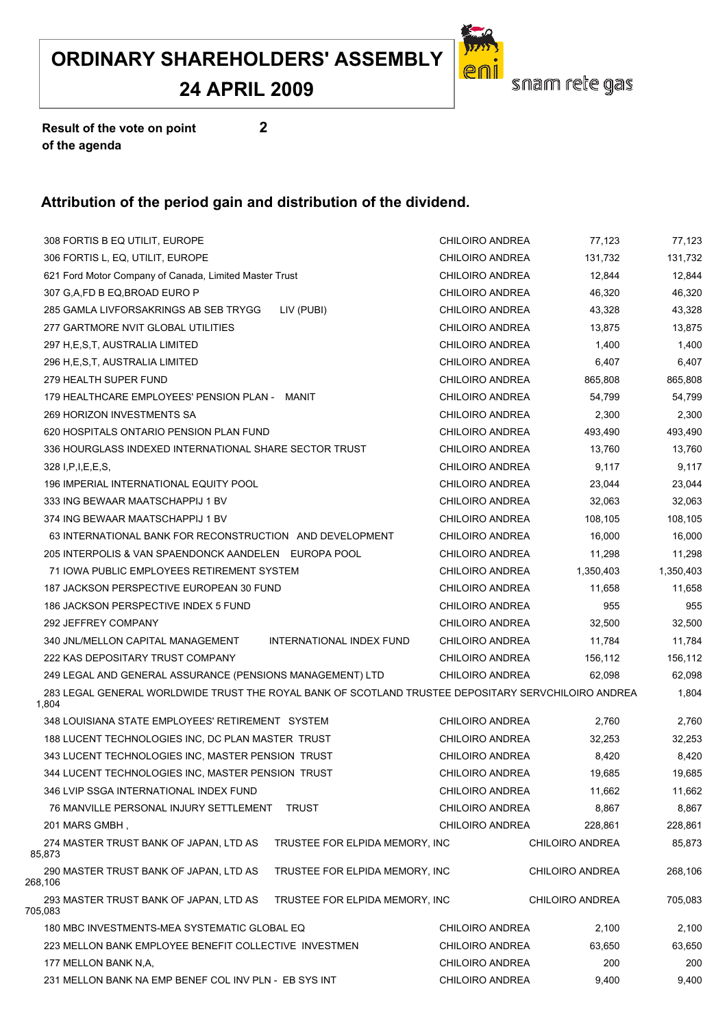# ORDINARY SHAREHOLDERS' ASSEMBLY

## 24 APRIL 2009

snam rete gas

**Result of the vote on point of the agenda** **2**

### Attribution of the period gain and distribution of the dividend.

| | | | |
|---|---|---|---|
| 308 FORTIS B EQ UTILIT, EUROPE | CHILOIRO ANDREA | 77,123 | 77,123 |
| 306 FORTIS L, EQ, UTILIT, EUROPE | CHILOIRO ANDREA | 131,732 | 131,732 |
| 621 Ford Motor Company of Canada, Limited Master Trust | CHILOIRO ANDREA | 12,844 | 12,844 |
| 307 G,A,FD B EQ,BROAD EURO P | CHILOIRO ANDREA | 46,320 | 46,320 |
| 285 GAMLA LIVFORSAKRINGS AB SEB TRYGG LIV (PUBI) | CHILOIRO ANDREA | 43,328 | 43,328 |
| 277 GARTMORE NVIT GLOBAL UTILITIES | CHILOIRO ANDREA | 13,875 | 13,875 |
| 297 H,E,S,T, AUSTRALIA LIMITED | CHILOIRO ANDREA | 1,400 | 1,400 |
| 296 H,E,S,T, AUSTRALIA LIMITED | CHILOIRO ANDREA | 6,407 | 6,407 |
| 279 HEALTH SUPER FUND | CHILOIRO ANDREA | 865,808 | 865,808 |
| 179 HEALTHCARE EMPLOYEES' PENSION PLAN - MANIT | CHILOIRO ANDREA | 54,799 | 54,799 |
| 269 HORIZON INVESTMENTS SA | CHILOIRO ANDREA | 2,300 | 2,300 |
| 620 HOSPITALS ONTARIO PENSION PLAN FUND | CHILOIRO ANDREA | 493,490 | 493,490 |
| 336 HOURGLASS INDEXED INTERNATIONAL SHARE SECTOR TRUST | CHILOIRO ANDREA | 13,760 | 13,760 |
| 328 I,P,I,E,E,S, | CHILOIRO ANDREA | 9,117 | 9,117 |
| 196 IMPERIAL INTERNATIONAL EQUITY POOL | CHILOIRO ANDREA | 23,044 | 23,044 |
| 333 ING BEWAAR MAATSCHAPPIJ 1 BV | CHILOIRO ANDREA | 32,063 | 32,063 |
| 374 ING BEWAAR MAATSCHAPPIJ 1 BV | CHILOIRO ANDREA | 108,105 | 108,105 |
| 63 INTERNATIONAL BANK FOR RECONSTRUCTION AND DEVELOPMENT | CHILOIRO ANDREA | 16,000 | 16,000 |
| 205 INTERPOLIS & VAN SPAENDONCK AANDELEN EUROPA POOL | CHILOIRO ANDREA | 11,298 | 11,298 |
| 71 IOWA PUBLIC EMPLOYEES RETIREMENT SYSTEM | CHILOIRO ANDREA | 1,350,403 | 1,350,403 |
| 187 JACKSON PERSPECTIVE EUROPEAN 30 FUND | CHILOIRO ANDREA | 11,658 | 11,658 |
| 186 JACKSON PERSPECTIVE INDEX 5 FUND | CHILOIRO ANDREA | 955 | 955 |
| 292 JEFFREY COMPANY | CHILOIRO ANDREA | 32,500 | 32,500 |
| 340 JNL/MELLON CAPITAL MANAGEMENT INTERNATIONAL INDEX FUND | CHILOIRO ANDREA | 11,784 | 11,784 |
| 222 KAS DEPOSITARY TRUST COMPANY | CHILOIRO ANDREA | 156,112 | 156,112 |
| 249 LEGAL AND GENERAL ASSURANCE (PENSIONS MANAGEMENT) LTD | CHILOIRO ANDREA | 62,098 | 62,098 |
| 283 LEGAL GENERAL WORLDWIDE TRUST THE ROYAL BANK OF SCOTLAND TRUSTEE DEPOSITARY SERV | CHILOIRO ANDREA | 1,804 | 1,804 |
| 348 LOUISIANA STATE EMPLOYEES' RETIREMENT SYSTEM | CHILOIRO ANDREA | 2,760 | 2,760 |
| 188 LUCENT TECHNOLOGIES INC, DC PLAN MASTER TRUST | CHILOIRO ANDREA | 32,253 | 32,253 |
| 343 LUCENT TECHNOLOGIES INC, MASTER PENSION TRUST | CHILOIRO ANDREA | 8,420 | 8,420 |
| 344 LUCENT TECHNOLOGIES INC, MASTER PENSION TRUST | CHILOIRO ANDREA | 19,685 | 19,685 |
| 346 LVIP SSGA INTERNATIONAL INDEX FUND | CHILOIRO ANDREA | 11,662 | 11,662 |
| 76 MANVILLE PERSONAL INJURY SETTLEMENT TRUST | CHILOIRO ANDREA | 8,867 | 8,867 |
| 201 MARS GMBH , | CHILOIRO ANDREA | 228,861 | 228,861 |
| 274 MASTER TRUST BANK OF JAPAN, LTD AS TRUSTEE FOR ELPIDA MEMORY, INC | CHILOIRO ANDREA | 85,873 | 85,873 |
| 290 MASTER TRUST BANK OF JAPAN, LTD AS TRUSTEE FOR ELPIDA MEMORY, INC | CHILOIRO ANDREA | 268,106 | 268,106 |
| 293 MASTER TRUST BANK OF JAPAN, LTD AS TRUSTEE FOR ELPIDA MEMORY, INC | CHILOIRO ANDREA | 705,083 | 705,083 |
| 180 MBC INVESTMENTS-MEA SYSTEMATIC GLOBAL EQ | CHILOIRO ANDREA | 2,100 | 2,100 |
| 223 MELLON BANK EMPLOYEE BENEFIT COLLECTIVE INVESTMEN | CHILOIRO ANDREA | 63,650 | 63,650 |
| 177 MELLON BANK N,A, | CHILOIRO ANDREA | 200 | 200 |
| 231 MELLON BANK NA EMP BENEF COL INV PLN - EB SYS INT | CHILOIRO ANDREA | 9,400 | 9,400 |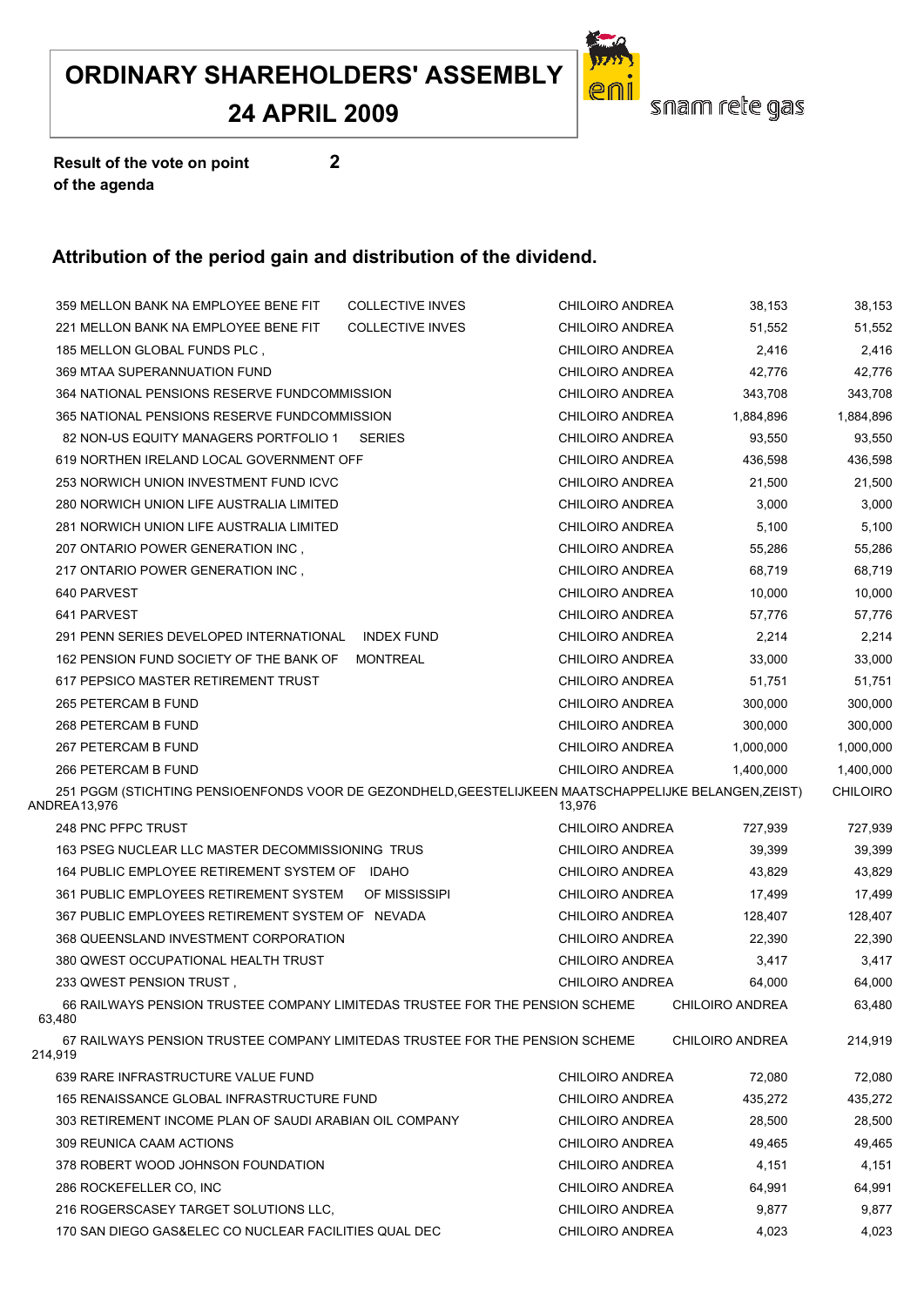# ORDINARY SHAREHOLDERS' ASSEMBLY
## 24 APRIL 2009

snam rete gas

**Result of the vote on point 2 of the agenda**

### Attribution of the period gain and distribution of the dividend.

| | | | | |
|---|---|---|---|---|
| 359 MELLON BANK NA EMPLOYEE BENE FIT COLLECTIVE INVES | CHILOIRO ANDREA | 38,153 | 38,153 |
| 221 MELLON BANK NA EMPLOYEE BENE FIT COLLECTIVE INVES | CHILOIRO ANDREA | 51,552 | 51,552 |
| 185 MELLON GLOBAL FUNDS PLC , | CHILOIRO ANDREA | 2,416 | 2,416 |
| 369 MTAA SUPERANNUATION FUND | CHILOIRO ANDREA | 42,776 | 42,776 |
| 364 NATIONAL PENSIONS RESERVE FUNDCOMMISSION | CHILOIRO ANDREA | 343,708 | 343,708 |
| 365 NATIONAL PENSIONS RESERVE FUNDCOMMISSION | CHILOIRO ANDREA | 1,884,896 | 1,884,896 |
| 82 NON-US EQUITY MANAGERS PORTFOLIO 1 SERIES | CHILOIRO ANDREA | 93,550 | 93,550 |
| 619 NORTHEN IRELAND LOCAL GOVERNMENT OFF | CHILOIRO ANDREA | 436,598 | 436,598 |
| 253 NORWICH UNION INVESTMENT FUND ICVC | CHILOIRO ANDREA | 21,500 | 21,500 |
| 280 NORWICH UNION LIFE AUSTRALIA LIMITED | CHILOIRO ANDREA | 3,000 | 3,000 |
| 281 NORWICH UNION LIFE AUSTRALIA LIMITED | CHILOIRO ANDREA | 5,100 | 5,100 |
| 207 ONTARIO POWER GENERATION INC , | CHILOIRO ANDREA | 55,286 | 55,286 |
| 217 ONTARIO POWER GENERATION INC , | CHILOIRO ANDREA | 68,719 | 68,719 |
| 640 PARVEST | CHILOIRO ANDREA | 10,000 | 10,000 |
| 641 PARVEST | CHILOIRO ANDREA | 57,776 | 57,776 |
| 291 PENN SERIES DEVELOPED INTERNATIONAL INDEX FUND | CHILOIRO ANDREA | 2,214 | 2,214 |
| 162 PENSION FUND SOCIETY OF THE BANK OF MONTREAL | CHILOIRO ANDREA | 33,000 | 33,000 |
| 617 PEPSICO MASTER RETIREMENT TRUST | CHILOIRO ANDREA | 51,751 | 51,751 |
| 265 PETERCAM B FUND | CHILOIRO ANDREA | 300,000 | 300,000 |
| 268 PETERCAM B FUND | CHILOIRO ANDREA | 300,000 | 300,000 |
| 267 PETERCAM B FUND | CHILOIRO ANDREA | 1,000,000 | 1,000,000 |
| 266 PETERCAM B FUND | CHILOIRO ANDREA | 1,400,000 | 1,400,000 |
| 251 PGGM (STICHTING PENSIOENFONDS VOOR DE GEZONDHELD,GEESTELIJKEEN MAATSCHAPPELIJKE BELANGEN,ZEIST) | CHILOIRO ANDREA | 13,976 | 13,976 |
| 248 PNC PFPC TRUST | CHILOIRO ANDREA | 727,939 | 727,939 |
| 163 PSEG NUCLEAR LLC MASTER DECOMMISSIONING TRUS | CHILOIRO ANDREA | 39,399 | 39,399 |
| 164 PUBLIC EMPLOYEE RETIREMENT SYSTEM OF IDAHO | CHILOIRO ANDREA | 43,829 | 43,829 |
| 361 PUBLIC EMPLOYEES RETIREMENT SYSTEM OF MISSISSIPI | CHILOIRO ANDREA | 17,499 | 17,499 |
| 367 PUBLIC EMPLOYEES RETIREMENT SYSTEM OF NEVADA | CHILOIRO ANDREA | 128,407 | 128,407 |
| 368 QUEENSLAND INVESTMENT CORPORATION | CHILOIRO ANDREA | 22,390 | 22,390 |
| 380 QWEST OCCUPATIONAL HEALTH TRUST | CHILOIRO ANDREA | 3,417 | 3,417 |
| 233 QWEST PENSION TRUST , | CHILOIRO ANDREA | 64,000 | 64,000 |
| 66 RAILWAYS PENSION TRUSTEE COMPANY LIMITEDAS TRUSTEE FOR THE PENSION SCHEME | CHILOIRO ANDREA | 63,480 | 63,480 |
| 67 RAILWAYS PENSION TRUSTEE COMPANY LIMITEDAS TRUSTEE FOR THE PENSION SCHEME | CHILOIRO ANDREA | 214,919 | 214,919 |
| 639 RARE INFRASTRUCTURE VALUE FUND | CHILOIRO ANDREA | 72,080 | 72,080 |
| 165 RENAISSANCE GLOBAL INFRASTRUCTURE FUND | CHILOIRO ANDREA | 435,272 | 435,272 |
| 303 RETIREMENT INCOME PLAN OF SAUDI ARABIAN OIL COMPANY | CHILOIRO ANDREA | 28,500 | 28,500 |
| 309 REUNICA CAAM ACTIONS | CHILOIRO ANDREA | 49,465 | 49,465 |
| 378 ROBERT WOOD JOHNSON FOUNDATION | CHILOIRO ANDREA | 4,151 | 4,151 |
| 286 ROCKEFELLER CO, INC | CHILOIRO ANDREA | 64,991 | 64,991 |
| 216 ROGERSCASEY TARGET SOLUTIONS LLC, | CHILOIRO ANDREA | 9,877 | 9,877 |
| 170 SAN DIEGO GAS&ELEC CO NUCLEAR FACILITIES QUAL DEC | CHILOIRO ANDREA | 4,023 | 4,023 |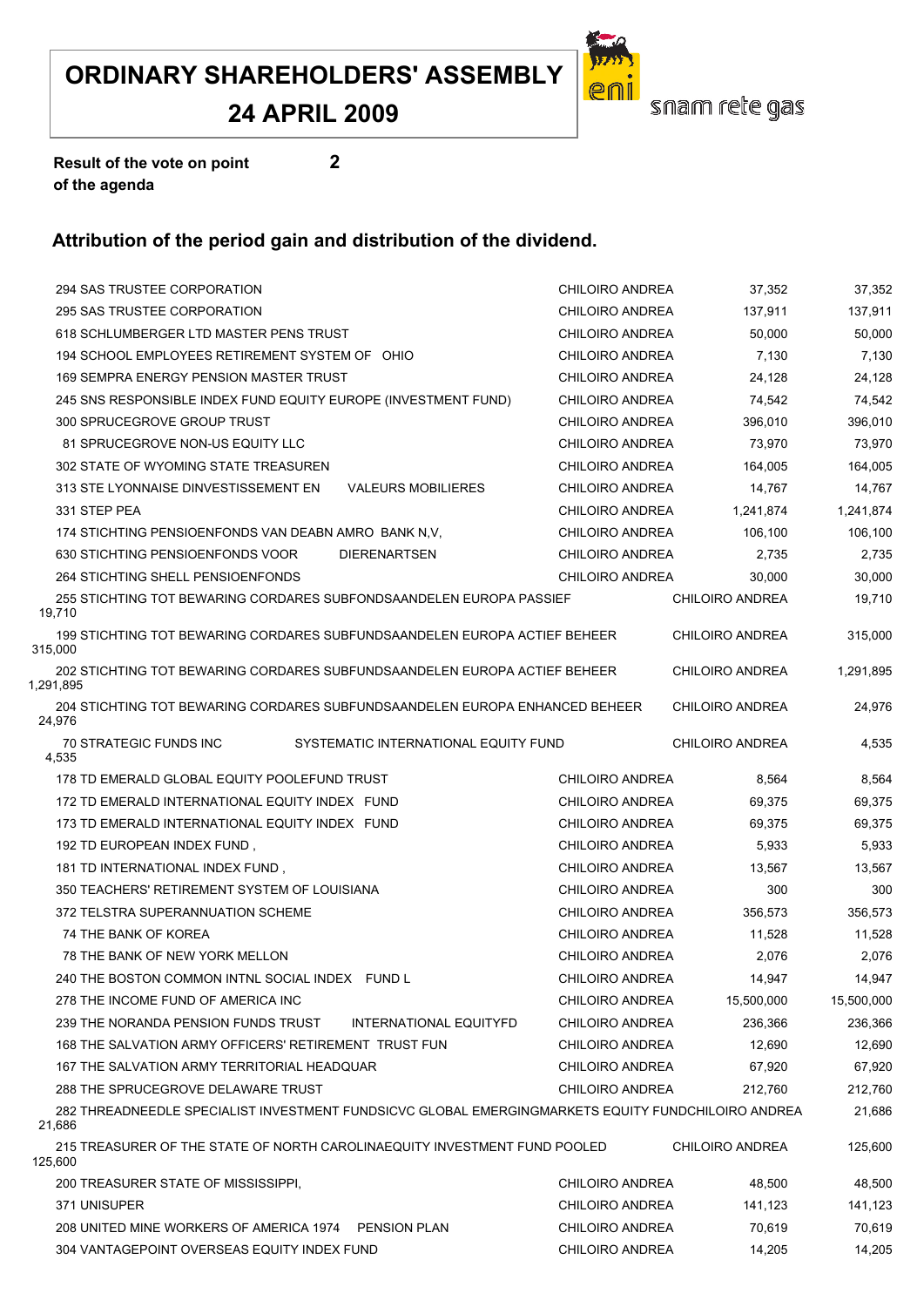# ORDINARY SHAREHOLDERS' ASSEMBLY
## 24 APRIL 2009

snam rete gas

**Result of the vote on point of the agenda** **2**

### Attribution of the period gain and distribution of the dividend.

| | | | | |
|---|---|---|---|---|
| 294 | SAS TRUSTEE CORPORATION | CHILOIRO ANDREA | 37,352 | 37,352 |
| 295 | SAS TRUSTEE CORPORATION | CHILOIRO ANDREA | 137,911 | 137,911 |
| 618 | SCHLUMBERGER LTD MASTER PENS TRUST | CHILOIRO ANDREA | 50,000 | 50,000 |
| 194 | SCHOOL EMPLOYEES RETIREMENT SYSTEM OF OHIO | CHILOIRO ANDREA | 7,130 | 7,130 |
| 169 | SEMPRA ENERGY PENSION MASTER TRUST | CHILOIRO ANDREA | 24,128 | 24,128 |
| 245 | SNS RESPONSIBLE INDEX FUND EQUITY EUROPE (INVESTMENT FUND) | CHILOIRO ANDREA | 74,542 | 74,542 |
| 300 | SPRUCEGROVE GROUP TRUST | CHILOIRO ANDREA | 396,010 | 396,010 |
| 81 | SPRUCEGROVE NON-US EQUITY LLC | CHILOIRO ANDREA | 73,970 | 73,970 |
| 302 | STATE OF WYOMING STATE TREASUREN | CHILOIRO ANDREA | 164,005 | 164,005 |
| 313 | STE LYONNAISE DINVESTISSEMENT EN VALEURS MOBILIERES | CHILOIRO ANDREA | 14,767 | 14,767 |
| 331 | STEP PEA | CHILOIRO ANDREA | 1,241,874 | 1,241,874 |
| 174 | STICHTING PENSIOENFONDS VAN DEABN AMRO BANK N,V, | CHILOIRO ANDREA | 106,100 | 106,100 |
| 630 | STICHTING PENSIOENFONDS VOOR DIERENARTSEN | CHILOIRO ANDREA | 2,735 | 2,735 |
| 264 | STICHTING SHELL PENSIOENFONDS | CHILOIRO ANDREA | 30,000 | 30,000 |
| 255 | STICHTING TOT BEWARING CORDARES SUBFONDSAANDELEN EUROPA PASSIEF | CHILOIRO ANDREA | 19,710 | 19,710 |
| 199 | STICHTING TOT BEWARING CORDARES SUBFUNDSAANDELEN EUROPA ACTIEF BEHEER | CHILOIRO ANDREA | 315,000 | 315,000 |
| 202 | STICHTING TOT BEWARING CORDARES SUBFUNDSAANDELEN EUROPA ACTIEF BEHEER | CHILOIRO ANDREA | 1,291,895 | 1,291,895 |
| 204 | STICHTING TOT BEWARING CORDARES SUBFUNDSAANDELEN EUROPA ENHANCED BEHEER | CHILOIRO ANDREA | 24,976 | 24,976 |
| 70 | STRATEGIC FUNDS INC SYSTEMATIC INTERNATIONAL EQUITY FUND | CHILOIRO ANDREA | 4,535 | 4,535 |
| 178 | TD EMERALD GLOBAL EQUITY POOLEFUND TRUST | CHILOIRO ANDREA | 8,564 | 8,564 |
| 172 | TD EMERALD INTERNATIONAL EQUITY INDEX FUND | CHILOIRO ANDREA | 69,375 | 69,375 |
| 173 | TD EMERALD INTERNATIONAL EQUITY INDEX FUND | CHILOIRO ANDREA | 69,375 | 69,375 |
| 192 | TD EUROPEAN INDEX FUND , | CHILOIRO ANDREA | 5,933 | 5,933 |
| 181 | TD INTERNATIONAL INDEX FUND , | CHILOIRO ANDREA | 13,567 | 13,567 |
| 350 | TEACHERS' RETIREMENT SYSTEM OF LOUISIANA | CHILOIRO ANDREA | 300 | 300 |
| 372 | TELSTRA SUPERANNUATION SCHEME | CHILOIRO ANDREA | 356,573 | 356,573 |
| 74 | THE BANK OF KOREA | CHILOIRO ANDREA | 11,528 | 11,528 |
| 78 | THE BANK OF NEW YORK MELLON | CHILOIRO ANDREA | 2,076 | 2,076 |
| 240 | THE BOSTON COMMON INTNL SOCIAL INDEX FUND L | CHILOIRO ANDREA | 14,947 | 14,947 |
| 278 | THE INCOME FUND OF AMERICA INC | CHILOIRO ANDREA | 15,500,000 | 15,500,000 |
| 239 | THE NORANDA PENSION FUNDS TRUST INTERNATIONAL EQUITYFD | CHILOIRO ANDREA | 236,366 | 236,366 |
| 168 | THE SALVATION ARMY OFFICERS' RETIREMENT TRUST FUN | CHILOIRO ANDREA | 12,690 | 12,690 |
| 167 | THE SALVATION ARMY TERRITORIAL HEADQUAR | CHILOIRO ANDREA | 67,920 | 67,920 |
| 288 | THE SPRUCEGROVE DELAWARE TRUST | CHILOIRO ANDREA | 212,760 | 212,760 |
| 282 | THREADNEEDLE SPECIALIST INVESTMENT FUNDSICVC GLOBAL EMERGINGMARKETS EQUITY FUND | CHILOIRO ANDREA | 21,686 | 21,686 |
| 215 | TREASURER OF THE STATE OF NORTH CAROLINAEQUITY INVESTMENT FUND POOLED | CHILOIRO ANDREA | 125,600 | 125,600 |
| 200 | TREASURER STATE OF MISSISSIPPI, | CHILOIRO ANDREA | 48,500 | 48,500 |
| 371 | UNISUPER | CHILOIRO ANDREA | 141,123 | 141,123 |
| 208 | UNITED MINE WORKERS OF AMERICA 1974 PENSION PLAN | CHILOIRO ANDREA | 70,619 | 70,619 |
| 304 | VANTAGEPOINT OVERSEAS EQUITY INDEX FUND | CHILOIRO ANDREA | 14,205 | 14,205 |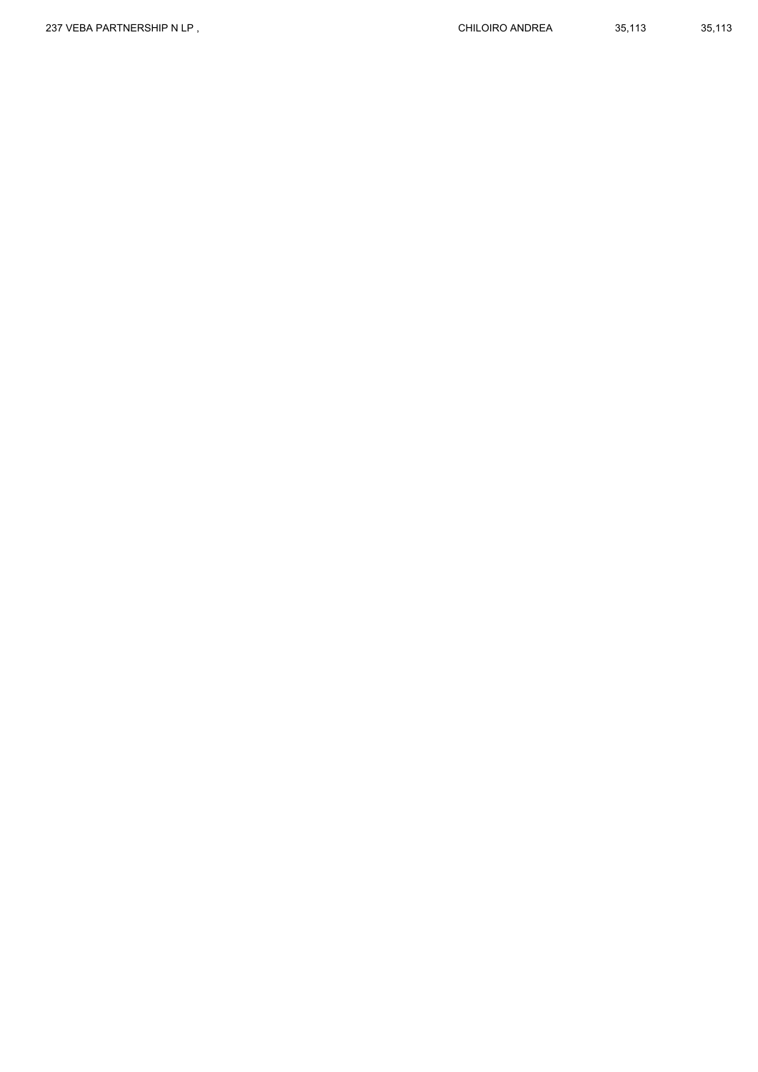| | | | |
|---|---|---|---|
| 237 VEBA PARTNERSHIP N LP , | CHILOIRO ANDREA | 35,113 | 35,113 |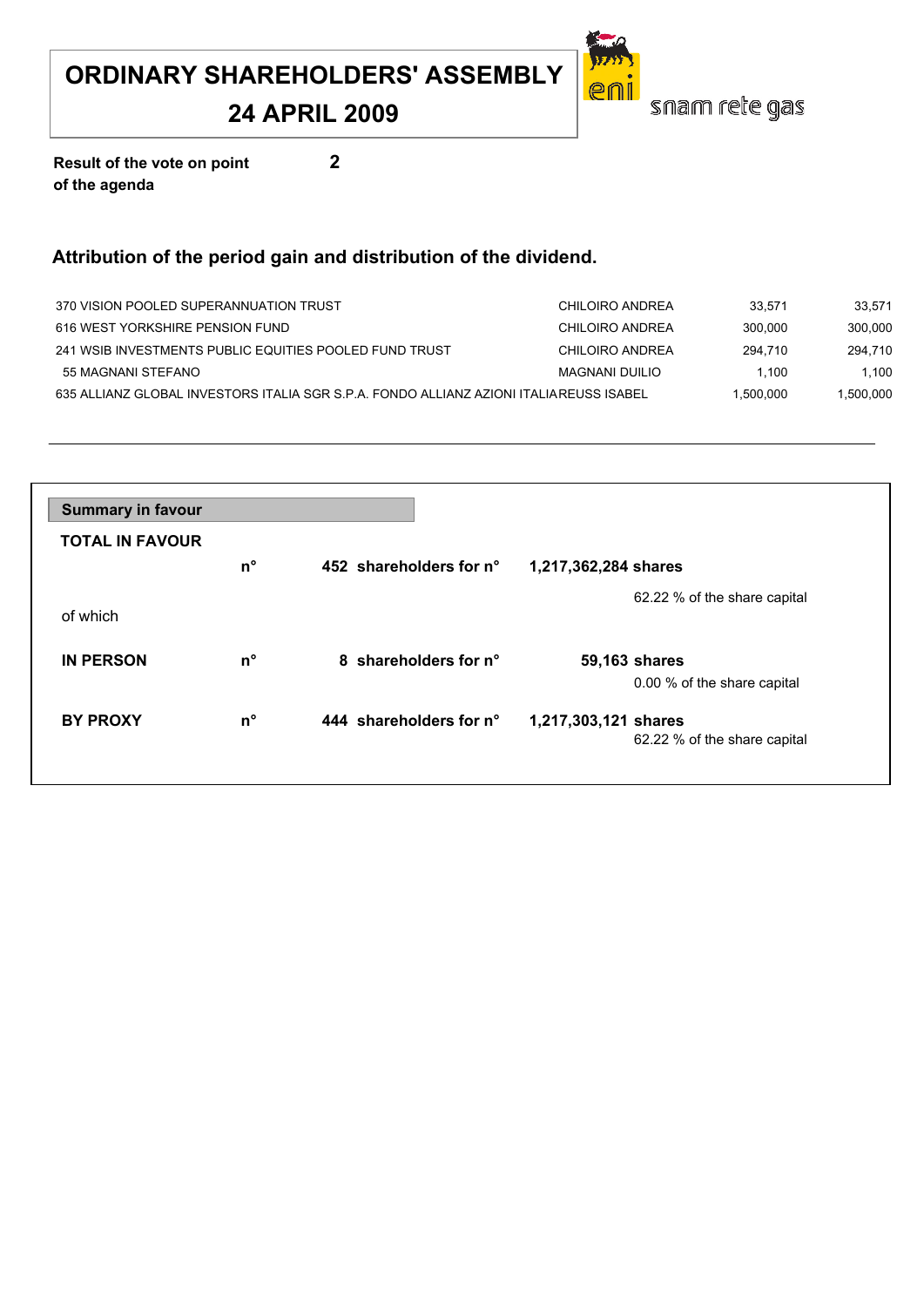# ORDINARY SHAREHOLDERS' ASSEMBLY
## 24 APRIL 2009

snam rete gas

**Result of the vote on point of the agenda** **2**

### Attribution of the period gain and distribution of the dividend.

| | | | |
|---|---|---|---|
| 370 VISION POOLED SUPERANNUATION TRUST | CHILOIRO ANDREA | 33,571 | 33,571 |
| 616 WEST YORKSHIRE PENSION FUND | CHILOIRO ANDREA | 300,000 | 300,000 |
| 241 WSIB INVESTMENTS PUBLIC EQUITIES POOLED FUND TRUST | CHILOIRO ANDREA | 294,710 | 294,710 |
| 55 MAGNANI STEFANO | MAGNANI DUILIO | 1,100 | 1,100 |
| 635 ALLIANZ GLOBAL INVESTORS ITALIA SGR S.P.A. FONDO ALLIANZ AZIONI ITALIA | REUSS ISABEL | 1,500,000 | 1,500,000 |

---

**Summary in favour**

**TOTAL IN FAVOUR** n° **452 shareholders for n° 1,217,362,284 shares**
62.22 % of the share capital

of which

**IN PERSON** n° **8 shareholders for n° 59,163 shares**
0.00 % of the share capital

**BY PROXY** n° **444 shareholders for n° 1,217,303,121 shares**
62.22 % of the share capital